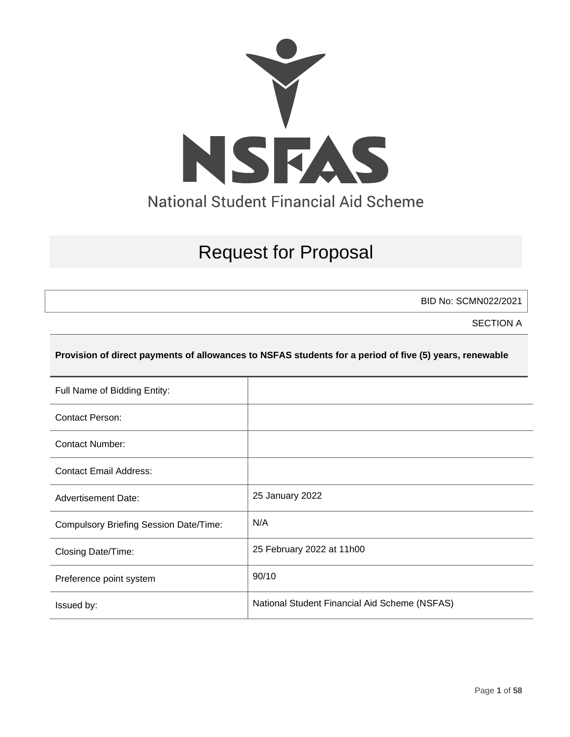NSFAS

National Student Financial Aid Scheme

# Request for Proposal

BID No: SCMN022/2021

SECTION A

**Provision of direct payments of allowances to NSFAS students for a period of five (5) years, renewable**

| Full Name of Bidding Entity: | |
|---|---|
| Contact Person: | |
| Contact Number: | |
| Contact Email Address: | |
| Advertisement Date: | 25 January 2022 |
| Compulsory Briefing Session Date/Time: | N/A |
| Closing Date/Time: | 25 February 2022 at 11h00 |
| Preference point system | 90/10 |
| Issued by: | National Student Financial Aid Scheme (NSFAS) |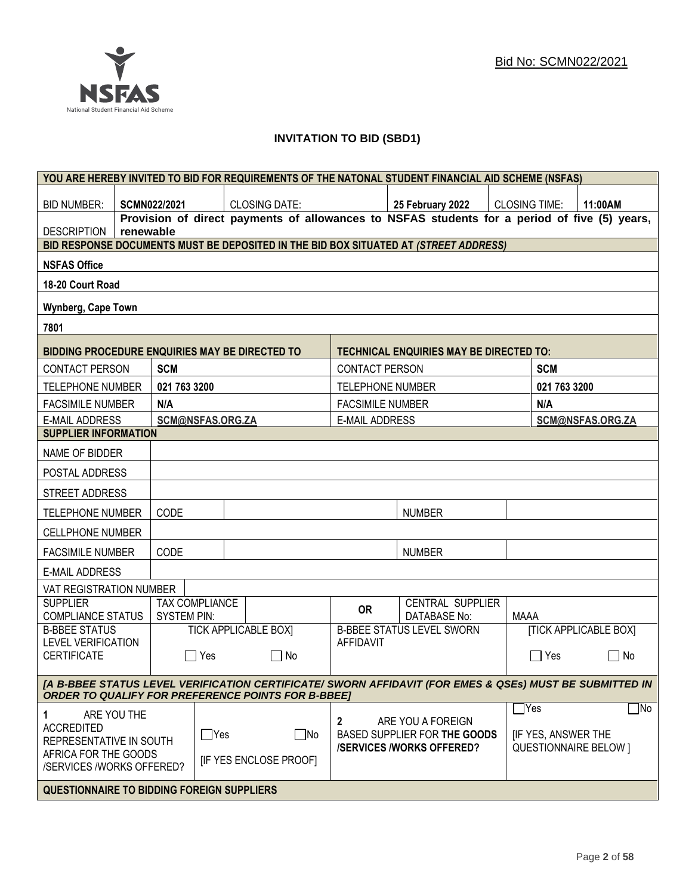Bid No: SCMN022/2021

**INVITATION TO BID (SBD1)**

| **YOU ARE HEREBY INVITED TO BID FOR REQUIREMENTS OF THE NATONAL STUDENT FINANCIAL AID SCHEME (NSFAS)** | | | | | | |
|---|---|---|---|---|---|---|
| BID NUMBER: | **SCMN022/2021** | CLOSING DATE: | | **25 February 2022** | CLOSING TIME: | **11:00AM** |
| DESCRIPTION | **Provision of direct payments of allowances to NSFAS students for a period of five (5) years, renewable** | | | | | |
| **BID RESPONSE DOCUMENTS MUST BE DEPOSITED IN THE BID BOX SITUATED AT *(STREET ADDRESS)*** | | | | | | |
| **NSFAS Office** | | | | | | |
| **18-20 Court Road** | | | | | | |
| **Wynberg, Cape Town** | | | | | | |
| **7801** | | | | | | |

| **BIDDING PROCEDURE ENQUIRIES MAY BE DIRECTED TO** | | **TECHNICAL ENQUIRIES MAY BE DIRECTED TO:** | |
|---|---|---|---|
| CONTACT PERSON | **SCM** | CONTACT PERSON | **SCM** |
| TELEPHONE NUMBER | **021 763 3200** | TELEPHONE NUMBER | **021 763 3200** |
| FACSIMILE NUMBER | **N/A** | FACSIMILE NUMBER | **N/A** |
| E-MAIL ADDRESS | **SCM@NSFAS.ORG.ZA** | E-MAIL ADDRESS | **SCM@NSFAS.ORG.ZA** |

| **SUPPLIER INFORMATION** | | | | | | |
|---|---|---|---|---|---|---|
| NAME OF BIDDER | | | | | | |
| POSTAL ADDRESS | | | | | | |
| STREET ADDRESS | | | | | | |
| TELEPHONE NUMBER | CODE | | | NUMBER | | |
| CELLPHONE NUMBER | | | | | | |
| FACSIMILE NUMBER | CODE | | | NUMBER | | |
| E-MAIL ADDRESS | | | | | | |
| VAT REGISTRATION NUMBER | | | | | | |
| SUPPLIER COMPLIANCE STATUS | TAX COMPLIANCE SYSTEM PIN: | | **OR** | CENTRAL SUPPLIER DATABASE No: | MAAA | |
| B-BBEE STATUS LEVEL VERIFICATION CERTIFICATE | TICK APPLICABLE BOX] ☐ Yes ☐ No | | B-BBEE STATUS LEVEL SWORN AFFIDAVIT | | [TICK APPLICABLE BOX] ☐ Yes ☐ No | |
| ***[A B-BBEE STATUS LEVEL VERIFICATION CERTIFICATE/ SWORN AFFIDAVIT (FOR EMES & QSEs) MUST BE SUBMITTED IN ORDER TO QUALIFY FOR PREFERENCE POINTS FOR B-BBEE]*** | | | | | | |
| **1** ARE YOU THE ACCREDITED REPRESENTATIVE IN SOUTH AFRICA FOR THE GOODS /SERVICES /WORKS OFFERED? | ☐Yes ☐No [IF YES ENCLOSE PROOF] | | **2** ARE YOU A FOREIGN BASED SUPPLIER FOR **THE GOODS /SERVICES /WORKS OFFERED?** | | ☐Yes ☐No [IF YES, ANSWER THE QUESTIONNAIRE BELOW ] | |
| **QUESTIONNAIRE TO BIDDING FOREIGN SUPPLIERS** | | | | | | |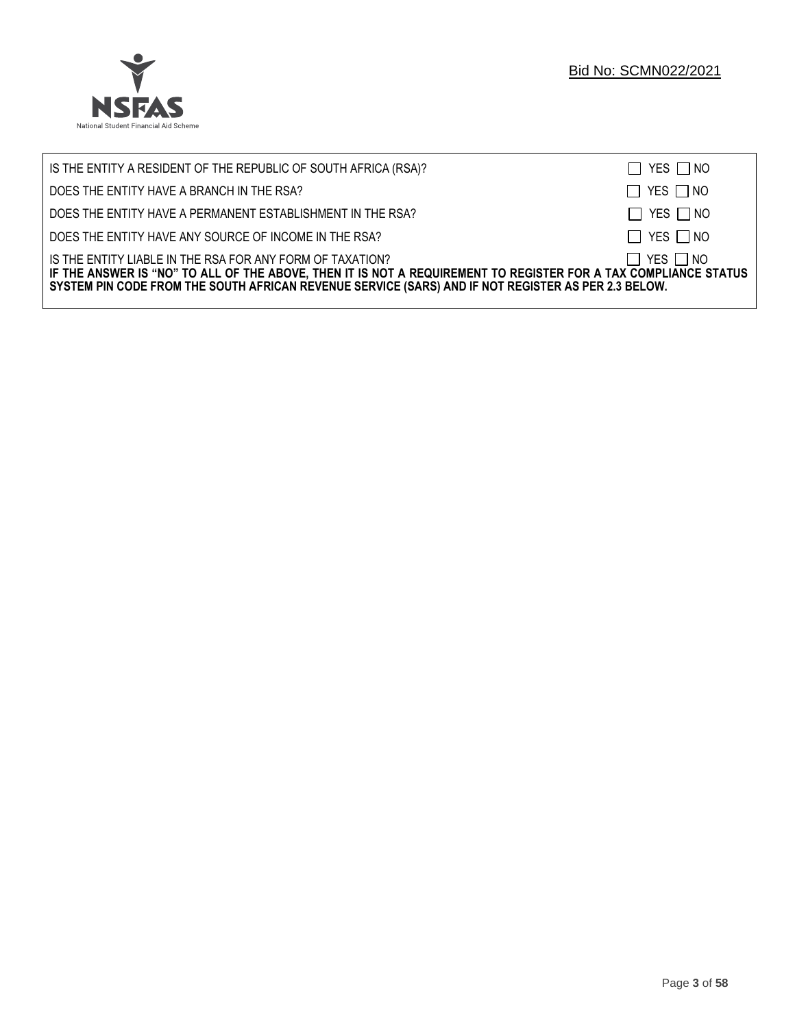| | |
|---|---|
| IS THE ENTITY A RESIDENT OF THE REPUBLIC OF SOUTH AFRICA (RSA)? | ☐ YES ☐ NO |
| DOES THE ENTITY HAVE A BRANCH IN THE RSA? | ☐ YES ☐ NO |
| DOES THE ENTITY HAVE A PERMANENT ESTABLISHMENT IN THE RSA? | ☐ YES ☐ NO |
| DOES THE ENTITY HAVE ANY SOURCE OF INCOME IN THE RSA? | ☐ YES ☐ NO |
| IS THE ENTITY LIABLE IN THE RSA FOR ANY FORM OF TAXATION? | ☐ YES ☐ NO |

**IF THE ANSWER IS "NO" TO ALL OF THE ABOVE, THEN IT IS NOT A REQUIREMENT TO REGISTER FOR A TAX COMPLIANCE STATUS SYSTEM PIN CODE FROM THE SOUTH AFRICAN REVENUE SERVICE (SARS) AND IF NOT REGISTER AS PER 2.3 BELOW.**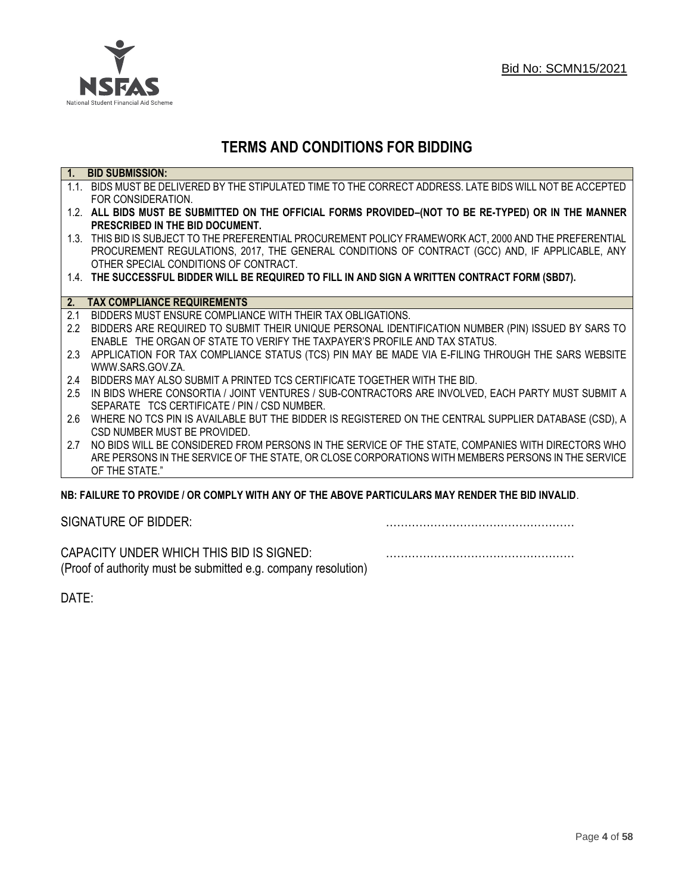Bid No: SCMN15/2021

# TERMS AND CONDITIONS FOR BIDDING

## 1. BID SUBMISSION:

1.1. BIDS MUST BE DELIVERED BY THE STIPULATED TIME TO THE CORRECT ADDRESS. LATE BIDS WILL NOT BE ACCEPTED FOR CONSIDERATION.

1.2. **ALL BIDS MUST BE SUBMITTED ON THE OFFICIAL FORMS PROVIDED–(NOT TO BE RE-TYPED) OR IN THE MANNER PRESCRIBED IN THE BID DOCUMENT.**

1.3. THIS BID IS SUBJECT TO THE PREFERENTIAL PROCUREMENT POLICY FRAMEWORK ACT, 2000 AND THE PREFERENTIAL PROCUREMENT REGULATIONS, 2017, THE GENERAL CONDITIONS OF CONTRACT (GCC) AND, IF APPLICABLE, ANY OTHER SPECIAL CONDITIONS OF CONTRACT.

1.4. **THE SUCCESSFUL BIDDER WILL BE REQUIRED TO FILL IN AND SIGN A WRITTEN CONTRACT FORM (SBD7).**

## 2. TAX COMPLIANCE REQUIREMENTS

2.1 BIDDERS MUST ENSURE COMPLIANCE WITH THEIR TAX OBLIGATIONS.

2.2 BIDDERS ARE REQUIRED TO SUBMIT THEIR UNIQUE PERSONAL IDENTIFICATION NUMBER (PIN) ISSUED BY SARS TO ENABLE THE ORGAN OF STATE TO VERIFY THE TAXPAYER'S PROFILE AND TAX STATUS.

2.3 APPLICATION FOR TAX COMPLIANCE STATUS (TCS) PIN MAY BE MADE VIA E-FILING THROUGH THE SARS WEBSITE WWW.SARS.GOV.ZA.

2.4 BIDDERS MAY ALSO SUBMIT A PRINTED TCS CERTIFICATE TOGETHER WITH THE BID.

2.5 IN BIDS WHERE CONSORTIA / JOINT VENTURES / SUB-CONTRACTORS ARE INVOLVED, EACH PARTY MUST SUBMIT A SEPARATE TCS CERTIFICATE / PIN / CSD NUMBER.

2.6 WHERE NO TCS PIN IS AVAILABLE BUT THE BIDDER IS REGISTERED ON THE CENTRAL SUPPLIER DATABASE (CSD), A CSD NUMBER MUST BE PROVIDED.

2.7 NO BIDS WILL BE CONSIDERED FROM PERSONS IN THE SERVICE OF THE STATE, COMPANIES WITH DIRECTORS WHO ARE PERSONS IN THE SERVICE OF THE STATE, OR CLOSE CORPORATIONS WITH MEMBERS PERSONS IN THE SERVICE OF THE STATE."

**NB: FAILURE TO PROVIDE / OR COMPLY WITH ANY OF THE ABOVE PARTICULARS MAY RENDER THE BID INVALID**.

SIGNATURE OF BIDDER: ……………………………………………

CAPACITY UNDER WHICH THIS BID IS SIGNED: ……………………………………………
(Proof of authority must be submitted e.g. company resolution)

DATE: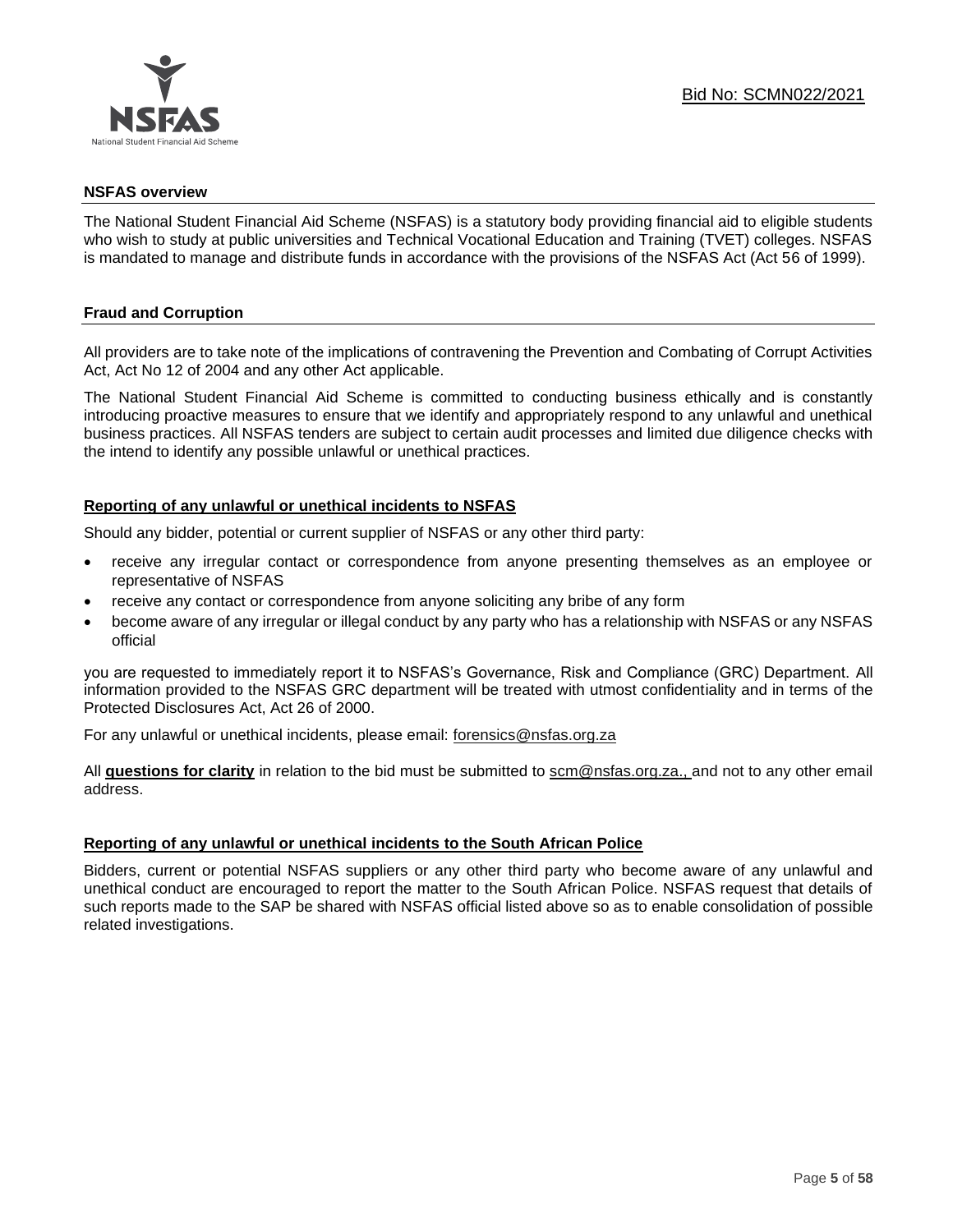## NSFAS overview

The National Student Financial Aid Scheme (NSFAS) is a statutory body providing financial aid to eligible students who wish to study at public universities and Technical Vocational Education and Training (TVET) colleges. NSFAS is mandated to manage and distribute funds in accordance with the provisions of the NSFAS Act (Act 56 of 1999).

## Fraud and Corruption

All providers are to take note of the implications of contravening the Prevention and Combating of Corrupt Activities Act, Act No 12 of 2004 and any other Act applicable.

The National Student Financial Aid Scheme is committed to conducting business ethically and is constantly introducing proactive measures to ensure that we identify and appropriately respond to any unlawful and unethical business practices. All NSFAS tenders are subject to certain audit processes and limited due diligence checks with the intend to identify any possible unlawful or unethical practices.

### Reporting of any unlawful or unethical incidents to NSFAS

Should any bidder, potential or current supplier of NSFAS or any other third party:

- receive any irregular contact or correspondence from anyone presenting themselves as an employee or representative of NSFAS
- receive any contact or correspondence from anyone soliciting any bribe of any form
- become aware of any irregular or illegal conduct by any party who has a relationship with NSFAS or any NSFAS official

you are requested to immediately report it to NSFAS's Governance, Risk and Compliance (GRC) Department. All information provided to the NSFAS GRC department will be treated with utmost confidentiality and in terms of the Protected Disclosures Act, Act 26 of 2000.

For any unlawful or unethical incidents, please email: forensics@nsfas.org.za

All **questions for clarity** in relation to the bid must be submitted to scm@nsfas.org.za., and not to any other email address.

### Reporting of any unlawful or unethical incidents to the South African Police

Bidders, current or potential NSFAS suppliers or any other third party who become aware of any unlawful and unethical conduct are encouraged to report the matter to the South African Police. NSFAS request that details of such reports made to the SAP be shared with NSFAS official listed above so as to enable consolidation of possible related investigations.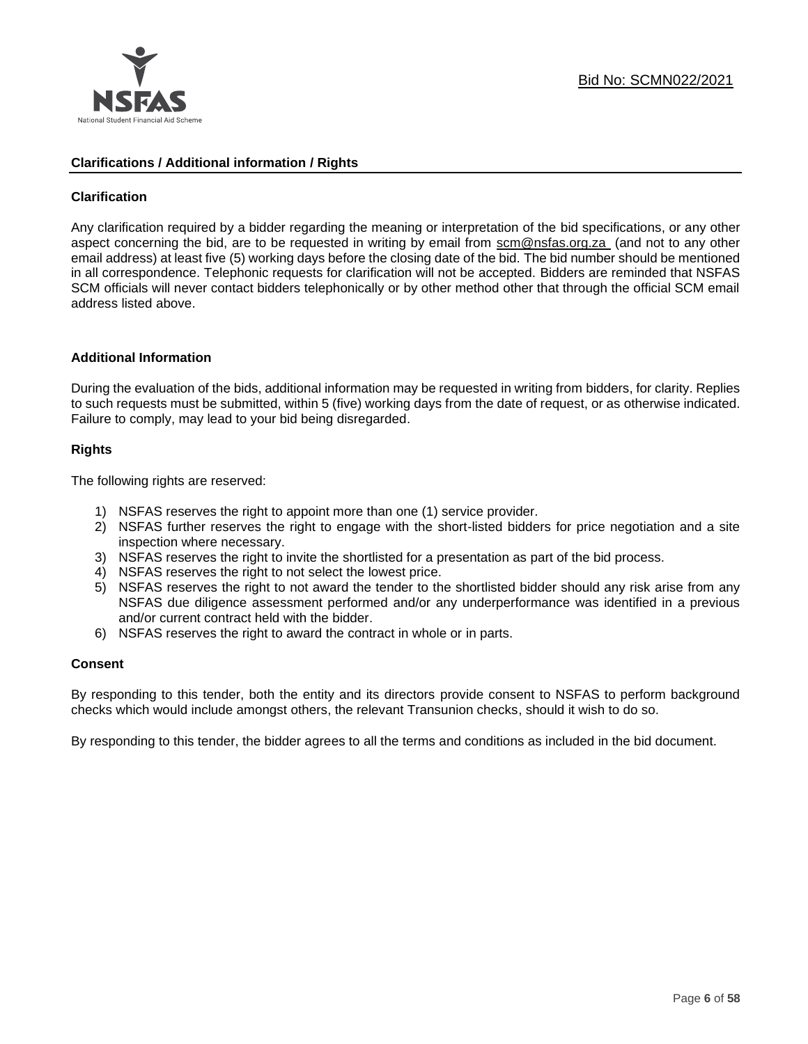## Clarifications / Additional information / Rights

### Clarification

Any clarification required by a bidder regarding the meaning or interpretation of the bid specifications, or any other aspect concerning the bid, are to be requested in writing by email from scm@nsfas.org.za (and not to any other email address) at least five (5) working days before the closing date of the bid. The bid number should be mentioned in all correspondence. Telephonic requests for clarification will not be accepted. Bidders are reminded that NSFAS SCM officials will never contact bidders telephonically or by other method other that through the official SCM email address listed above.

### Additional Information

During the evaluation of the bids, additional information may be requested in writing from bidders, for clarity. Replies to such requests must be submitted, within 5 (five) working days from the date of request, or as otherwise indicated. Failure to comply, may lead to your bid being disregarded.

### Rights

The following rights are reserved:

1) NSFAS reserves the right to appoint more than one (1) service provider.
2) NSFAS further reserves the right to engage with the short-listed bidders for price negotiation and a site inspection where necessary.
3) NSFAS reserves the right to invite the shortlisted for a presentation as part of the bid process.
4) NSFAS reserves the right to not select the lowest price.
5) NSFAS reserves the right to not award the tender to the shortlisted bidder should any risk arise from any NSFAS due diligence assessment performed and/or any underperformance was identified in a previous and/or current contract held with the bidder.
6) NSFAS reserves the right to award the contract in whole or in parts.

### Consent

By responding to this tender, both the entity and its directors provide consent to NSFAS to perform background checks which would include amongst others, the relevant Transunion checks, should it wish to do so.

By responding to this tender, the bidder agrees to all the terms and conditions as included in the bid document.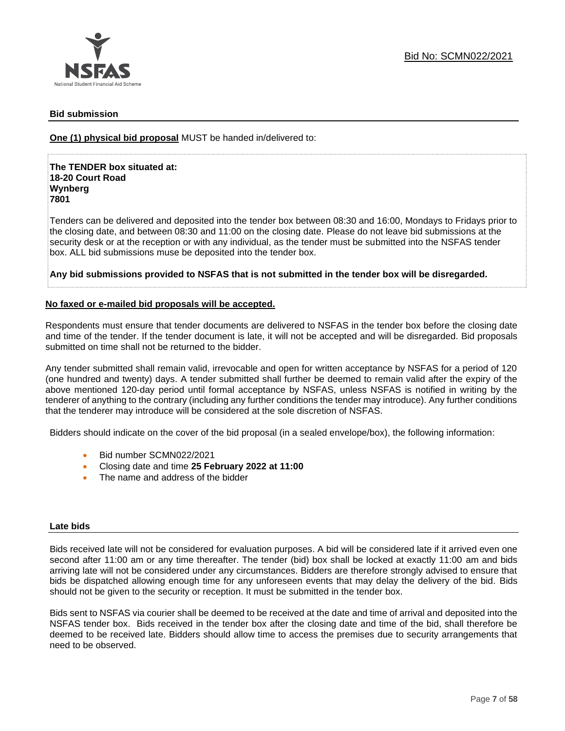## Bid submission

**One (1) physical bid proposal** MUST be handed in/delivered to:

**The TENDER box situated at:**
**18-20 Court Road**
**Wynberg**
**7801**

Tenders can be delivered and deposited into the tender box between 08:30 and 16:00, Mondays to Fridays prior to the closing date, and between 08:30 and 11:00 on the closing date. Please do not leave bid submissions at the security desk or at the reception or with any individual, as the tender must be submitted into the NSFAS tender box. ALL bid submissions muse be deposited into the tender box.

**Any bid submissions provided to NSFAS that is not submitted in the tender box will be disregarded.**

**No faxed or e-mailed bid proposals will be accepted.**

Respondents must ensure that tender documents are delivered to NSFAS in the tender box before the closing date and time of the tender. If the tender document is late, it will not be accepted and will be disregarded. Bid proposals submitted on time shall not be returned to the bidder.

Any tender submitted shall remain valid, irrevocable and open for written acceptance by NSFAS for a period of 120 (one hundred and twenty) days. A tender submitted shall further be deemed to remain valid after the expiry of the above mentioned 120-day period until formal acceptance by NSFAS, unless NSFAS is notified in writing by the tenderer of anything to the contrary (including any further conditions the tender may introduce). Any further conditions that the tenderer may introduce will be considered at the sole discretion of NSFAS.

Bidders should indicate on the cover of the bid proposal (in a sealed envelope/box), the following information:

- Bid number SCMN022/2021
- Closing date and time **25 February 2022 at 11:00**
- The name and address of the bidder

## Late bids

Bids received late will not be considered for evaluation purposes. A bid will be considered late if it arrived even one second after 11:00 am or any time thereafter. The tender (bid) box shall be locked at exactly 11:00 am and bids arriving late will not be considered under any circumstances. Bidders are therefore strongly advised to ensure that bids be dispatched allowing enough time for any unforeseen events that may delay the delivery of the bid. Bids should not be given to the security or reception. It must be submitted in the tender box.

Bids sent to NSFAS via courier shall be deemed to be received at the date and time of arrival and deposited into the NSFAS tender box. Bids received in the tender box after the closing date and time of the bid, shall therefore be deemed to be received late. Bidders should allow time to access the premises due to security arrangements that need to be observed.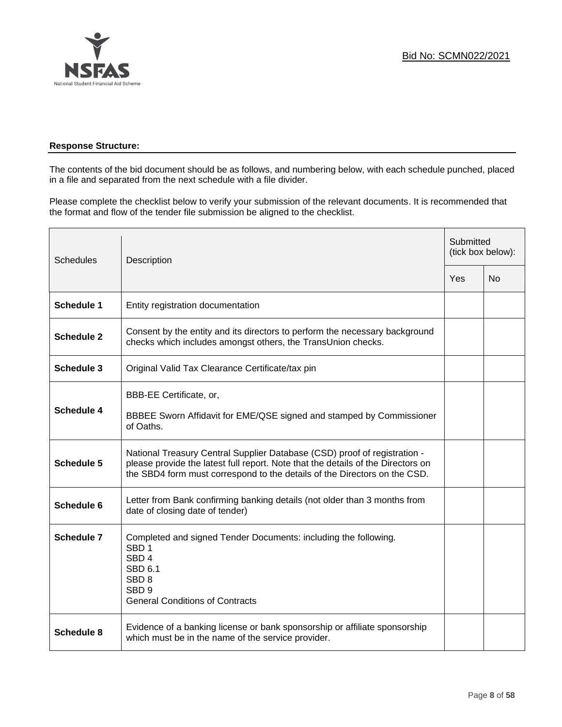**Response Structure:**

The contents of the bid document should be as follows, and numbering below, with each schedule punched, placed in a file and separated from the next schedule with a file divider.

Please complete the checklist below to verify your submission of the relevant documents. It is recommended that the format and flow of the tender file submission be aligned to the checklist.

| Schedules | Description | Submitted (tick box below): | |
|---|---|---|---|
| | | Yes | No |
| **Schedule 1** | Entity registration documentation | | |
| **Schedule 2** | Consent by the entity and its directors to perform the necessary background checks which includes amongst others, the TransUnion checks. | | |
| **Schedule 3** | Original Valid Tax Clearance Certificate/tax pin | | |
| **Schedule 4** | BBB-EE Certificate, or,<br><br>BBBEE Sworn Affidavit for EME/QSE signed and stamped by Commissioner of Oaths. | | |
| **Schedule 5** | National Treasury Central Supplier Database (CSD) proof of registration - please provide the latest full report. Note that the details of the Directors on the SBD4 form must correspond to the details of the Directors on the CSD. | | |
| **Schedule 6** | Letter from Bank confirming banking details (not older than 3 months from date of closing date of tender) | | |
| **Schedule 7** | Completed and signed Tender Documents: including the following.<br>SBD 1<br>SBD 4<br>SBD 6.1<br>SBD 8<br>SBD 9<br>General Conditions of Contracts | | |
| **Schedule 8** | Evidence of a banking license or bank sponsorship or affiliate sponsorship which must be in the name of the service provider. | | |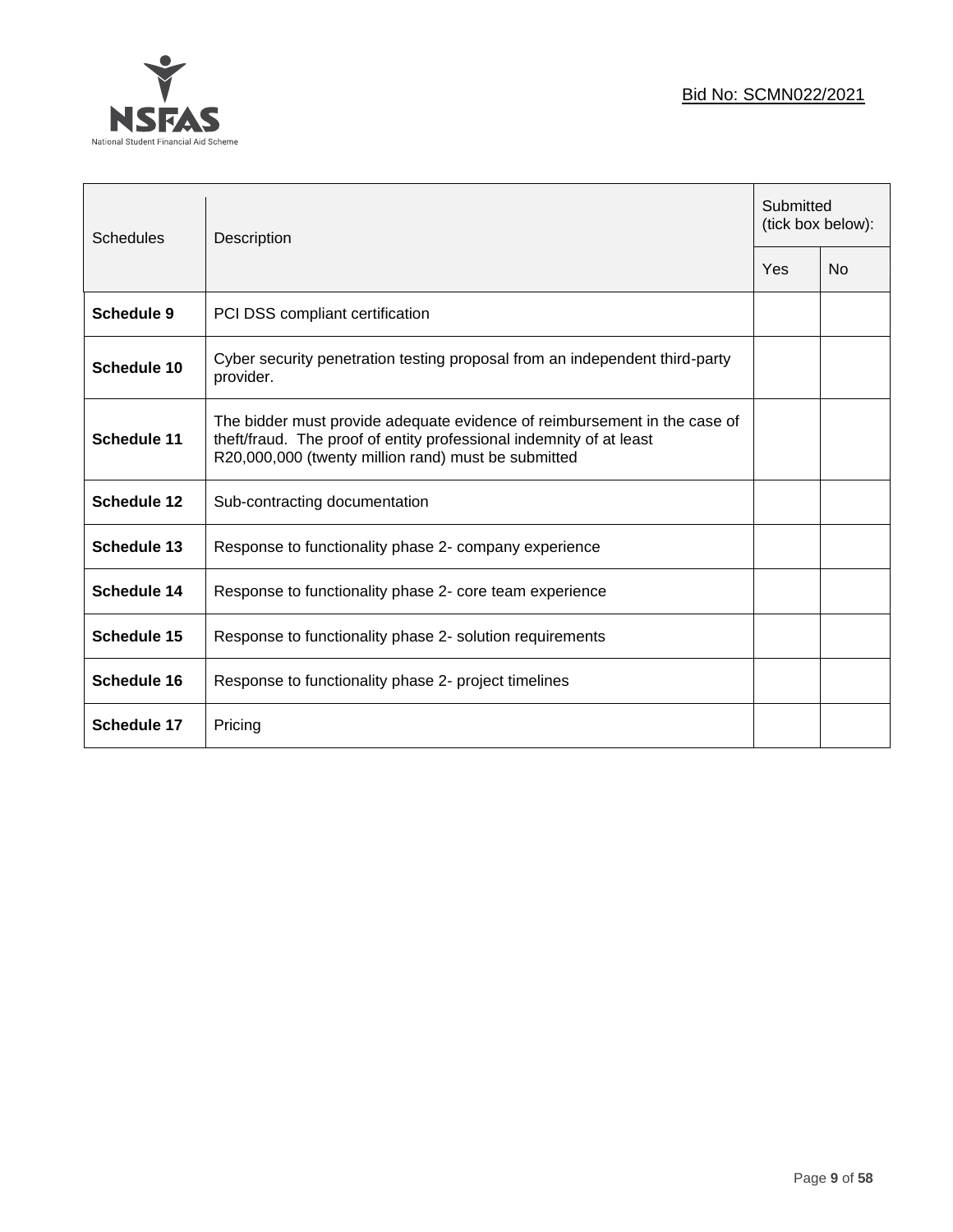| Schedules | Description | Submitted (tick box below): | |
|---|---|---|---|
| | | Yes | No |
| **Schedule 9** | PCI DSS compliant certification | | |
| **Schedule 10** | Cyber security penetration testing proposal from an independent third-party provider. | | |
| **Schedule 11** | The bidder must provide adequate evidence of reimbursement in the case of theft/fraud. The proof of entity professional indemnity of at least R20,000,000 (twenty million rand) must be submitted | | |
| **Schedule 12** | Sub-contracting documentation | | |
| **Schedule 13** | Response to functionality phase 2- company experience | | |
| **Schedule 14** | Response to functionality phase 2- core team experience | | |
| **Schedule 15** | Response to functionality phase 2- solution requirements | | |
| **Schedule 16** | Response to functionality phase 2- project timelines | | |
| **Schedule 17** | Pricing | | |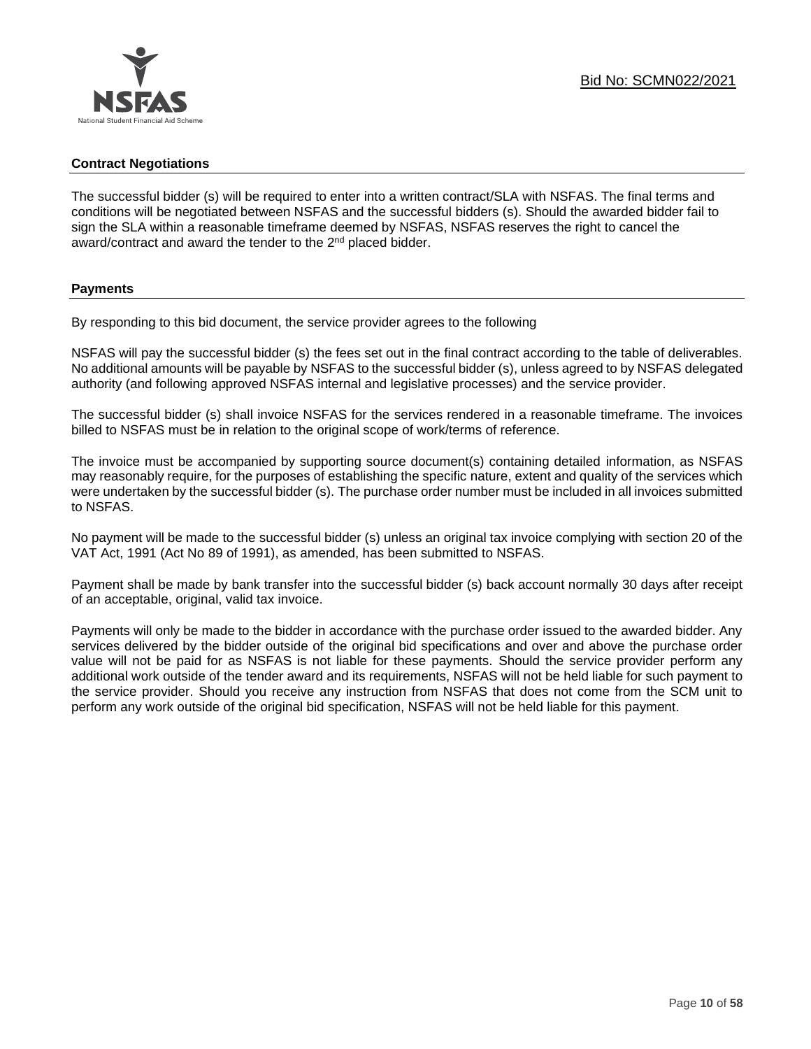## Contract Negotiations

The successful bidder (s) will be required to enter into a written contract/SLA with NSFAS. The final terms and conditions will be negotiated between NSFAS and the successful bidders (s). Should the awarded bidder fail to sign the SLA within a reasonable timeframe deemed by NSFAS, NSFAS reserves the right to cancel the award/contract and award the tender to the 2nd placed bidder.

## Payments

By responding to this bid document, the service provider agrees to the following

NSFAS will pay the successful bidder (s) the fees set out in the final contract according to the table of deliverables. No additional amounts will be payable by NSFAS to the successful bidder (s), unless agreed to by NSFAS delegated authority (and following approved NSFAS internal and legislative processes) and the service provider.

The successful bidder (s) shall invoice NSFAS for the services rendered in a reasonable timeframe. The invoices billed to NSFAS must be in relation to the original scope of work/terms of reference.

The invoice must be accompanied by supporting source document(s) containing detailed information, as NSFAS may reasonably require, for the purposes of establishing the specific nature, extent and quality of the services which were undertaken by the successful bidder (s). The purchase order number must be included in all invoices submitted to NSFAS.

No payment will be made to the successful bidder (s) unless an original tax invoice complying with section 20 of the VAT Act, 1991 (Act No 89 of 1991), as amended, has been submitted to NSFAS.

Payment shall be made by bank transfer into the successful bidder (s) back account normally 30 days after receipt of an acceptable, original, valid tax invoice.

Payments will only be made to the bidder in accordance with the purchase order issued to the awarded bidder. Any services delivered by the bidder outside of the original bid specifications and over and above the purchase order value will not be paid for as NSFAS is not liable for these payments. Should the service provider perform any additional work outside of the tender award and its requirements, NSFAS will not be held liable for such payment to the service provider. Should you receive any instruction from NSFAS that does not come from the SCM unit to perform any work outside of the original bid specification, NSFAS will not be held liable for this payment.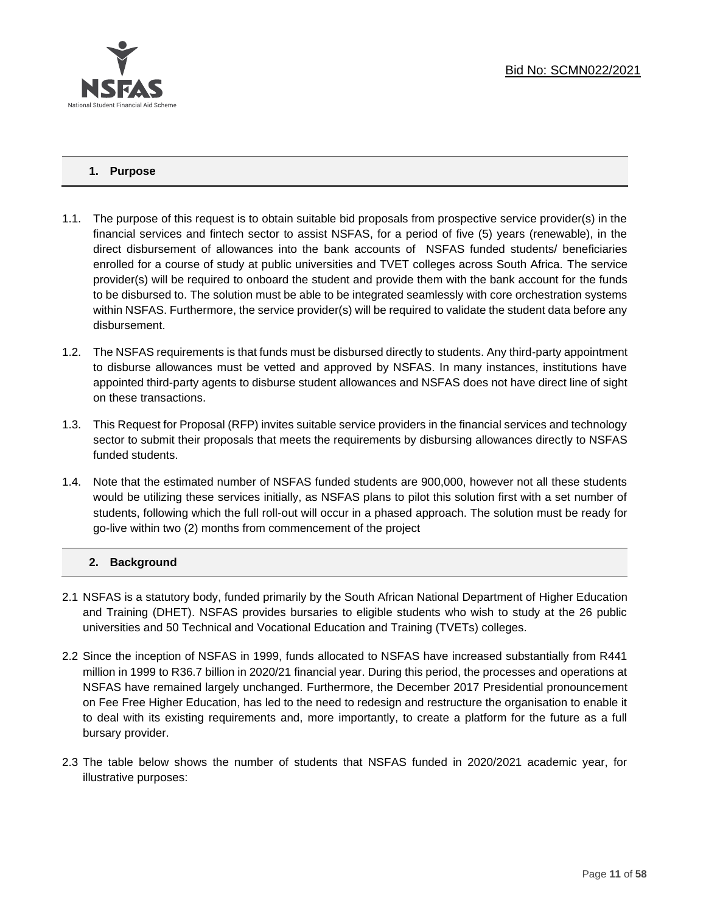## 1. Purpose

1.1. The purpose of this request is to obtain suitable bid proposals from prospective service provider(s) in the financial services and fintech sector to assist NSFAS, for a period of five (5) years (renewable), in the direct disbursement of allowances into the bank accounts of NSFAS funded students/ beneficiaries enrolled for a course of study at public universities and TVET colleges across South Africa. The service provider(s) will be required to onboard the student and provide them with the bank account for the funds to be disbursed to. The solution must be able to be integrated seamlessly with core orchestration systems within NSFAS. Furthermore, the service provider(s) will be required to validate the student data before any disbursement.

1.2. The NSFAS requirements is that funds must be disbursed directly to students. Any third-party appointment to disburse allowances must be vetted and approved by NSFAS. In many instances, institutions have appointed third-party agents to disburse student allowances and NSFAS does not have direct line of sight on these transactions.

1.3. This Request for Proposal (RFP) invites suitable service providers in the financial services and technology sector to submit their proposals that meets the requirements by disbursing allowances directly to NSFAS funded students.

1.4. Note that the estimated number of NSFAS funded students are 900,000, however not all these students would be utilizing these services initially, as NSFAS plans to pilot this solution first with a set number of students, following which the full roll-out will occur in a phased approach. The solution must be ready for go-live within two (2) months from commencement of the project

## 2. Background

2.1 NSFAS is a statutory body, funded primarily by the South African National Department of Higher Education and Training (DHET). NSFAS provides bursaries to eligible students who wish to study at the 26 public universities and 50 Technical and Vocational Education and Training (TVETs) colleges.

2.2 Since the inception of NSFAS in 1999, funds allocated to NSFAS have increased substantially from R441 million in 1999 to R36.7 billion in 2020/21 financial year. During this period, the processes and operations at NSFAS have remained largely unchanged. Furthermore, the December 2017 Presidential pronouncement on Fee Free Higher Education, has led to the need to redesign and restructure the organisation to enable it to deal with its existing requirements and, more importantly, to create a platform for the future as a full bursary provider.

2.3 The table below shows the number of students that NSFAS funded in 2020/2021 academic year, for illustrative purposes: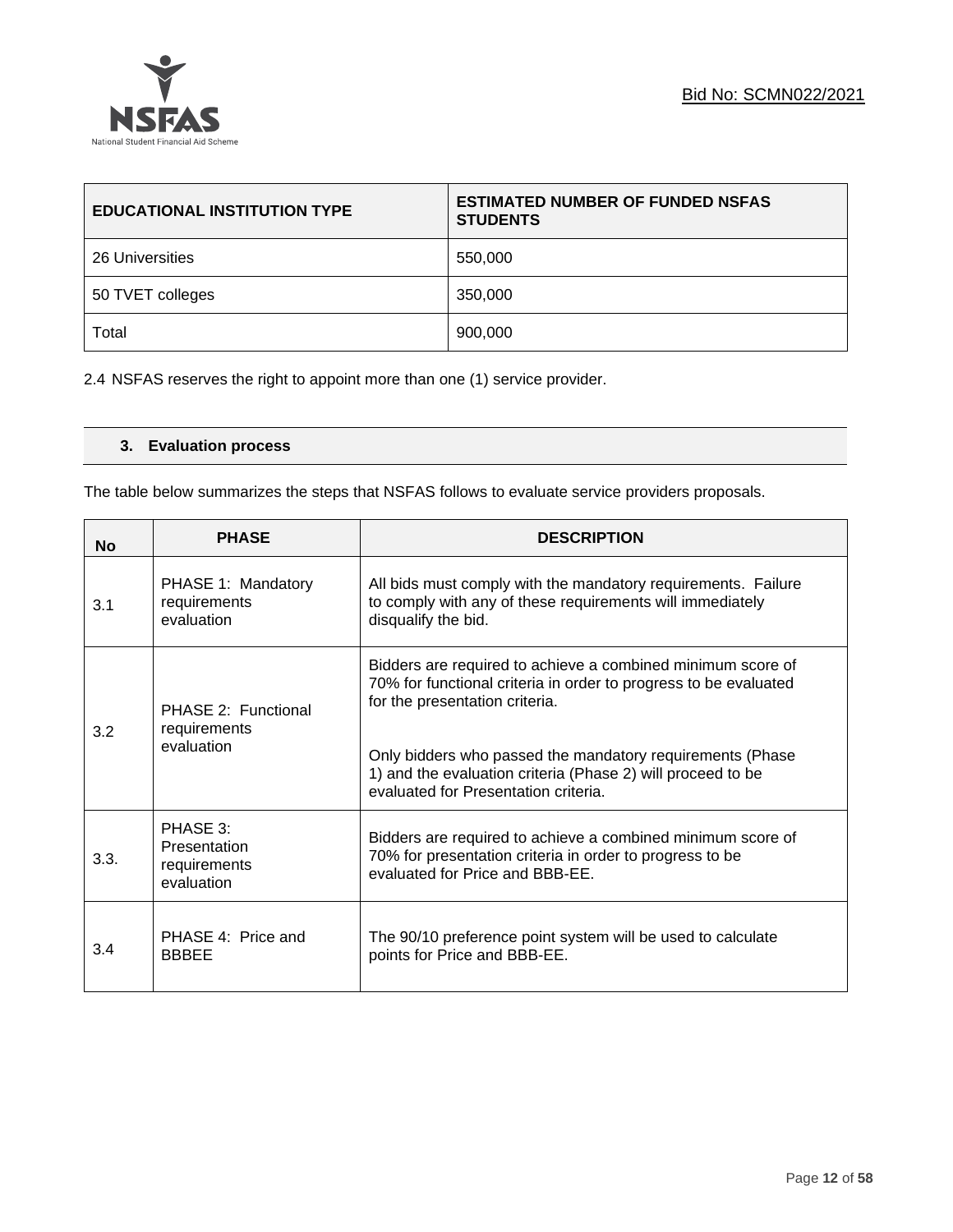| EDUCATIONAL INSTITUTION TYPE | ESTIMATED NUMBER OF FUNDED NSFAS STUDENTS |
|---|---|
| 26 Universities | 550,000 |
| 50 TVET colleges | 350,000 |
| Total | 900,000 |

2.4 NSFAS reserves the right to appoint more than one (1) service provider.

## 3. Evaluation process

The table below summarizes the steps that NSFAS follows to evaluate service providers proposals.

| No | PHASE | DESCRIPTION |
|---|---|---|
| 3.1 | PHASE 1: Mandatory requirements evaluation | All bids must comply with the mandatory requirements. Failure to comply with any of these requirements will immediately disqualify the bid. |
| 3.2 | PHASE 2: Functional requirements evaluation | Bidders are required to achieve a combined minimum score of 70% for functional criteria in order to progress to be evaluated for the presentation criteria.<br><br>Only bidders who passed the mandatory requirements (Phase 1) and the evaluation criteria (Phase 2) will proceed to be evaluated for Presentation criteria. |
| 3.3. | PHASE 3: Presentation requirements evaluation | Bidders are required to achieve a combined minimum score of 70% for presentation criteria in order to progress to be evaluated for Price and BBB-EE. |
| 3.4 | PHASE 4: Price and BBBEE | The 90/10 preference point system will be used to calculate points for Price and BBB-EE. |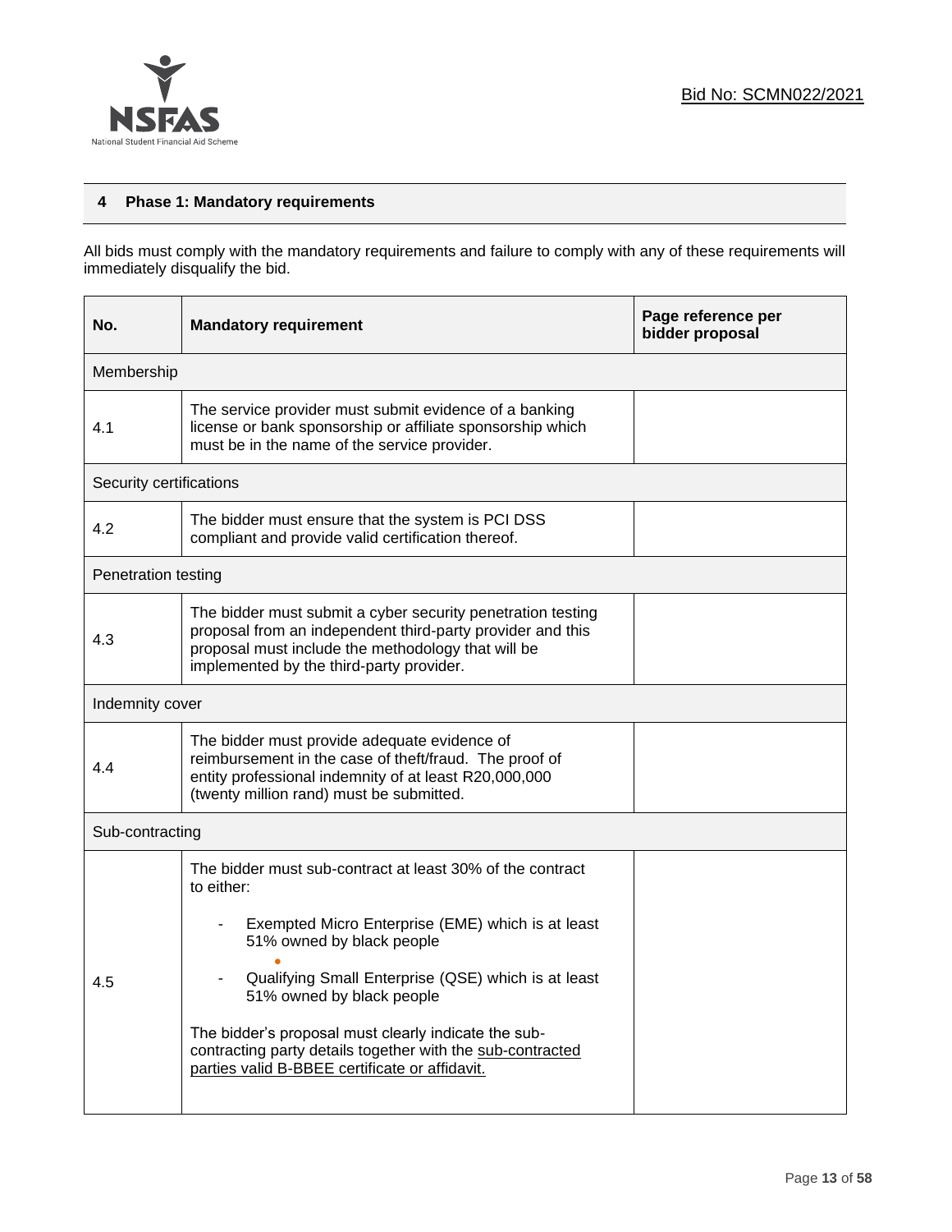## 4 Phase 1: Mandatory requirements

All bids must comply with the mandatory requirements and failure to comply with any of these requirements will immediately disqualify the bid.

| No. | Mandatory requirement | Page reference per bidder proposal |
|---|---|---|
| Membership | | |
| 4.1 | The service provider must submit evidence of a banking license or bank sponsorship or affiliate sponsorship which must be in the name of the service provider. | |
| Security certifications | | |
| 4.2 | The bidder must ensure that the system is PCI DSS compliant and provide valid certification thereof. | |
| Penetration testing | | |
| 4.3 | The bidder must submit a cyber security penetration testing proposal from an independent third-party provider and this proposal must include the methodology that will be implemented by the third-party provider. | |
| Indemnity cover | | |
| 4.4 | The bidder must provide adequate evidence of reimbursement in the case of theft/fraud. The proof of entity professional indemnity of at least R20,000,000 (twenty million rand) must be submitted. | |
| Sub-contracting | | |
| 4.5 | The bidder must sub-contract at least 30% of the contract to either:<br>- Exempted Micro Enterprise (EME) which is at least 51% owned by black people<br>- Qualifying Small Enterprise (QSE) which is at least 51% owned by black people<br><br>The bidder's proposal must clearly indicate the sub-contracting party details together with the <u>sub-contracted parties valid B-BBEE certificate or affidavit.</u> | |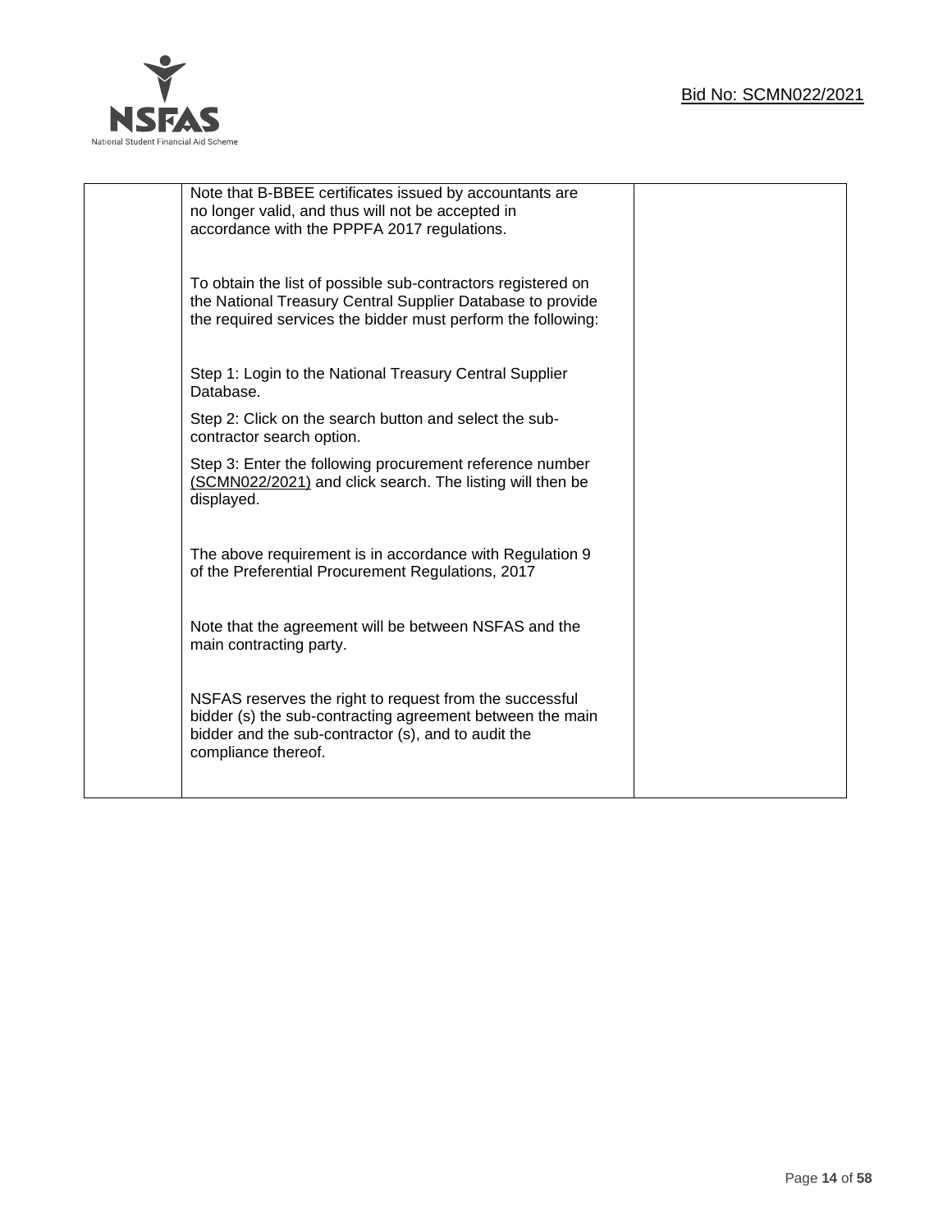| | | |
|---|---|---|
| | Note that B-BBEE certificates issued by accountants are no longer valid, and thus will not be accepted in accordance with the PPPFA 2017 regulations.<br><br>To obtain the list of possible sub-contractors registered on the National Treasury Central Supplier Database to provide the required services the bidder must perform the following:<br><br>Step 1: Login to the National Treasury Central Supplier Database.<br><br>Step 2: Click on the search button and select the sub-contractor search option.<br><br>Step 3: Enter the following procurement reference number (SCMN022/2021) and click search. The listing will then be displayed.<br><br>The above requirement is in accordance with Regulation 9 of the Preferential Procurement Regulations, 2017<br><br>Note that the agreement will be between NSFAS and the main contracting party.<br><br>NSFAS reserves the right to request from the successful bidder (s) the sub-contracting agreement between the main bidder and the sub-contractor (s), and to audit the compliance thereof. | |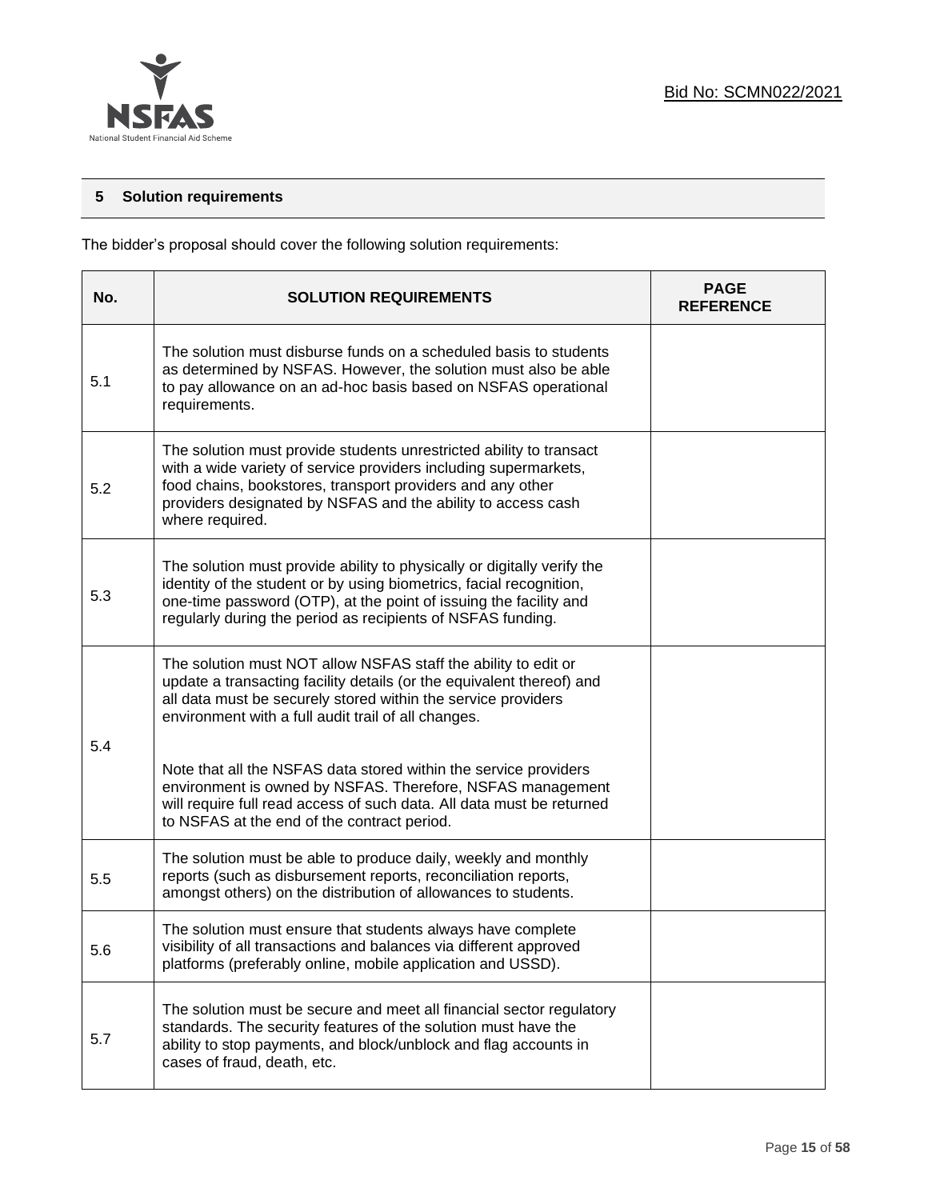## 5 Solution requirements

The bidder's proposal should cover the following solution requirements:

| No. | SOLUTION REQUIREMENTS | PAGE REFERENCE |
|---|---|---|
| 5.1 | The solution must disburse funds on a scheduled basis to students as determined by NSFAS. However, the solution must also be able to pay allowance on an ad-hoc basis based on NSFAS operational requirements. | |
| 5.2 | The solution must provide students unrestricted ability to transact with a wide variety of service providers including supermarkets, food chains, bookstores, transport providers and any other providers designated by NSFAS and the ability to access cash where required. | |
| 5.3 | The solution must provide ability to physically or digitally verify the identity of the student or by using biometrics, facial recognition, one-time password (OTP), at the point of issuing the facility and regularly during the period as recipients of NSFAS funding. | |
| 5.4 | The solution must NOT allow NSFAS staff the ability to edit or update a transacting facility details (or the equivalent thereof) and all data must be securely stored within the service providers environment with a full audit trail of all changes.<br><br>Note that all the NSFAS data stored within the service providers environment is owned by NSFAS. Therefore, NSFAS management will require full read access of such data. All data must be returned to NSFAS at the end of the contract period. | |
| 5.5 | The solution must be able to produce daily, weekly and monthly reports (such as disbursement reports, reconciliation reports, amongst others) on the distribution of allowances to students. | |
| 5.6 | The solution must ensure that students always have complete visibility of all transactions and balances via different approved platforms (preferably online, mobile application and USSD). | |
| 5.7 | The solution must be secure and meet all financial sector regulatory standards. The security features of the solution must have the ability to stop payments, and block/unblock and flag accounts in cases of fraud, death, etc. | |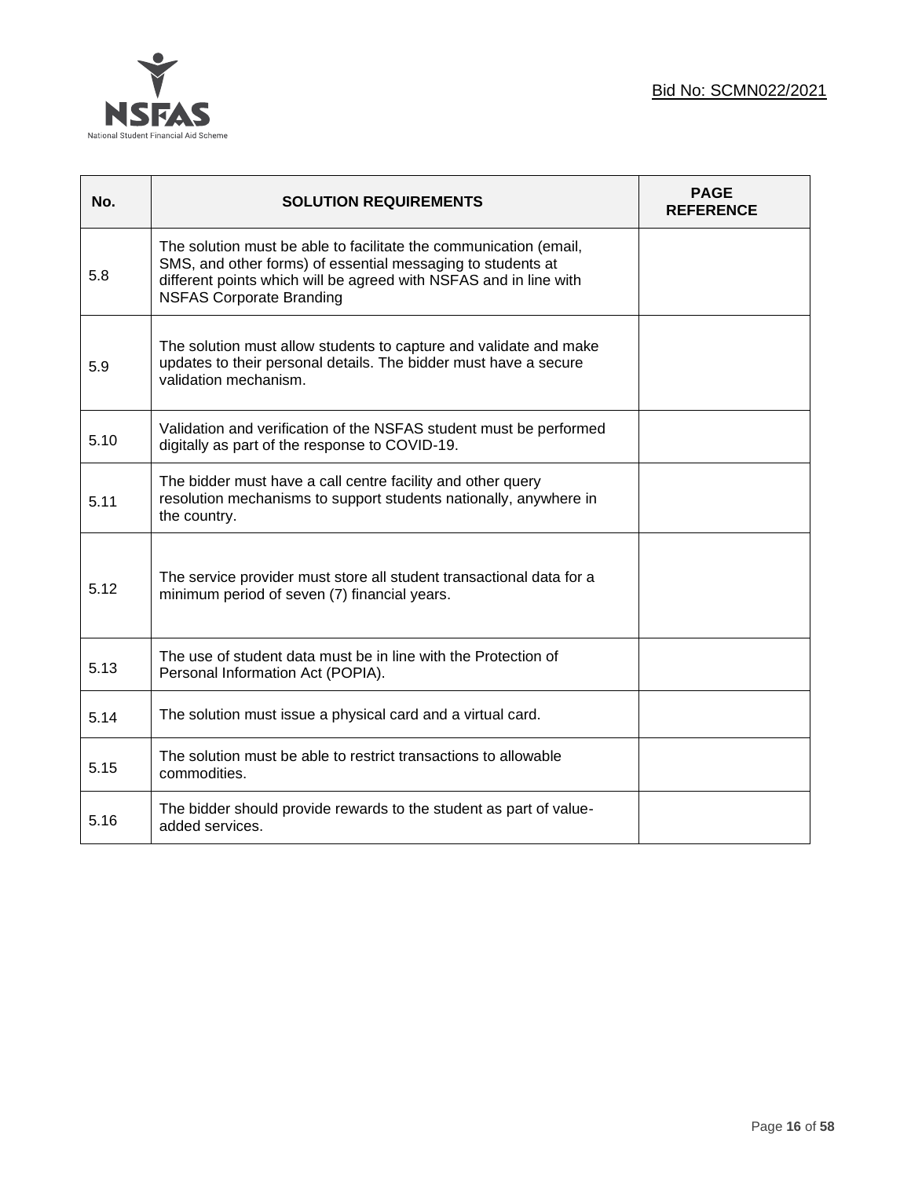| No. | SOLUTION REQUIREMENTS | PAGE REFERENCE |
|---|---|---|
| 5.8 | The solution must be able to facilitate the communication (email, SMS, and other forms) of essential messaging to students at different points which will be agreed with NSFAS and in line with NSFAS Corporate Branding | |
| 5.9 | The solution must allow students to capture and validate and make updates to their personal details. The bidder must have a secure validation mechanism. | |
| 5.10 | Validation and verification of the NSFAS student must be performed digitally as part of the response to COVID-19. | |
| 5.11 | The bidder must have a call centre facility and other query resolution mechanisms to support students nationally, anywhere in the country. | |
| 5.12 | The service provider must store all student transactional data for a minimum period of seven (7) financial years. | |
| 5.13 | The use of student data must be in line with the Protection of Personal Information Act (POPIA). | |
| 5.14 | The solution must issue a physical card and a virtual card. | |
| 5.15 | The solution must be able to restrict transactions to allowable commodities. | |
| 5.16 | The bidder should provide rewards to the student as part of value-added services. | |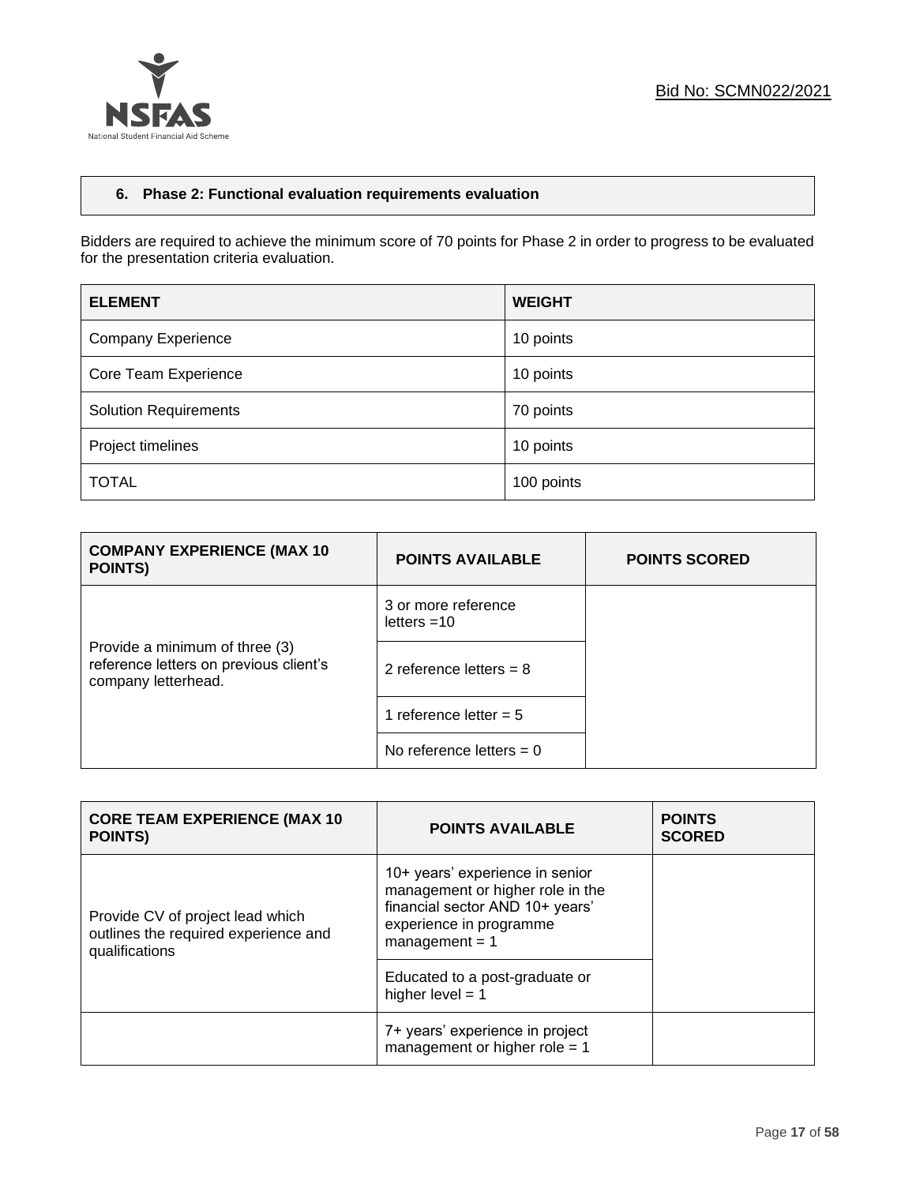## 6. Phase 2: Functional evaluation requirements evaluation

Bidders are required to achieve the minimum score of 70 points for Phase 2 in order to progress to be evaluated for the presentation criteria evaluation.

| ELEMENT | WEIGHT |
|---|---|
| Company Experience | 10 points |
| Core Team Experience | 10 points |
| Solution Requirements | 70 points |
| Project timelines | 10 points |
| TOTAL | 100 points |

| COMPANY EXPERIENCE (MAX 10 POINTS) | POINTS AVAILABLE | POINTS SCORED |
|---|---|---|
| Provide a minimum of three (3) reference letters on previous client's company letterhead. | 3 or more reference letters =10 | |
| | 2 reference letters = 8 | |
| | 1 reference letter = 5 | |
| | No reference letters = 0 | |

| CORE TEAM EXPERIENCE (MAX 10 POINTS) | POINTS AVAILABLE | POINTS SCORED |
|---|---|---|
| Provide CV of project lead which outlines the required experience and qualifications | 10+ years' experience in senior management or higher role in the financial sector AND 10+ years' experience in programme management = 1 | |
| | Educated to a post-graduate or higher level = 1 | |
| | 7+ years' experience in project management or higher role = 1 | |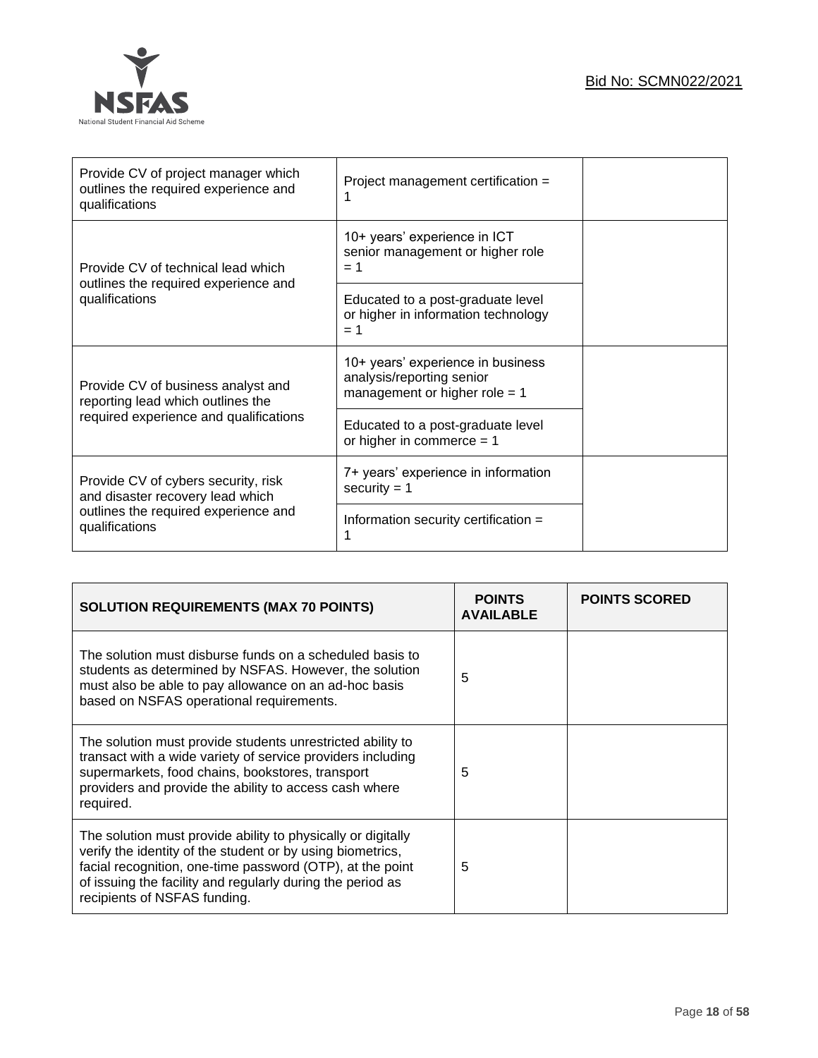| | | |
|---|---|---|
| Provide CV of project manager which outlines the required experience and qualifications | Project management certification = 1 | |
| Provide CV of technical lead which outlines the required experience and qualifications | 10+ years' experience in ICT senior management or higher role = 1 | |
| | Educated to a post-graduate level or higher in information technology = 1 | |
| Provide CV of business analyst and reporting lead which outlines the required experience and qualifications | 10+ years' experience in business analysis/reporting senior management or higher role = 1 | |
| | Educated to a post-graduate level or higher in commerce = 1 | |
| Provide CV of cybers security, risk and disaster recovery lead which outlines the required experience and qualifications | 7+ years' experience in information security = 1 | |
| | Information security certification = 1 | |

| **SOLUTION REQUIREMENTS (MAX 70 POINTS)** | **POINTS AVAILABLE** | **POINTS SCORED** |
|---|---|---|
| The solution must disburse funds on a scheduled basis to students as determined by NSFAS. However, the solution must also be able to pay allowance on an ad-hoc basis based on NSFAS operational requirements. | 5 | |
| The solution must provide students unrestricted ability to transact with a wide variety of service providers including supermarkets, food chains, bookstores, transport providers and provide the ability to access cash where required. | 5 | |
| The solution must provide ability to physically or digitally verify the identity of the student or by using biometrics, facial recognition, one-time password (OTP), at the point of issuing the facility and regularly during the period as recipients of NSFAS funding. | 5 | |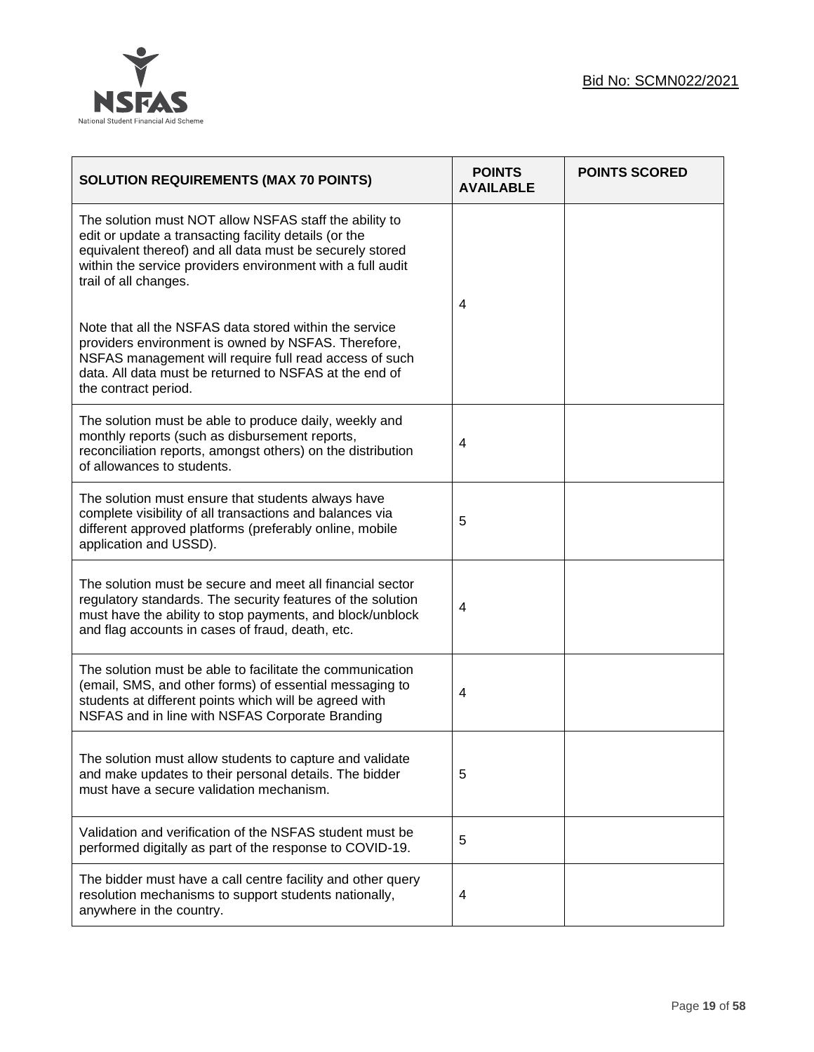| SOLUTION REQUIREMENTS (MAX 70 POINTS) | POINTS AVAILABLE | POINTS SCORED |
|---|---|---|
| The solution must NOT allow NSFAS staff the ability to edit or update a transacting facility details (or the equivalent thereof) and all data must be securely stored within the service providers environment with a full audit trail of all changes.<br><br>Note that all the NSFAS data stored within the service providers environment is owned by NSFAS. Therefore, NSFAS management will require full read access of such data. All data must be returned to NSFAS at the end of the contract period. | 4 | |
| The solution must be able to produce daily, weekly and monthly reports (such as disbursement reports, reconciliation reports, amongst others) on the distribution of allowances to students. | 4 | |
| The solution must ensure that students always have complete visibility of all transactions and balances via different approved platforms (preferably online, mobile application and USSD). | 5 | |
| The solution must be secure and meet all financial sector regulatory standards. The security features of the solution must have the ability to stop payments, and block/unblock and flag accounts in cases of fraud, death, etc. | 4 | |
| The solution must be able to facilitate the communication (email, SMS, and other forms) of essential messaging to students at different points which will be agreed with NSFAS and in line with NSFAS Corporate Branding | 4 | |
| The solution must allow students to capture and validate and make updates to their personal details. The bidder must have a secure validation mechanism. | 5 | |
| Validation and verification of the NSFAS student must be performed digitally as part of the response to COVID-19. | 5 | |
| The bidder must have a call centre facility and other query resolution mechanisms to support students nationally, anywhere in the country. | 4 | |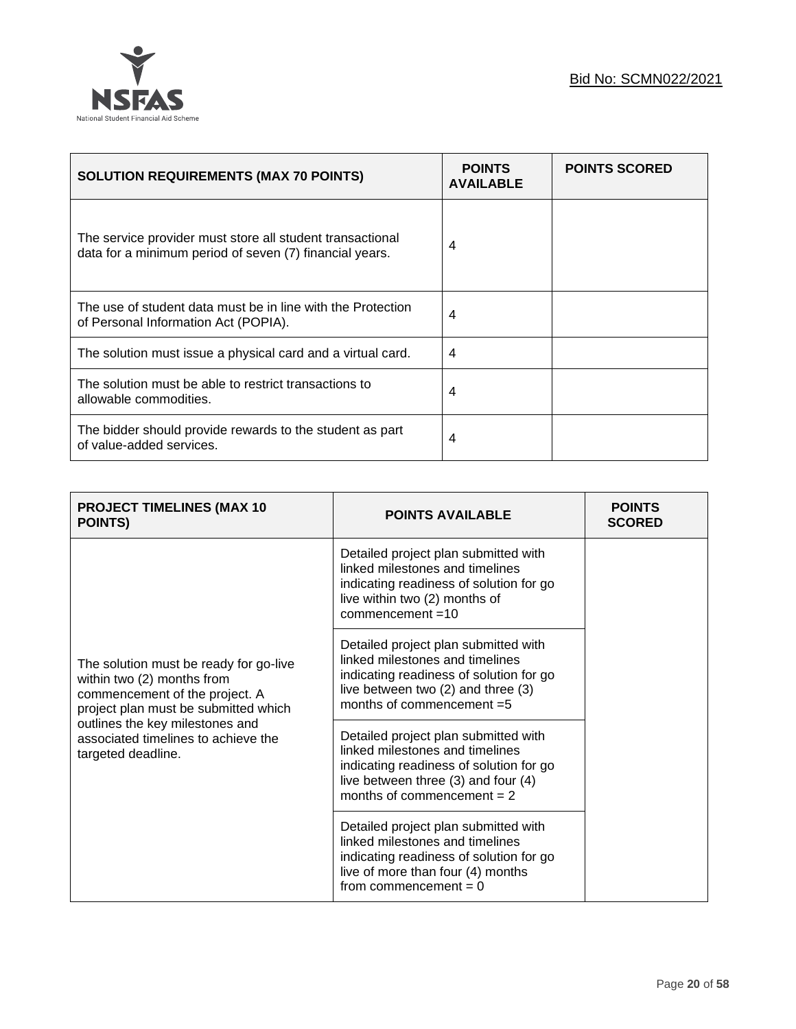| SOLUTION REQUIREMENTS (MAX 70 POINTS) | POINTS AVAILABLE | POINTS SCORED |
|---|---|---|
| The service provider must store all student transactional data for a minimum period of seven (7) financial years. | 4 | |
| The use of student data must be in line with the Protection of Personal Information Act (POPIA). | 4 | |
| The solution must issue a physical card and a virtual card. | 4 | |
| The solution must be able to restrict transactions to allowable commodities. | 4 | |
| The bidder should provide rewards to the student as part of value-added services. | 4 | |

| PROJECT TIMELINES (MAX 10 POINTS) | POINTS AVAILABLE | POINTS SCORED |
|---|---|---|
| The solution must be ready for go-live within two (2) months from commencement of the project. A project plan must be submitted which outlines the key milestones and associated timelines to achieve the targeted deadline. | Detailed project plan submitted with linked milestones and timelines indicating readiness of solution for go live within two (2) months of commencement =10 | |
| | Detailed project plan submitted with linked milestones and timelines indicating readiness of solution for go live between two (2) and three (3) months of commencement =5 | |
| | Detailed project plan submitted with linked milestones and timelines indicating readiness of solution for go live between three (3) and four (4) months of commencement = 2 | |
| | Detailed project plan submitted with linked milestones and timelines indicating readiness of solution for go live of more than four (4) months from commencement = 0 | |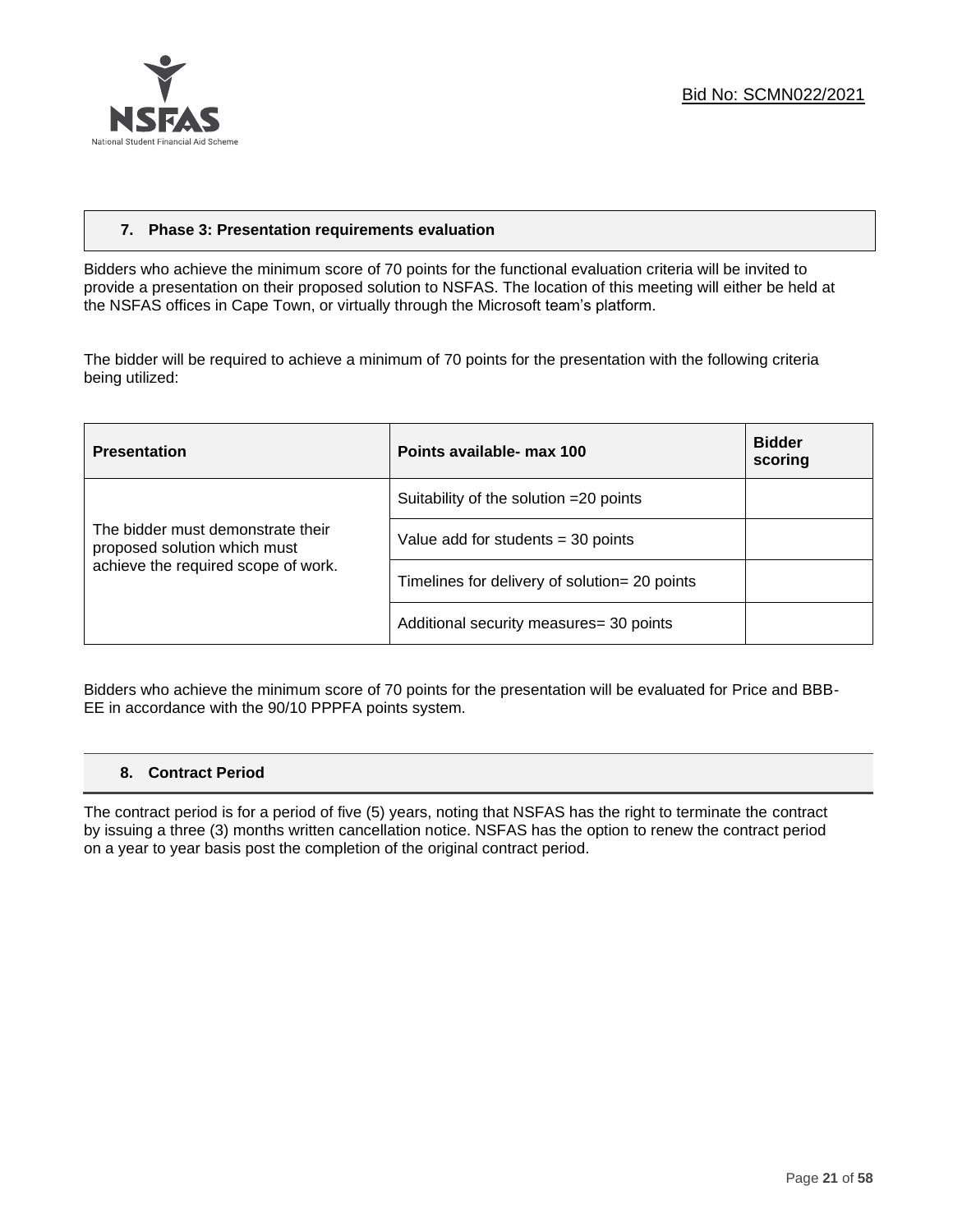## 7. Phase 3: Presentation requirements evaluation

Bidders who achieve the minimum score of 70 points for the functional evaluation criteria will be invited to provide a presentation on their proposed solution to NSFAS. The location of this meeting will either be held at the NSFAS offices in Cape Town, or virtually through the Microsoft team's platform.

The bidder will be required to achieve a minimum of 70 points for the presentation with the following criteria being utilized:

| Presentation | Points available- max 100 | Bidder scoring |
|---|---|---|
| The bidder must demonstrate their proposed solution which must achieve the required scope of work. | Suitability of the solution =20 points | |
| | Value add for students = 30 points | |
| | Timelines for delivery of solution= 20 points | |
| | Additional security measures= 30 points | |

Bidders who achieve the minimum score of 70 points for the presentation will be evaluated for Price and BBB-EE in accordance with the 90/10 PPPFA points system.

## 8. Contract Period

The contract period is for a period of five (5) years, noting that NSFAS has the right to terminate the contract by issuing a three (3) months written cancellation notice. NSFAS has the option to renew the contract period on a year to year basis post the completion of the original contract period.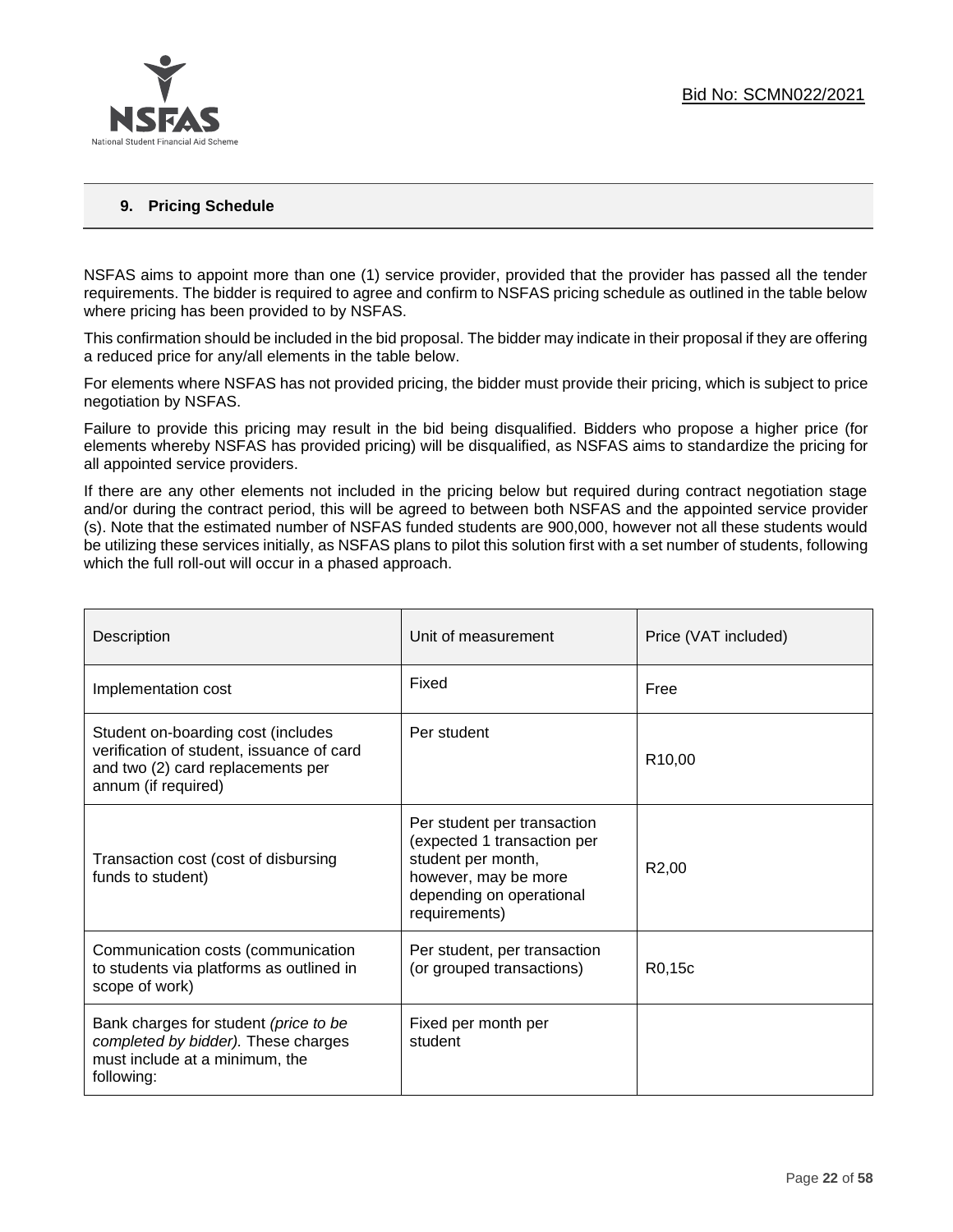## 9. Pricing Schedule

NSFAS aims to appoint more than one (1) service provider, provided that the provider has passed all the tender requirements. The bidder is required to agree and confirm to NSFAS pricing schedule as outlined in the table below where pricing has been provided to by NSFAS.

This confirmation should be included in the bid proposal. The bidder may indicate in their proposal if they are offering a reduced price for any/all elements in the table below.

For elements where NSFAS has not provided pricing, the bidder must provide their pricing, which is subject to price negotiation by NSFAS.

Failure to provide this pricing may result in the bid being disqualified. Bidders who propose a higher price (for elements whereby NSFAS has provided pricing) will be disqualified, as NSFAS aims to standardize the pricing for all appointed service providers.

If there are any other elements not included in the pricing below but required during contract negotiation stage and/or during the contract period, this will be agreed to between both NSFAS and the appointed service provider (s). Note that the estimated number of NSFAS funded students are 900,000, however not all these students would be utilizing these services initially, as NSFAS plans to pilot this solution first with a set number of students, following which the full roll-out will occur in a phased approach.

| Description | Unit of measurement | Price (VAT included) |
|---|---|---|
| Implementation cost | Fixed | Free |
| Student on-boarding cost (includes verification of student, issuance of card and two (2) card replacements per annum (if required) | Per student | R10,00 |
| Transaction cost (cost of disbursing funds to student) | Per student per transaction (expected 1 transaction per student per month, however, may be more depending on operational requirements) | R2,00 |
| Communication costs (communication to students via platforms as outlined in scope of work) | Per student, per transaction (or grouped transactions) | R0,15c |
| Bank charges for student *(price to be completed by bidder).* These charges must include at a minimum, the following: | Fixed per month per student | |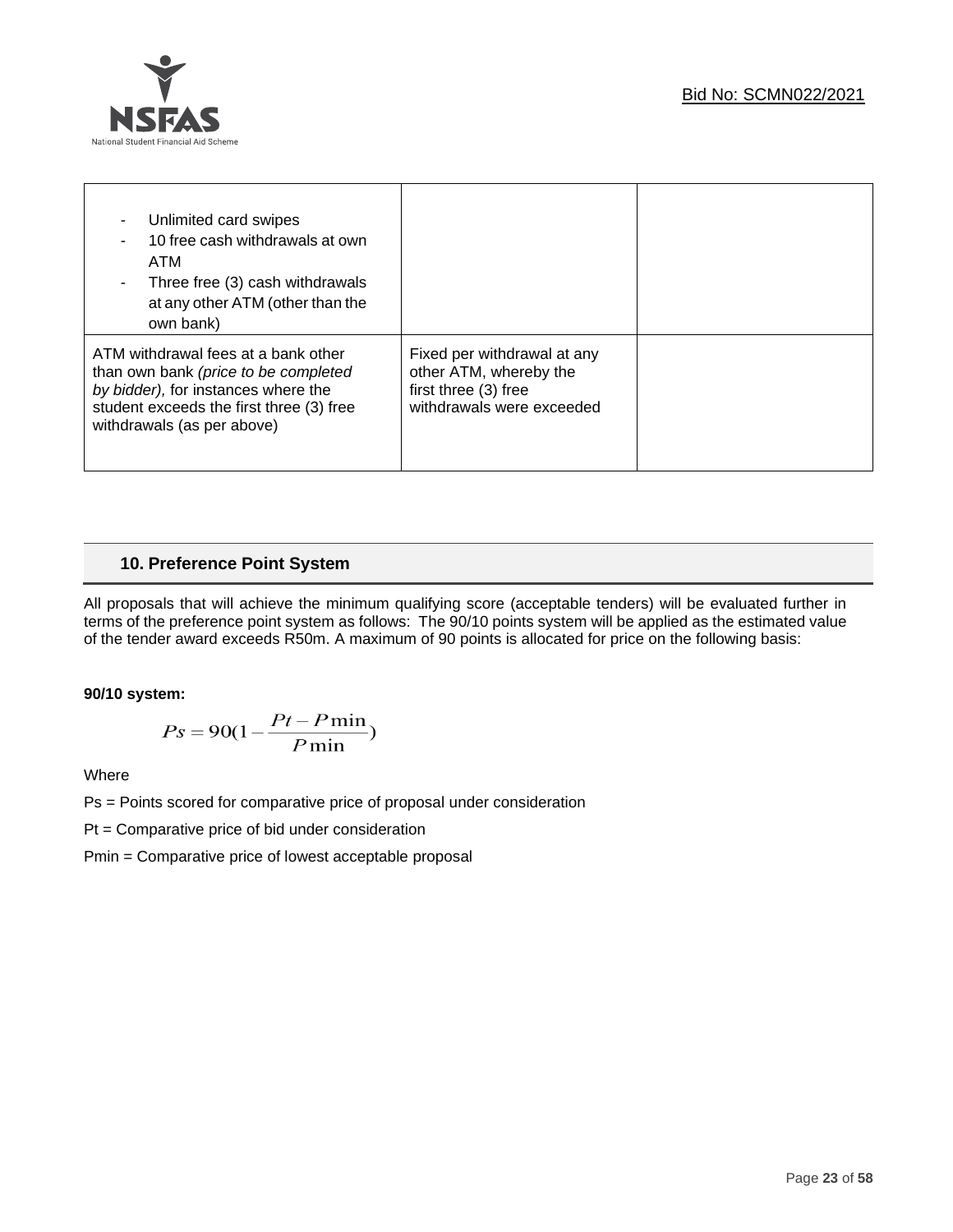| | | |
|---|---|---|
| - Unlimited card swipes<br>- 10 free cash withdrawals at own ATM<br>- Three free (3) cash withdrawals at any other ATM (other than the own bank) | | |
| ATM withdrawal fees at a bank other than own bank *(price to be completed by bidder),* for instances where the student exceeds the first three (3) free withdrawals (as per above) | Fixed per withdrawal at any other ATM, whereby the first three (3) free withdrawals were exceeded | |

## 10. Preference Point System

All proposals that will achieve the minimum qualifying score (acceptable tenders) will be evaluated further in terms of the preference point system as follows: The 90/10 points system will be applied as the estimated value of the tender award exceeds R50m. A maximum of 90 points is allocated for price on the following basis:

**90/10 system:**

$$Ps = 90(1 - \frac{Pt - P\min}{P\min})$$

Where

Ps = Points scored for comparative price of proposal under consideration

Pt = Comparative price of bid under consideration

Pmin = Comparative price of lowest acceptable proposal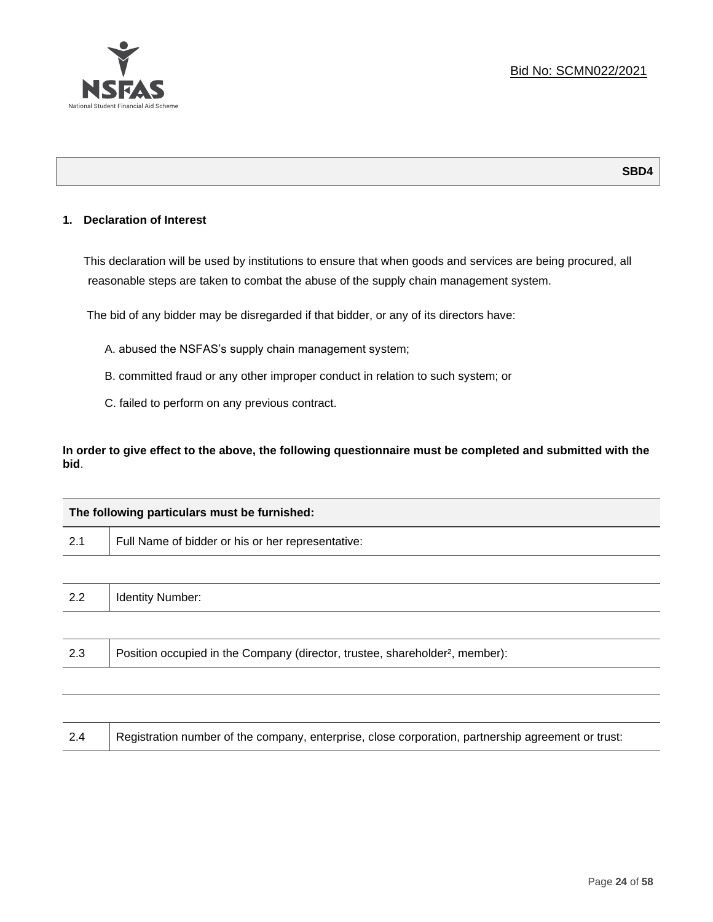Bid No: SCMN022/2021

**SBD4**

## 1. Declaration of Interest

This declaration will be used by institutions to ensure that when goods and services are being procured, all reasonable steps are taken to combat the abuse of the supply chain management system.

The bid of any bidder may be disregarded if that bidder, or any of its directors have:

A. abused the NSFAS's supply chain management system;

B. committed fraud or any other improper conduct in relation to such system; or

C. failed to perform on any previous contract.

**In order to give effect to the above, the following questionnaire must be completed and submitted with the bid**.

| **The following particulars must be furnished:** | |
|---|---|
| 2.1 | Full Name of bidder or his or her representative: |
| | |
| 2.2 | Identity Number: |
| | |
| 2.3 | Position occupied in the Company (director, trustee, shareholder[2], member): |
| | |
| | |
| 2.4 | Registration number of the company, enterprise, close corporation, partnership agreement or trust: |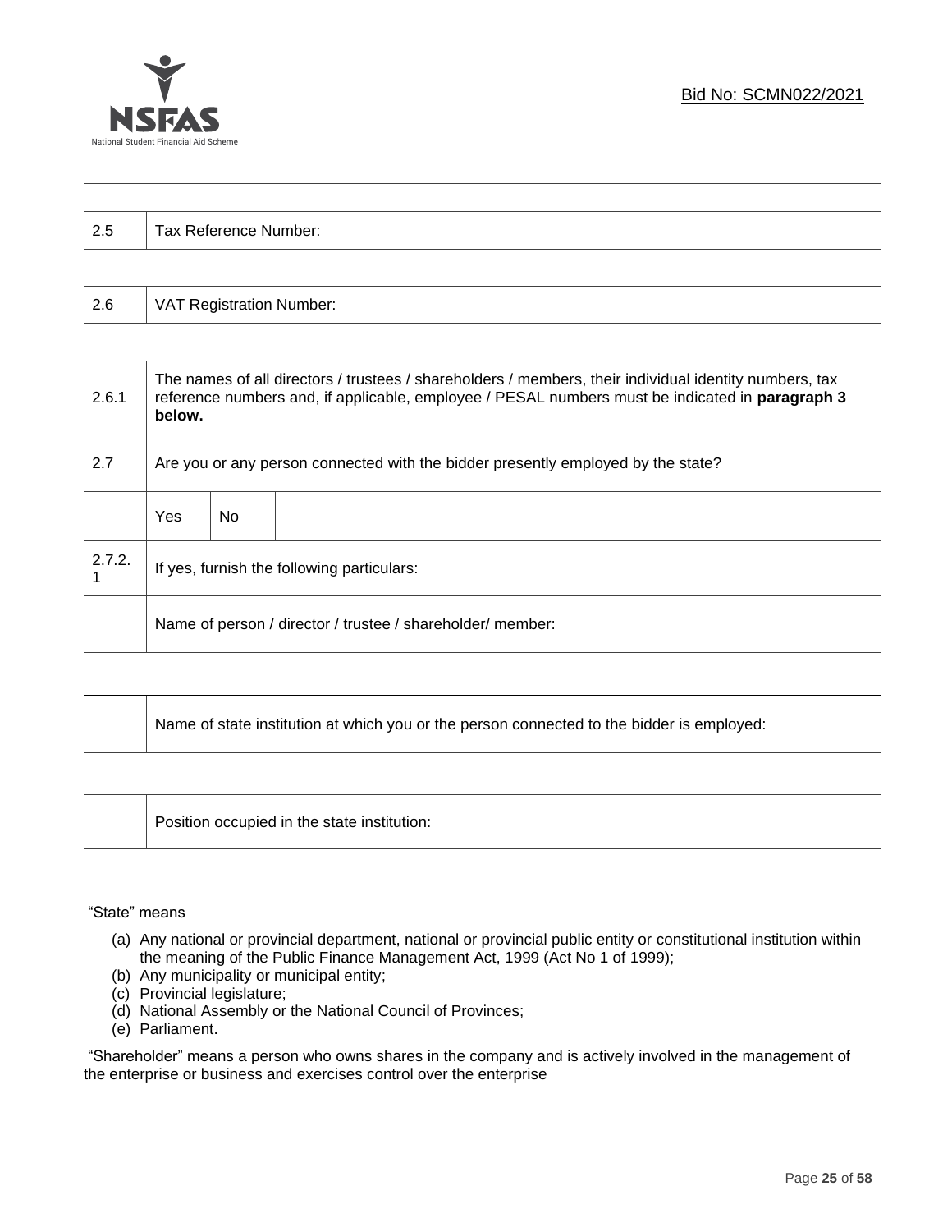| 2.5 | Tax Reference Number: | |
|---|---|---|

| 2.6 | VAT Registration Number: | |
|---|---|---|

| 2.6.1 | The names of all directors / trustees / shareholders / members, their individual identity numbers, tax reference numbers and, if applicable, employee / PESAL numbers must be indicated in **paragraph 3 below.** | | |
|---|---|---|---|
| 2.7 | Are you or any person connected with the bidder presently employed by the state? | | |
| | Yes | No | |
| 2.7.2.1 | If yes, furnish the following particulars: | | |
| | Name of person / director / trustee / shareholder/ member: | | |

| | Name of state institution at which you or the person connected to the bidder is employed: |
|---|---|

| | Position occupied in the state institution: |
|---|---|

"State" means

(a) Any national or provincial department, national or provincial public entity or constitutional institution within the meaning of the Public Finance Management Act, 1999 (Act No 1 of 1999);
(b) Any municipality or municipal entity;
(c) Provincial legislature;
(d) National Assembly or the National Council of Provinces;
(e) Parliament.

"Shareholder" means a person who owns shares in the company and is actively involved in the management of the enterprise or business and exercises control over the enterprise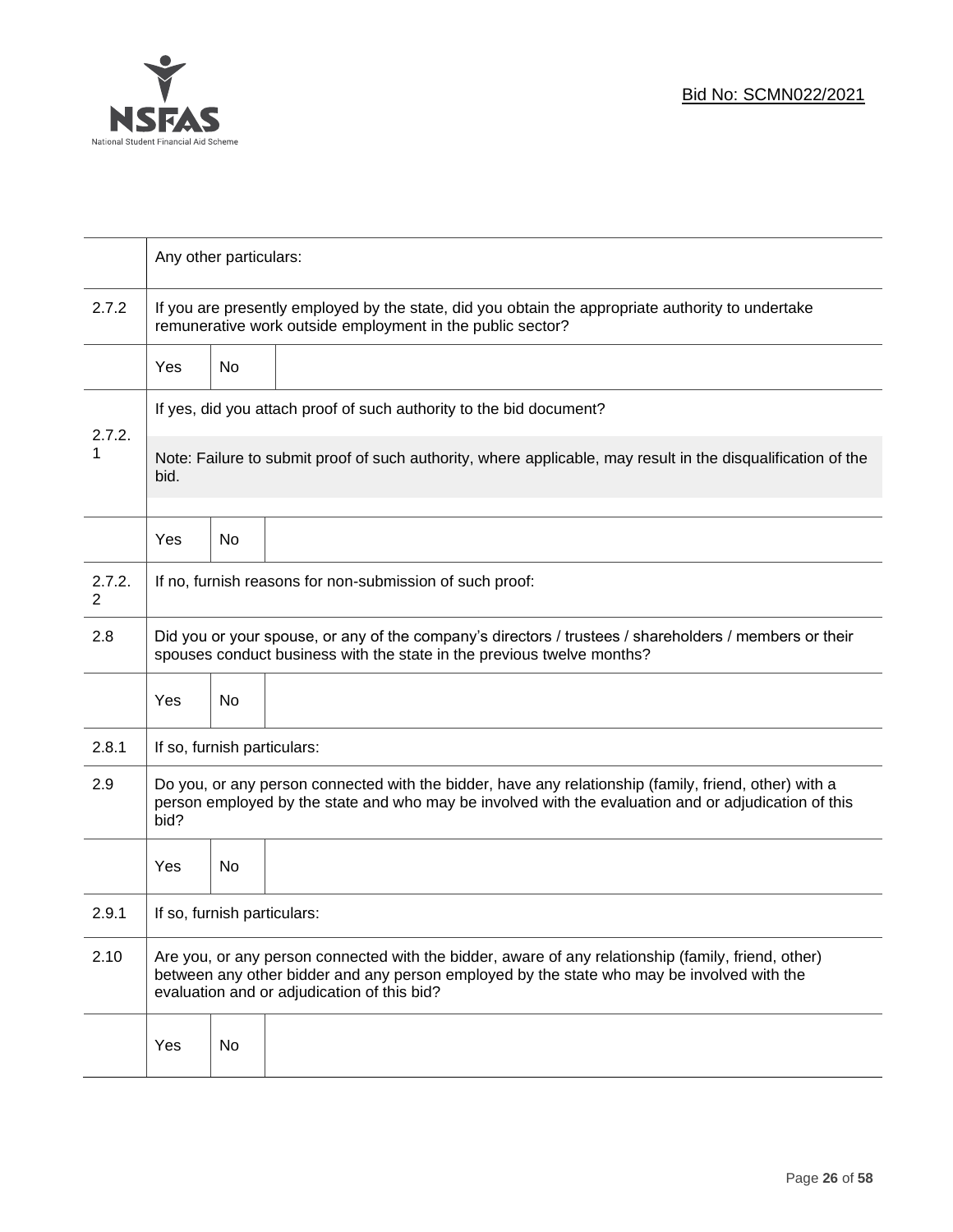| | | | |
|---|---|---|---|
| | Any other particulars: | | |
| 2.7.2 | If you are presently employed by the state, did you obtain the appropriate authority to undertake remunerative work outside employment in the public sector? | | |
| | Yes | No | |
| 2.7.2.1 | If yes, did you attach proof of such authority to the bid document?<br><br>Note: Failure to submit proof of such authority, where applicable, may result in the disqualification of the bid. | | |
| | Yes | No | |
| 2.7.2.2 | If no, furnish reasons for non-submission of such proof: | | |
| 2.8 | Did you or your spouse, or any of the company's directors / trustees / shareholders / members or their spouses conduct business with the state in the previous twelve months? | | |
| | Yes | No | |
| 2.8.1 | If so, furnish particulars: | | |
| 2.9 | Do you, or any person connected with the bidder, have any relationship (family, friend, other) with a person employed by the state and who may be involved with the evaluation and or adjudication of this bid? | | |
| | Yes | No | |
| 2.9.1 | If so, furnish particulars: | | |
| 2.10 | Are you, or any person connected with the bidder, aware of any relationship (family, friend, other) between any other bidder and any person employed by the state who may be involved with the evaluation and or adjudication of this bid? | | |
| | Yes | No | |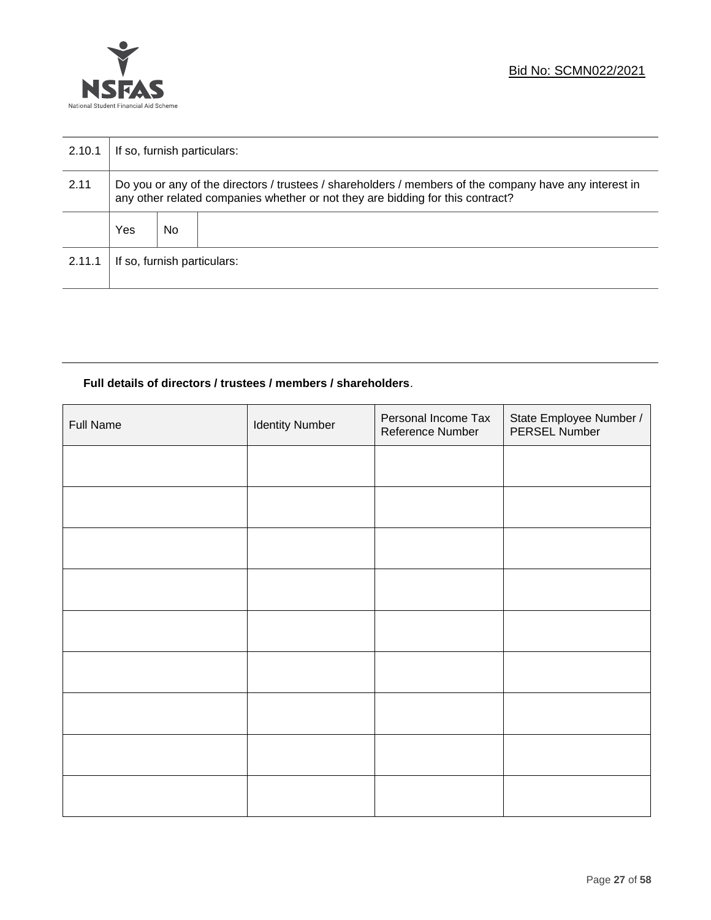| 2.10.1 | If so, furnish particulars: | | |
|---|---|---|---|
| 2.11 | Do you or any of the directors / trustees / shareholders / members of the company have any interest in any other related companies whether or not they are bidding for this contract? | | |
| | Yes | No | |
| 2.11.1 | If so, furnish particulars: | | |

**Full details of directors / trustees / members / shareholders**.

| Full Name | Identity Number | Personal Income Tax Reference Number | State Employee Number / PERSEL Number |
|---|---|---|---|
| | | | |
| | | | |
| | | | |
| | | | |
| | | | |
| | | | |
| | | | |
| | | | |
| | | | |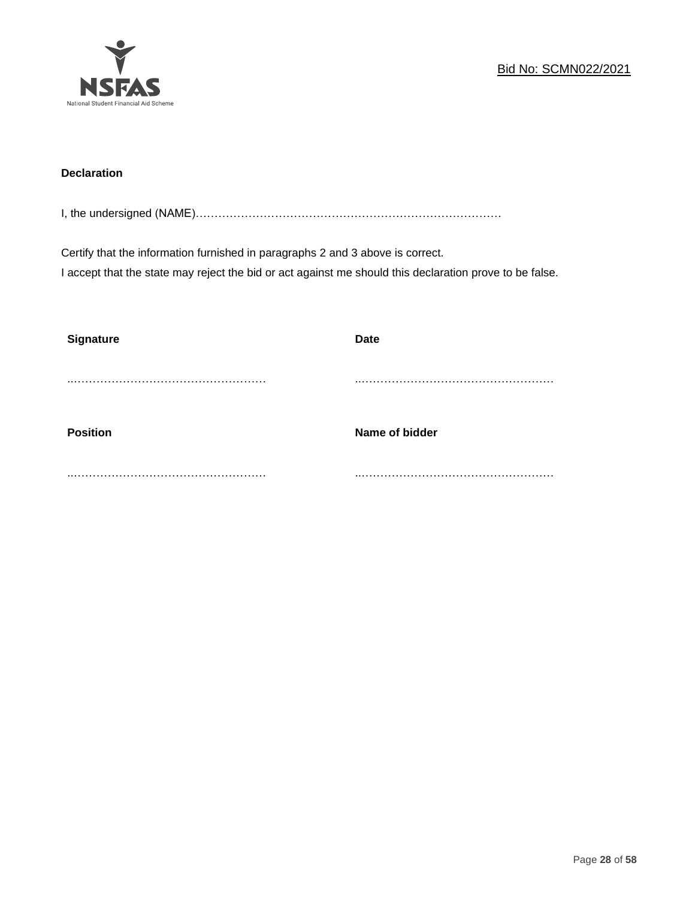**Declaration**

I, the undersigned (NAME)……………………………………………………………………

Certify that the information furnished in paragraphs 2 and 3 above is correct.
I accept that the state may reject the bid or act against me should this declaration prove to be false.

| **Signature** | **Date** |
| --- | --- |
| ..…………………………………………… | ..…………………………………………… |
| **Position** | **Name of bidder** |
| ..…………………………………………… | ..…………………………………………… |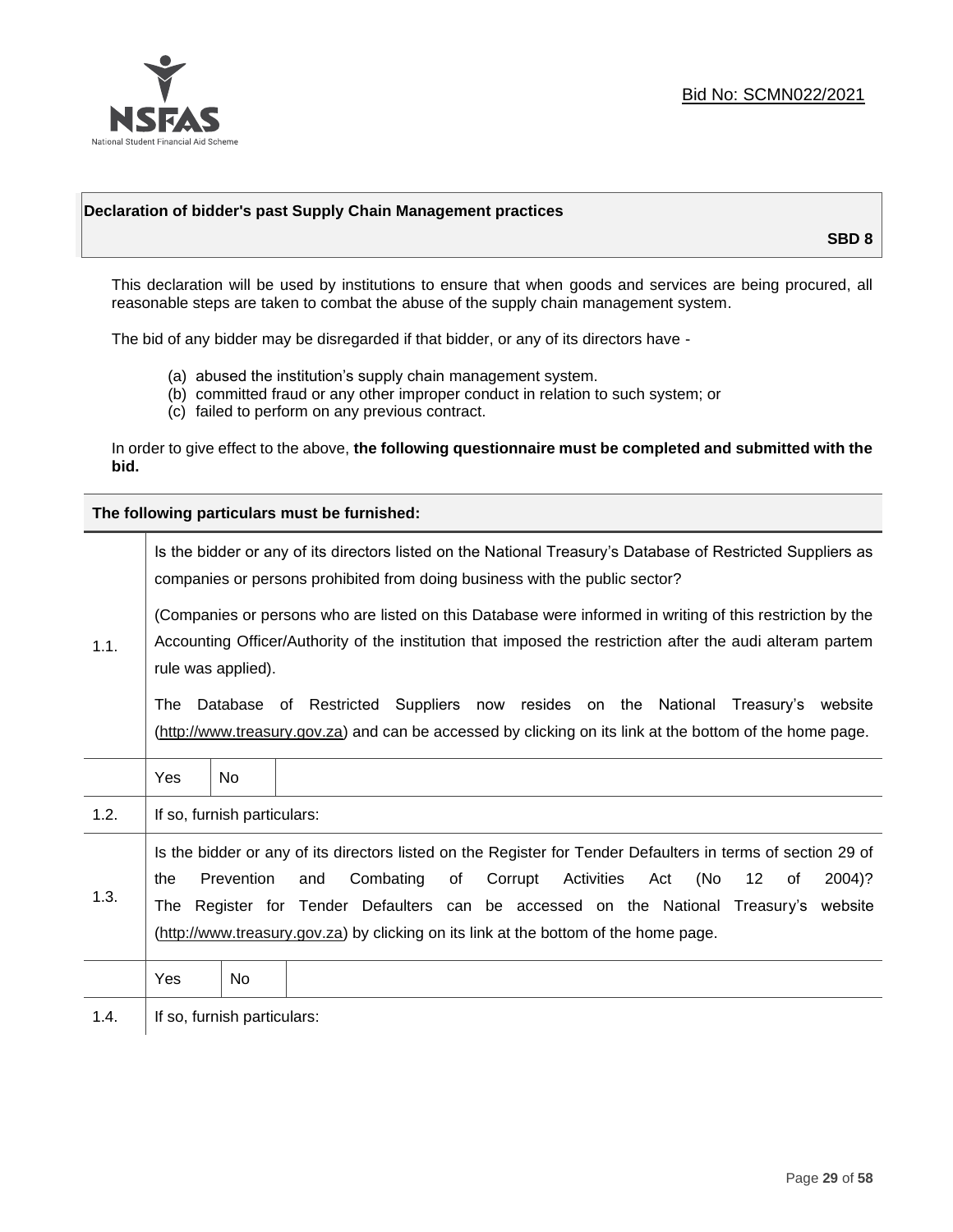Bid No: SCMN022/2021

## Declaration of bidder's past Supply Chain Management practices

**SBD 8**

This declaration will be used by institutions to ensure that when goods and services are being procured, all reasonable steps are taken to combat the abuse of the supply chain management system.

The bid of any bidder may be disregarded if that bidder, or any of its directors have -

(a) abused the institution's supply chain management system.
(b) committed fraud or any other improper conduct in relation to such system; or
(c) failed to perform on any previous contract.

In order to give effect to the above, **the following questionnaire must be completed and submitted with the bid.**

| **The following particulars must be furnished:** | |
|---|---|
| 1.1. | Is the bidder or any of its directors listed on the National Treasury's Database of Restricted Suppliers as companies or persons prohibited from doing business with the public sector?<br><br>(Companies or persons who are listed on this Database were informed in writing of this restriction by the Accounting Officer/Authority of the institution that imposed the restriction after the audi alteram partem rule was applied).<br><br>The Database of Restricted Suppliers now resides on the National Treasury's website (http://www.treasury.gov.za) and can be accessed by clicking on its link at the bottom of the home page. |
| | Yes &#124; No |
| 1.2. | If so, furnish particulars: |
| 1.3. | Is the bidder or any of its directors listed on the Register for Tender Defaulters in terms of section 29 of the Prevention and Combating of Corrupt Activities Act (No 12 of 2004)? The Register for Tender Defaulters can be accessed on the National Treasury's website (http://www.treasury.gov.za) by clicking on its link at the bottom of the home page. |
| | Yes &#124; No |
| 1.4. | If so, furnish particulars: |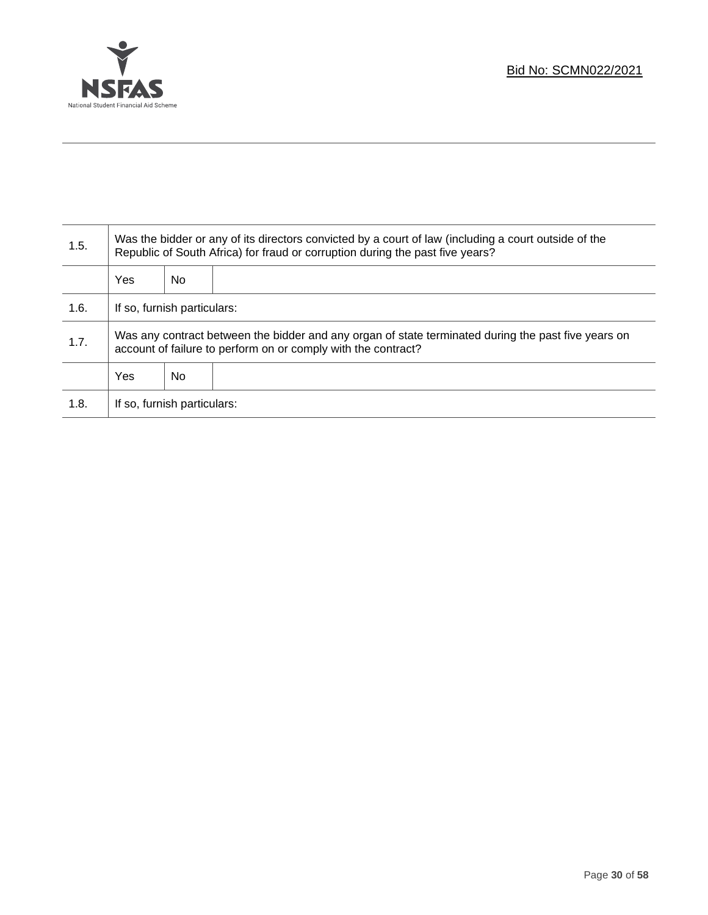| | | | |
|---|---|---|---|
| 1.5. | Was the bidder or any of its directors convicted by a court of law (including a court outside of the Republic of South Africa) for fraud or corruption during the past five years? | | |
| | Yes | No | |
| 1.6. | If so, furnish particulars: | | |
| 1.7. | Was any contract between the bidder and any organ of state terminated during the past five years on account of failure to perform on or comply with the contract? | | |
| | Yes | No | |
| 1.8. | If so, furnish particulars: | | |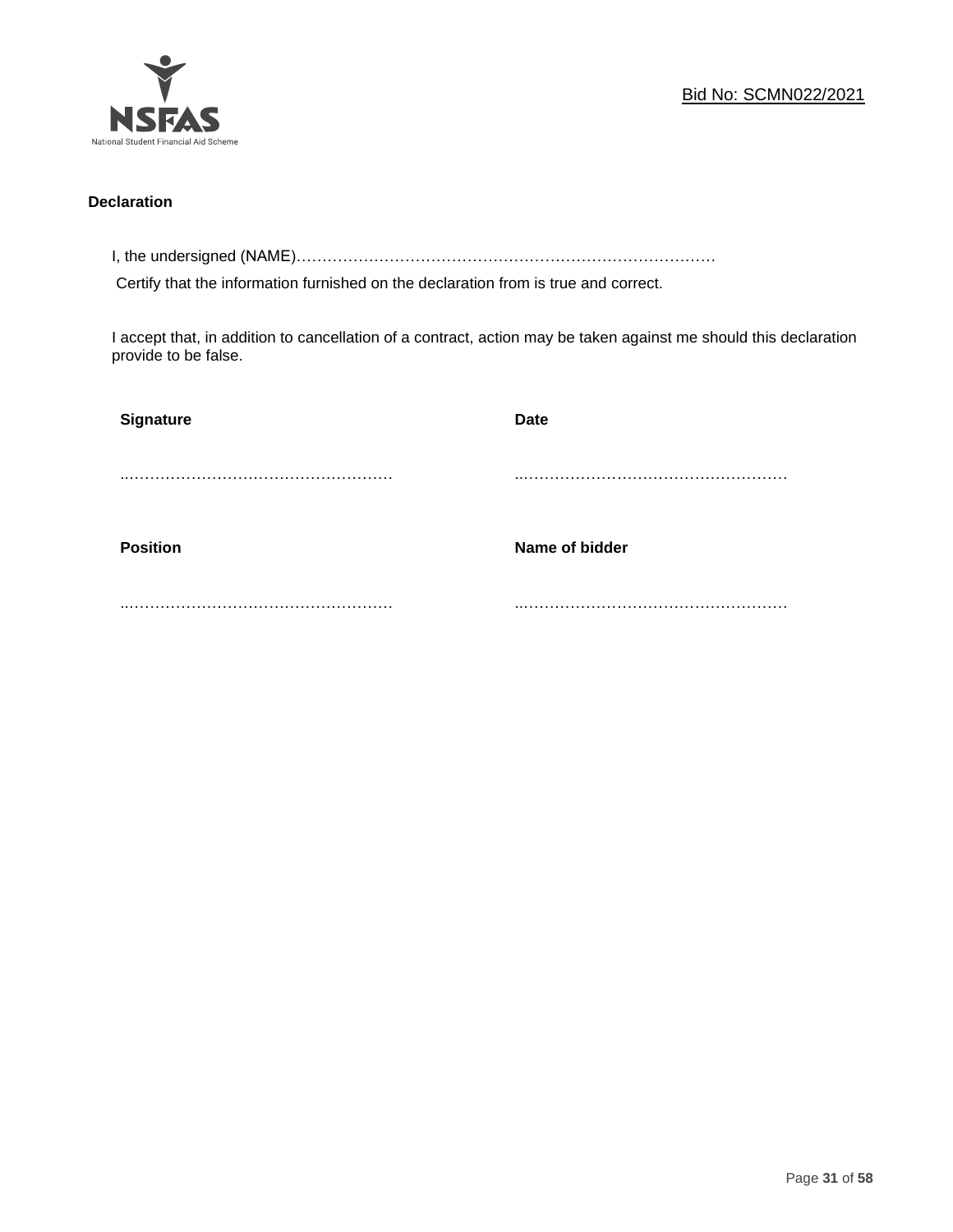**Declaration**

I, the undersigned (NAME)…………………………………………………………………………

Certify that the information furnished on the declaration from is true and correct.

I accept that, in addition to cancellation of a contract, action may be taken against me should this declaration provide to be false.

| **Signature** | **Date** |
| --- | --- |
| ……………………………………………… | ……………………………………………… |
| **Position** | **Name of bidder** |
| ……………………………………………… | ……………………………………………… |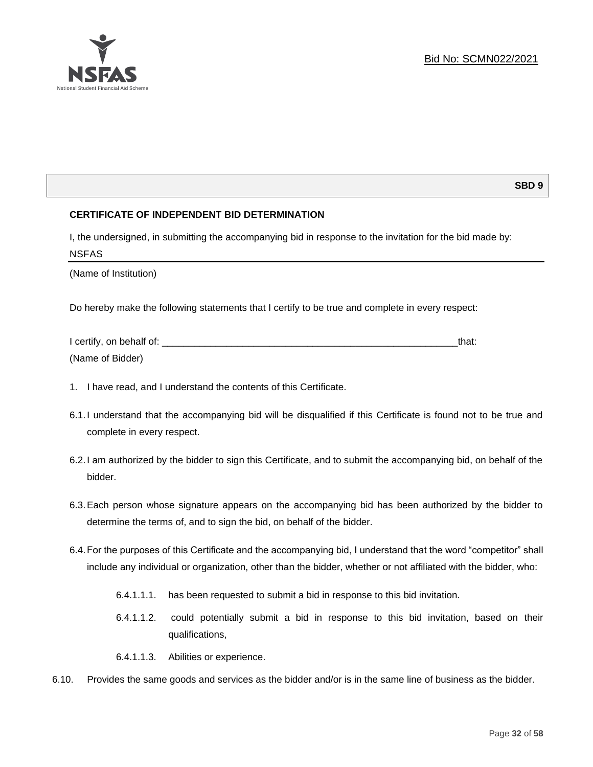**SBD 9**

**CERTIFICATE OF INDEPENDENT BID DETERMINATION**

I, the undersigned, in submitting the accompanying bid in response to the invitation for the bid made by:

NSFAS

(Name of Institution)

Do hereby make the following statements that I certify to be true and complete in every respect:

I certify, on behalf of: ___________________________________________________________that:

(Name of Bidder)

1. I have read, and I understand the contents of this Certificate.

6.1. I understand that the accompanying bid will be disqualified if this Certificate is found not to be true and complete in every respect.

6.2. I am authorized by the bidder to sign this Certificate, and to submit the accompanying bid, on behalf of the bidder.

6.3. Each person whose signature appears on the accompanying bid has been authorized by the bidder to determine the terms of, and to sign the bid, on behalf of the bidder.

6.4. For the purposes of this Certificate and the accompanying bid, I understand that the word "competitor" shall include any individual or organization, other than the bidder, whether or not affiliated with the bidder, who:

6.4.1.1.1. has been requested to submit a bid in response to this bid invitation.

6.4.1.1.2. could potentially submit a bid in response to this bid invitation, based on their qualifications,

6.4.1.1.3. Abilities or experience.

6.10. Provides the same goods and services as the bidder and/or is in the same line of business as the bidder.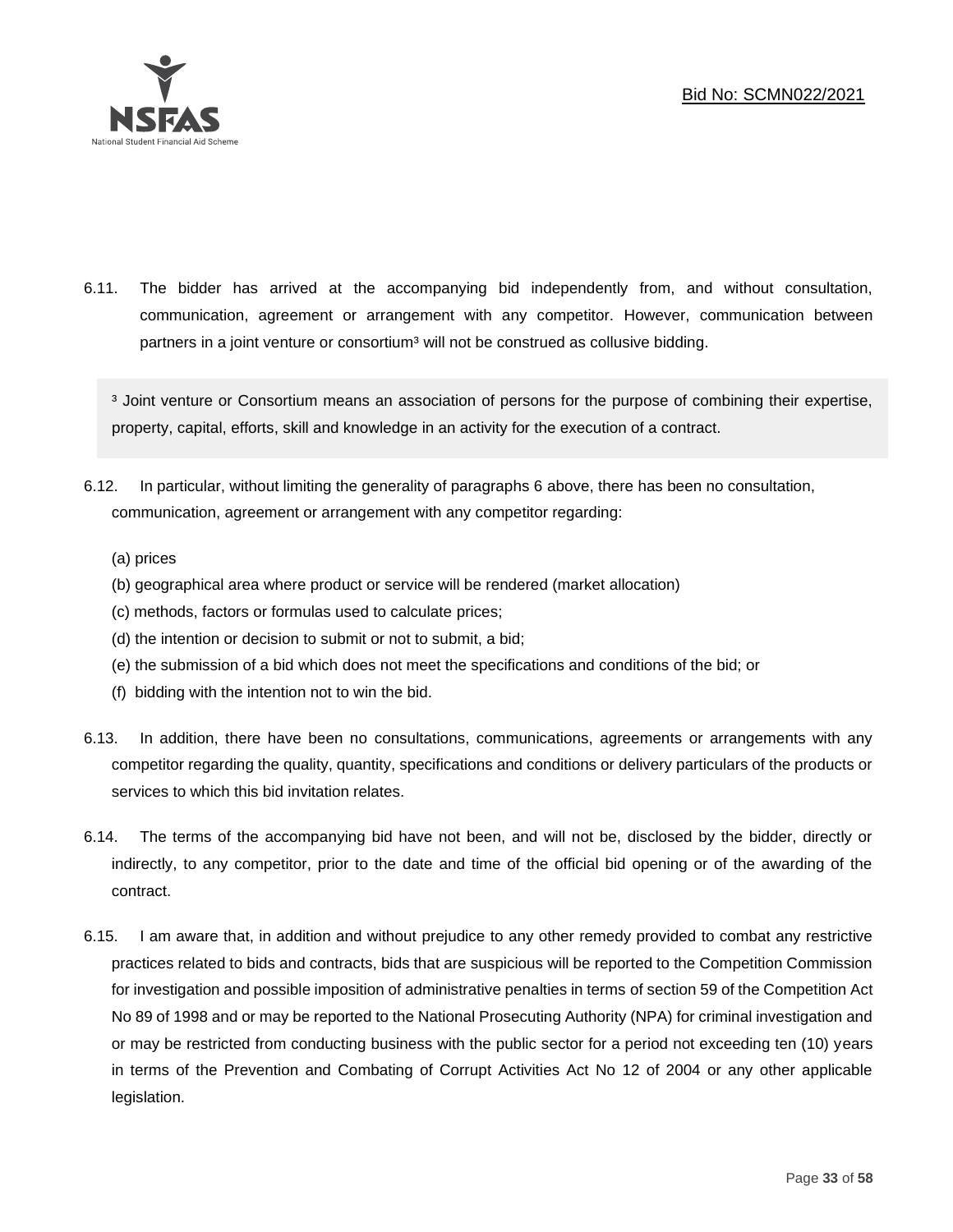6.11. The bidder has arrived at the accompanying bid independently from, and without consultation, communication, agreement or arrangement with any competitor. However, communication between partners in a joint venture or consortium[3] will not be construed as collusive bidding.

> [3] Joint venture or Consortium means an association of persons for the purpose of combining their expertise, property, capital, efforts, skill and knowledge in an activity for the execution of a contract.

6.12. In particular, without limiting the generality of paragraphs 6 above, there has been no consultation, communication, agreement or arrangement with any competitor regarding:

(a) prices
(b) geographical area where product or service will be rendered (market allocation)
(c) methods, factors or formulas used to calculate prices;
(d) the intention or decision to submit or not to submit, a bid;
(e) the submission of a bid which does not meet the specifications and conditions of the bid; or
(f) bidding with the intention not to win the bid.

6.13. In addition, there have been no consultations, communications, agreements or arrangements with any competitor regarding the quality, quantity, specifications and conditions or delivery particulars of the products or services to which this bid invitation relates.

6.14. The terms of the accompanying bid have not been, and will not be, disclosed by the bidder, directly or indirectly, to any competitor, prior to the date and time of the official bid opening or of the awarding of the contract.

6.15. I am aware that, in addition and without prejudice to any other remedy provided to combat any restrictive practices related to bids and contracts, bids that are suspicious will be reported to the Competition Commission for investigation and possible imposition of administrative penalties in terms of section 59 of the Competition Act No 89 of 1998 and or may be reported to the National Prosecuting Authority (NPA) for criminal investigation and or may be restricted from conducting business with the public sector for a period not exceeding ten (10) years in terms of the Prevention and Combating of Corrupt Activities Act No 12 of 2004 or any other applicable legislation.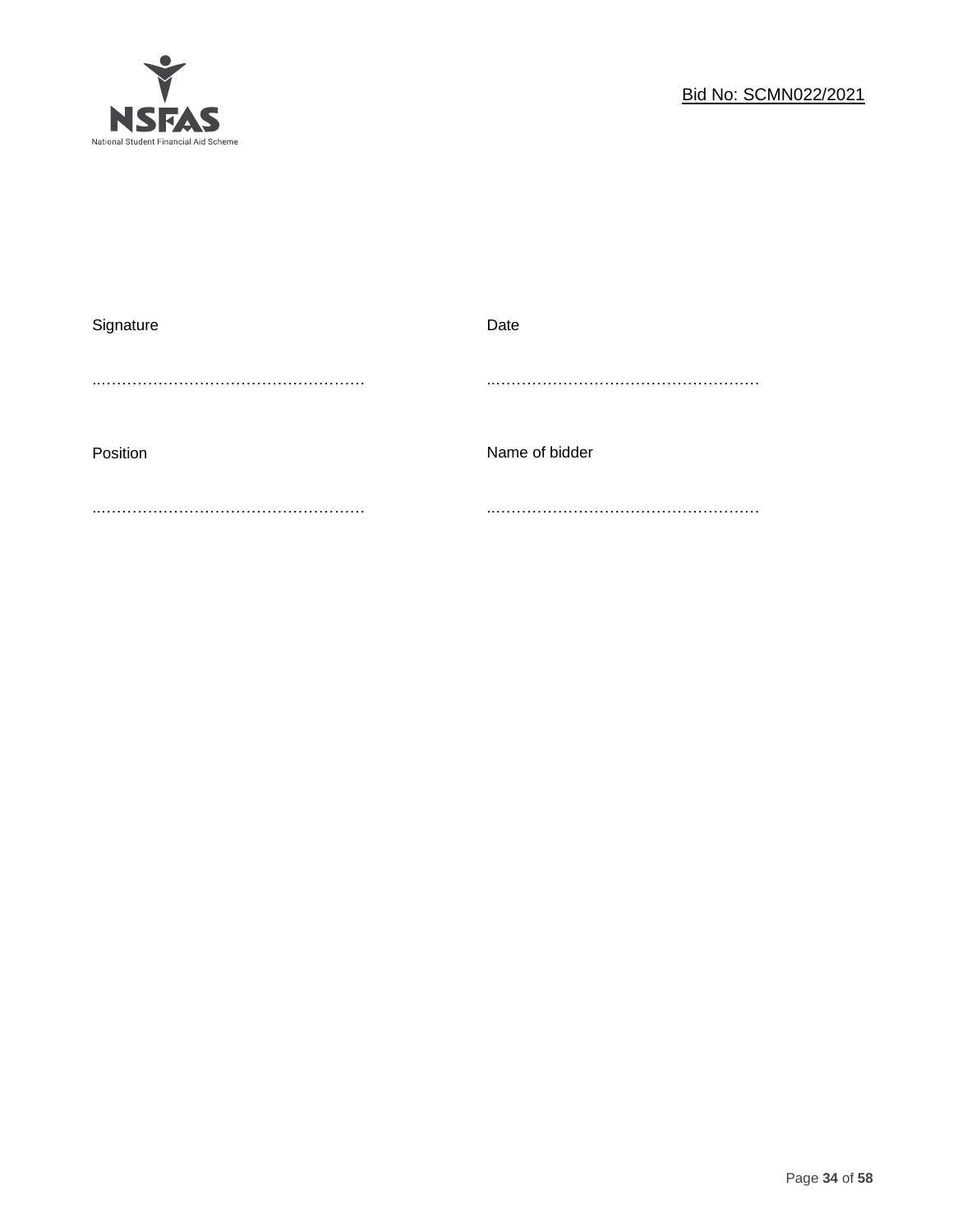| Signature | Date |
|---|---|
| …………………………………………… | …………………………………………… |
| Position | Name of bidder |
| …………………………………………… | …………………………………………… |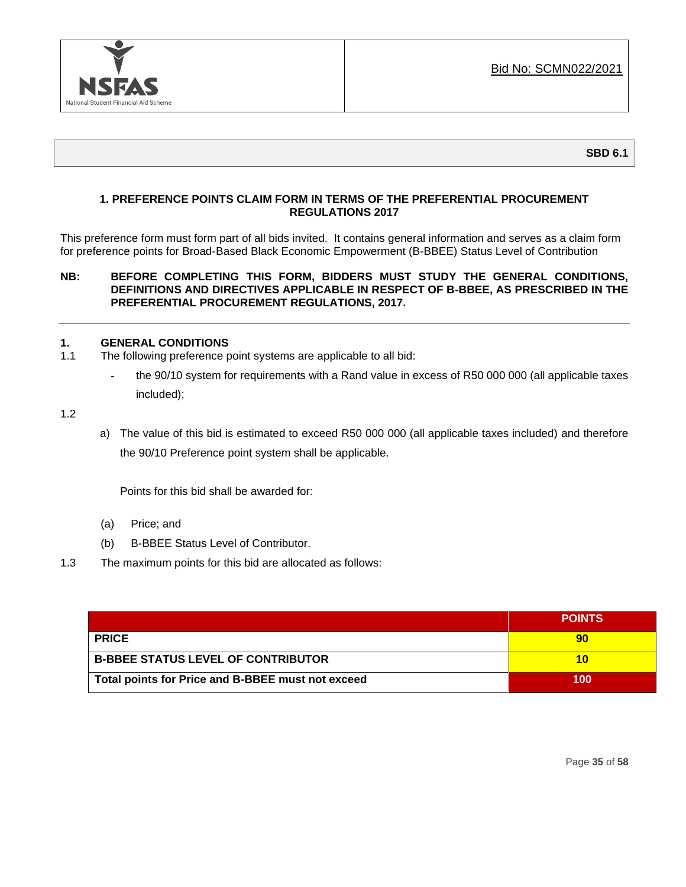Bid No: SCMN022/2021

**SBD 6.1**

**1. PREFERENCE POINTS CLAIM FORM IN TERMS OF THE PREFERENTIAL PROCUREMENT REGULATIONS 2017**

This preference form must form part of all bids invited. It contains general information and serves as a claim form for preference points for Broad-Based Black Economic Empowerment (B-BBEE) Status Level of Contribution

**NB: BEFORE COMPLETING THIS FORM, BIDDERS MUST STUDY THE GENERAL CONDITIONS, DEFINITIONS AND DIRECTIVES APPLICABLE IN RESPECT OF B-BBEE, AS PRESCRIBED IN THE PREFERENTIAL PROCUREMENT REGULATIONS, 2017.**

---

## 1. GENERAL CONDITIONS

1.1 The following preference point systems are applicable to all bid:

- the 90/10 system for requirements with a Rand value in excess of R50 000 000 (all applicable taxes included);

1.2

a) The value of this bid is estimated to exceed R50 000 000 (all applicable taxes included) and therefore the 90/10 Preference point system shall be applicable.

Points for this bid shall be awarded for:

(a) Price; and

(b) B-BBEE Status Level of Contributor.

1.3 The maximum points for this bid are allocated as follows:

| | POINTS |
|---|---|
| **PRICE** | **90** |
| **B-BBEE STATUS LEVEL OF CONTRIBUTOR** | **10** |
| **Total points for Price and B-BBEE must not exceed** | **100** |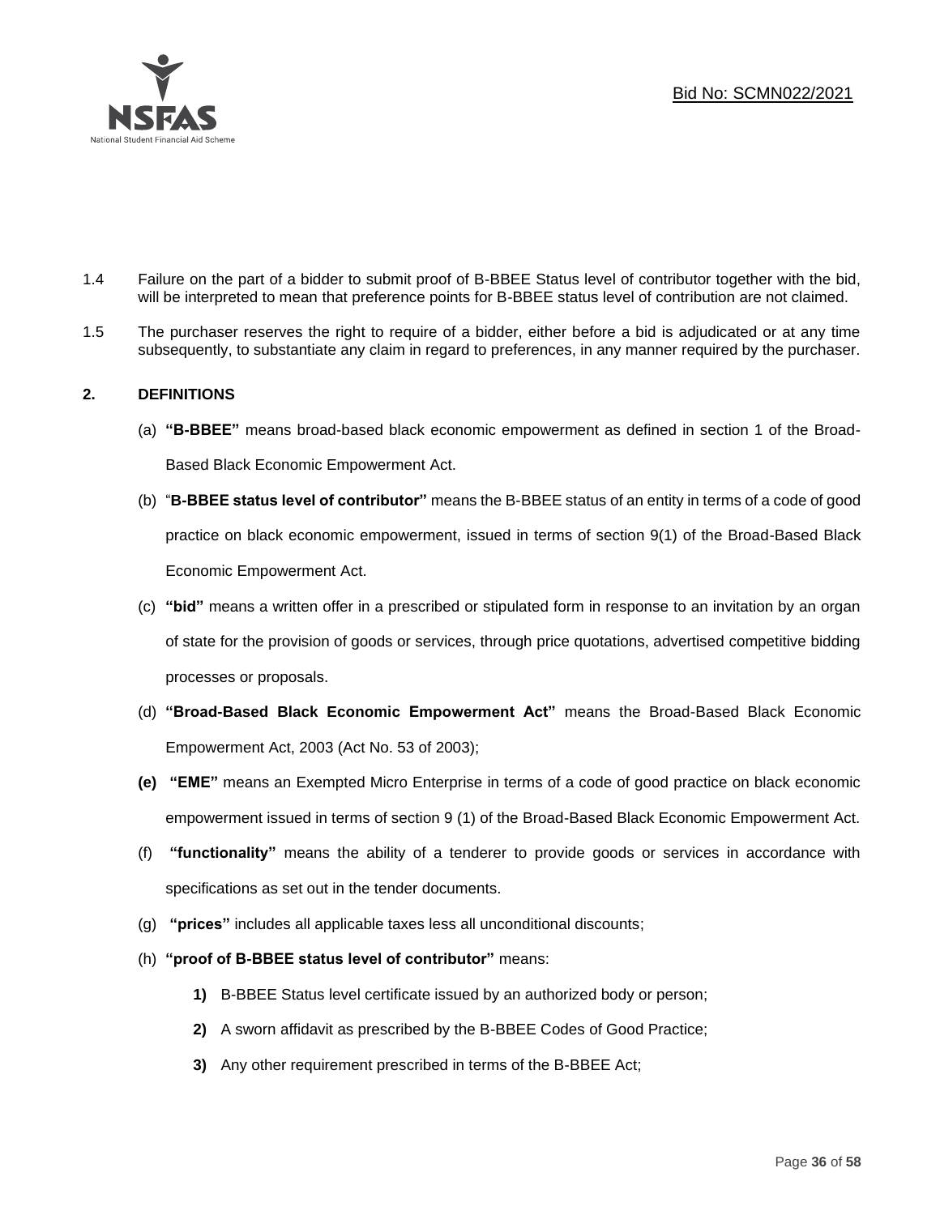1.4 Failure on the part of a bidder to submit proof of B-BBEE Status level of contributor together with the bid, will be interpreted to mean that preference points for B-BBEE status level of contribution are not claimed.

1.5 The purchaser reserves the right to require of a bidder, either before a bid is adjudicated or at any time subsequently, to substantiate any claim in regard to preferences, in any manner required by the purchaser.

## 2. DEFINITIONS

(a) **"B-BBEE"** means broad-based black economic empowerment as defined in section 1 of the Broad-Based Black Economic Empowerment Act.

(b) "**B-BBEE status level of contributor"** means the B-BBEE status of an entity in terms of a code of good practice on black economic empowerment, issued in terms of section 9(1) of the Broad-Based Black Economic Empowerment Act.

(c) **"bid"** means a written offer in a prescribed or stipulated form in response to an invitation by an organ of state for the provision of goods or services, through price quotations, advertised competitive bidding processes or proposals.

(d) **"Broad-Based Black Economic Empowerment Act"** means the Broad-Based Black Economic Empowerment Act, 2003 (Act No. 53 of 2003);

**(e)** **"EME"** means an Exempted Micro Enterprise in terms of a code of good practice on black economic empowerment issued in terms of section 9 (1) of the Broad-Based Black Economic Empowerment Act.

(f) **"functionality"** means the ability of a tenderer to provide goods or services in accordance with specifications as set out in the tender documents.

(g) **"prices"** includes all applicable taxes less all unconditional discounts;

(h) **"proof of B-BBEE status level of contributor"** means:

**1)** B-BBEE Status level certificate issued by an authorized body or person;

**2)** A sworn affidavit as prescribed by the B-BBEE Codes of Good Practice;

**3)** Any other requirement prescribed in terms of the B-BBEE Act;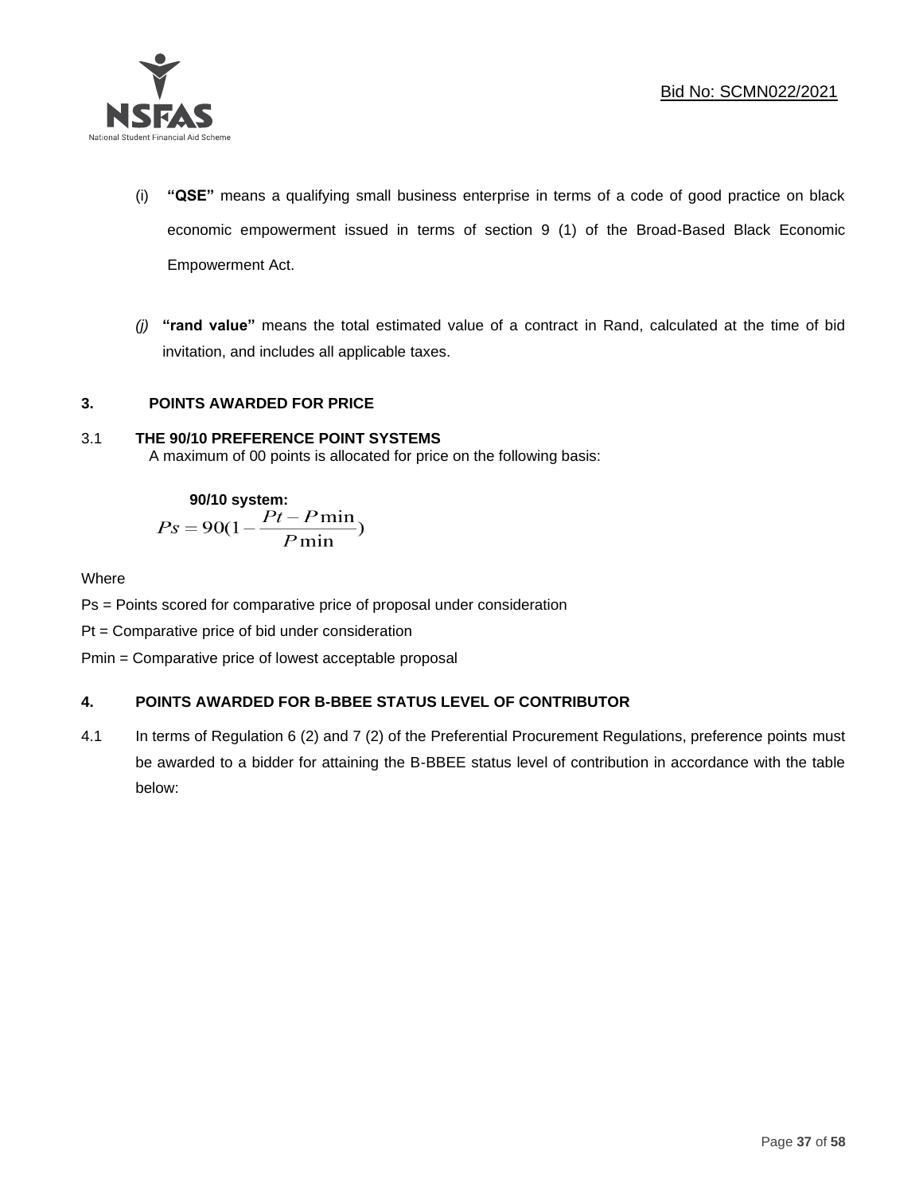(i) **"QSE"** means a qualifying small business enterprise in terms of a code of good practice on black economic empowerment issued in terms of section 9 (1) of the Broad-Based Black Economic Empowerment Act.

*(j)* **"rand value"** means the total estimated value of a contract in Rand, calculated at the time of bid invitation, and includes all applicable taxes.

## 3. POINTS AWARDED FOR PRICE

### 3.1 THE 90/10 PREFERENCE POINT SYSTEMS

A maximum of 00 points is allocated for price on the following basis:

**90/10 system:**

$$Ps = 90\left(1 - \frac{Pt - P\min}{P\min}\right)$$

Where

Ps = Points scored for comparative price of proposal under consideration

Pt = Comparative price of bid under consideration

Pmin = Comparative price of lowest acceptable proposal

## 4. POINTS AWARDED FOR B-BBEE STATUS LEVEL OF CONTRIBUTOR

4.1 In terms of Regulation 6 (2) and 7 (2) of the Preferential Procurement Regulations, preference points must be awarded to a bidder for attaining the B-BBEE status level of contribution in accordance with the table below: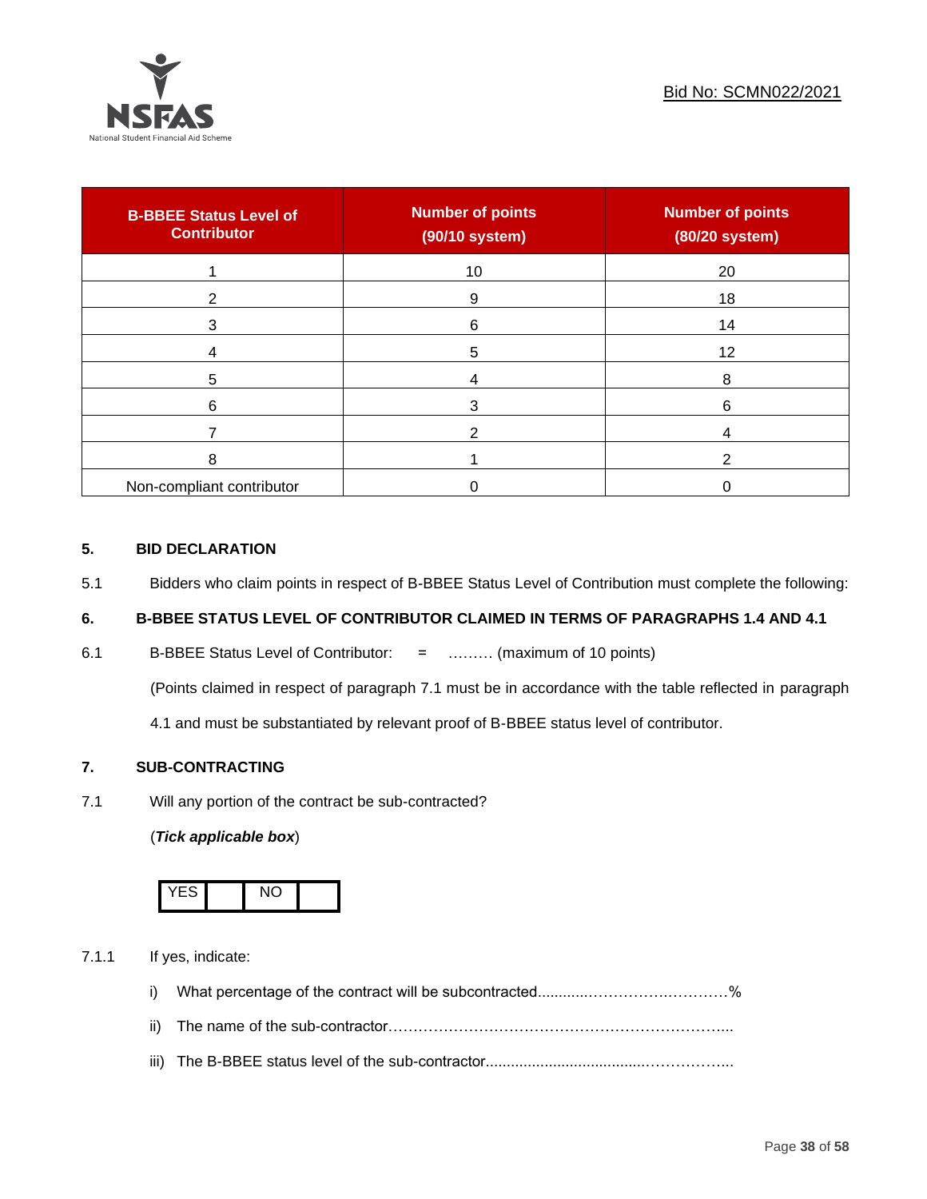Bid No: SCMN022/2021

| B-BBEE Status Level of Contributor | Number of points (90/10 system) | Number of points (80/20 system) |
|---|---|---|
| 1 | 10 | 20 |
| 2 | 9 | 18 |
| 3 | 6 | 14 |
| 4 | 5 | 12 |
| 5 | 4 | 8 |
| 6 | 3 | 6 |
| 7 | 2 | 4 |
| 8 | 1 | 2 |
| Non-compliant contributor | 0 | 0 |

## 5. BID DECLARATION

5.1 Bidders who claim points in respect of B-BBEE Status Level of Contribution must complete the following:

## 6. B-BBEE STATUS LEVEL OF CONTRIBUTOR CLAIMED IN TERMS OF PARAGRAPHS 1.4 AND 4.1

6.1 B-BBEE Status Level of Contributor: = ……… (maximum of 10 points)

(Points claimed in respect of paragraph 7.1 must be in accordance with the table reflected in paragraph 4.1 and must be substantiated by relevant proof of B-BBEE status level of contributor.

## 7. SUB-CONTRACTING

7.1 Will any portion of the contract be sub-contracted?

(***Tick applicable box***)

| YES | | NO | |
|---|---|---|---|

7.1.1 If yes, indicate:

i) What percentage of the contract will be subcontracted............…………….…………%

ii) The name of the sub-contractor…………………………………………………………..

iii) The B-BBEE status level of the sub-contractor......................................……………..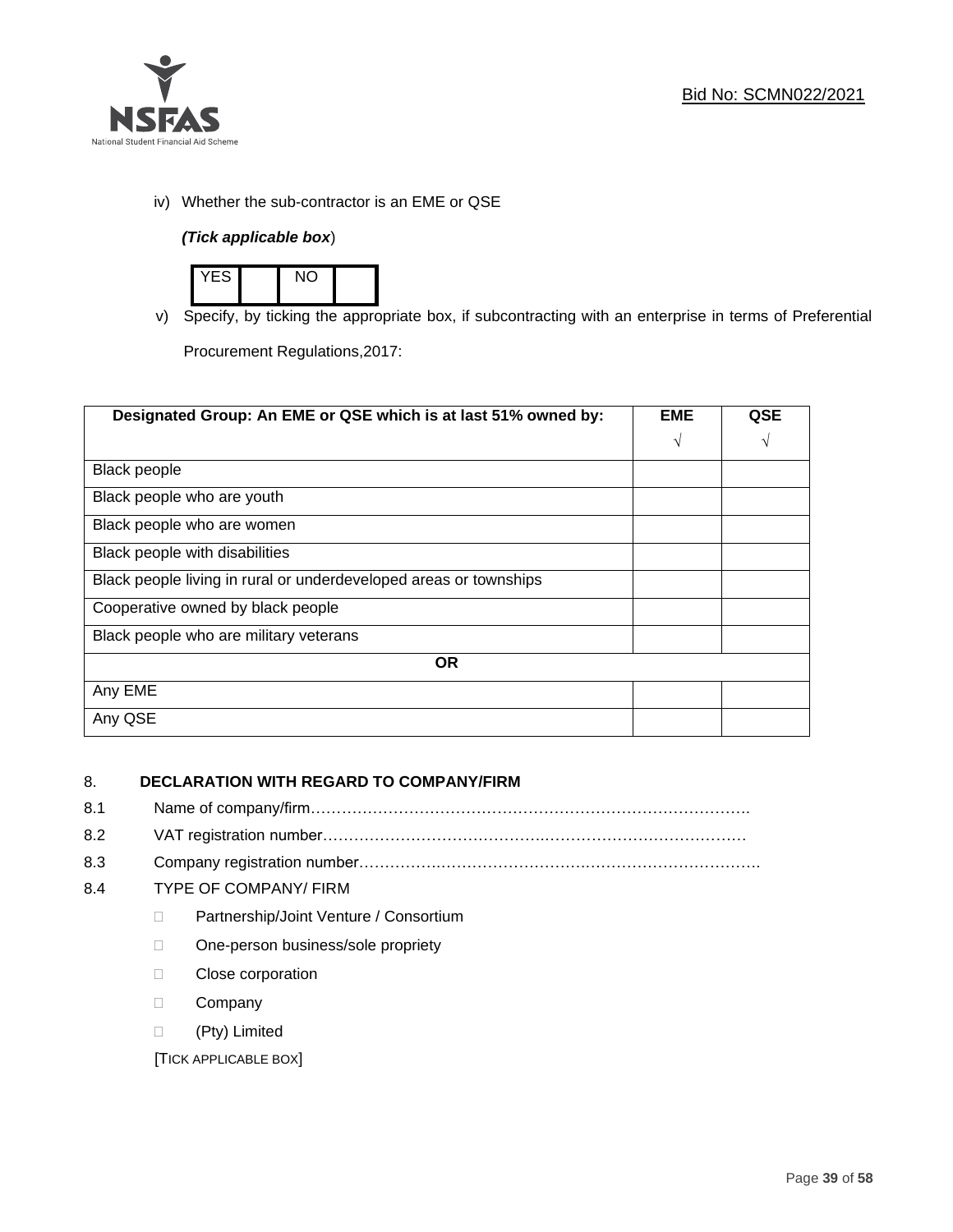iv) Whether the sub-contractor is an EME or QSE

*(Tick applicable box*)

| YES | | NO | |
|---|---|---|---|

v) Specify, by ticking the appropriate box, if subcontracting with an enterprise in terms of Preferential Procurement Regulations,2017:

| Designated Group: An EME or QSE which is at last 51% owned by: | EME √ | QSE √ |
|---|---|---|
| Black people | | |
| Black people who are youth | | |
| Black people who are women | | |
| Black people with disabilities | | |
| Black people living in rural or underdeveloped areas or townships | | |
| Cooperative owned by black people | | |
| Black people who are military veterans | | |
| **OR** | | |
| Any EME | | |
| Any QSE | | |

## 8. DECLARATION WITH REGARD TO COMPANY/FIRM

8.1 Name of company/firm…………………………………………………………………………….

8.2 VAT registration number……………………………………………………………………….…

8.3 Company registration number…………….……………………….…………………………….

8.4 TYPE OF COMPANY/ FIRM

- ☐ Partnership/Joint Venture / Consortium
- ☐ One-person business/sole propriety
- ☐ Close corporation
- ☐ Company
- ☐ (Pty) Limited

[TICK APPLICABLE BOX]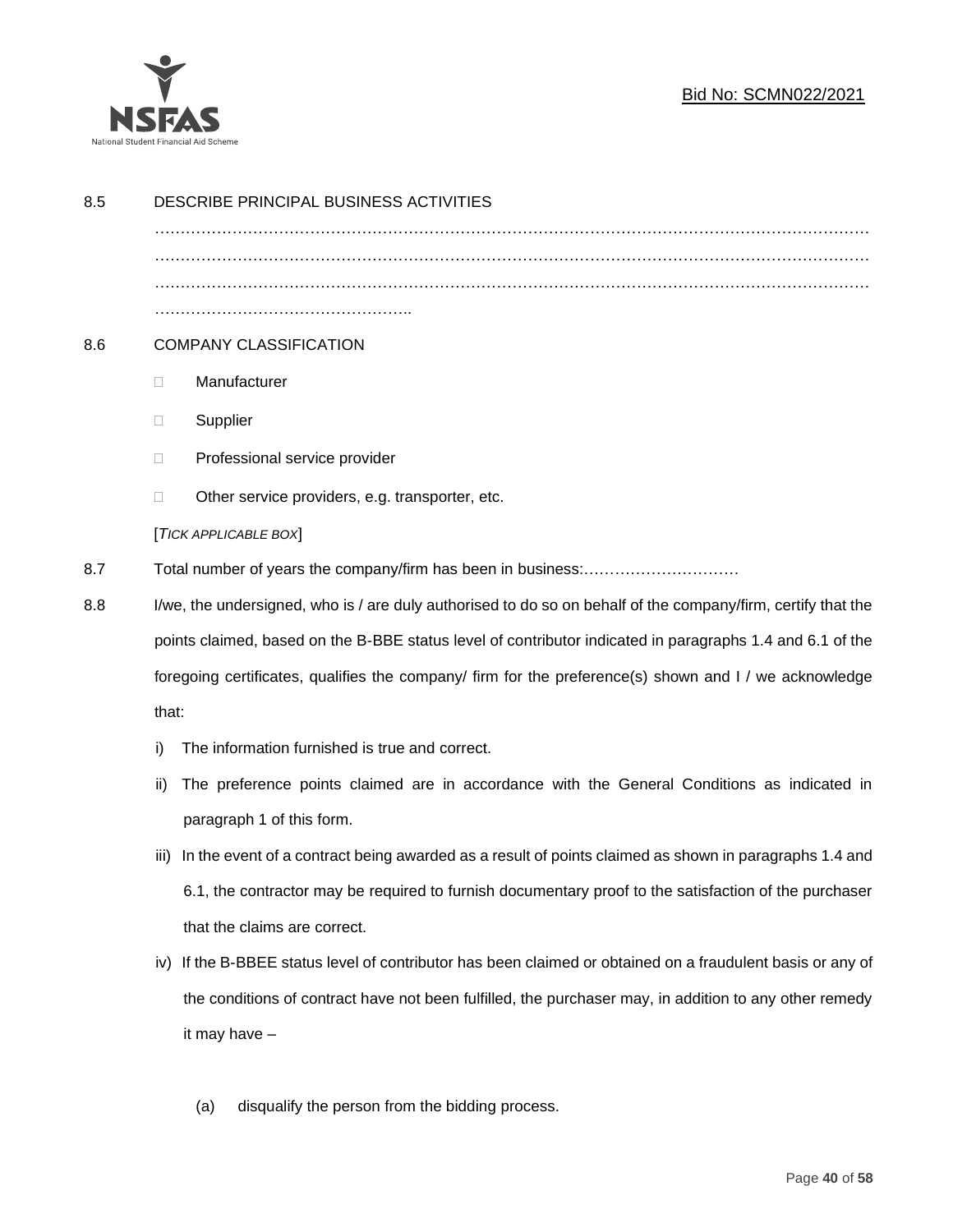8.5 DESCRIBE PRINCIPAL BUSINESS ACTIVITIES

………………………………………………………………………………………………………………………
………………………………………………………………………………………………………………………
………………………………………………………………………………………………………………………
…………………………………………..

8.6 COMPANY CLASSIFICATION

- Manufacturer
- Supplier
- Professional service provider
- Other service providers, e.g. transporter, etc.

[*TICK APPLICABLE BOX*]

8.7 Total number of years the company/firm has been in business:…………………………

8.8 I/we, the undersigned, who is / are duly authorised to do so on behalf of the company/firm, certify that the points claimed, based on the B-BBE status level of contributor indicated in paragraphs 1.4 and 6.1 of the foregoing certificates, qualifies the company/ firm for the preference(s) shown and I / we acknowledge that:

i) The information furnished is true and correct.

ii) The preference points claimed are in accordance with the General Conditions as indicated in paragraph 1 of this form.

iii) In the event of a contract being awarded as a result of points claimed as shown in paragraphs 1.4 and 6.1, the contractor may be required to furnish documentary proof to the satisfaction of the purchaser that the claims are correct.

iv) If the B-BBEE status level of contributor has been claimed or obtained on a fraudulent basis or any of the conditions of contract have not been fulfilled, the purchaser may, in addition to any other remedy it may have –

(a) disqualify the person from the bidding process.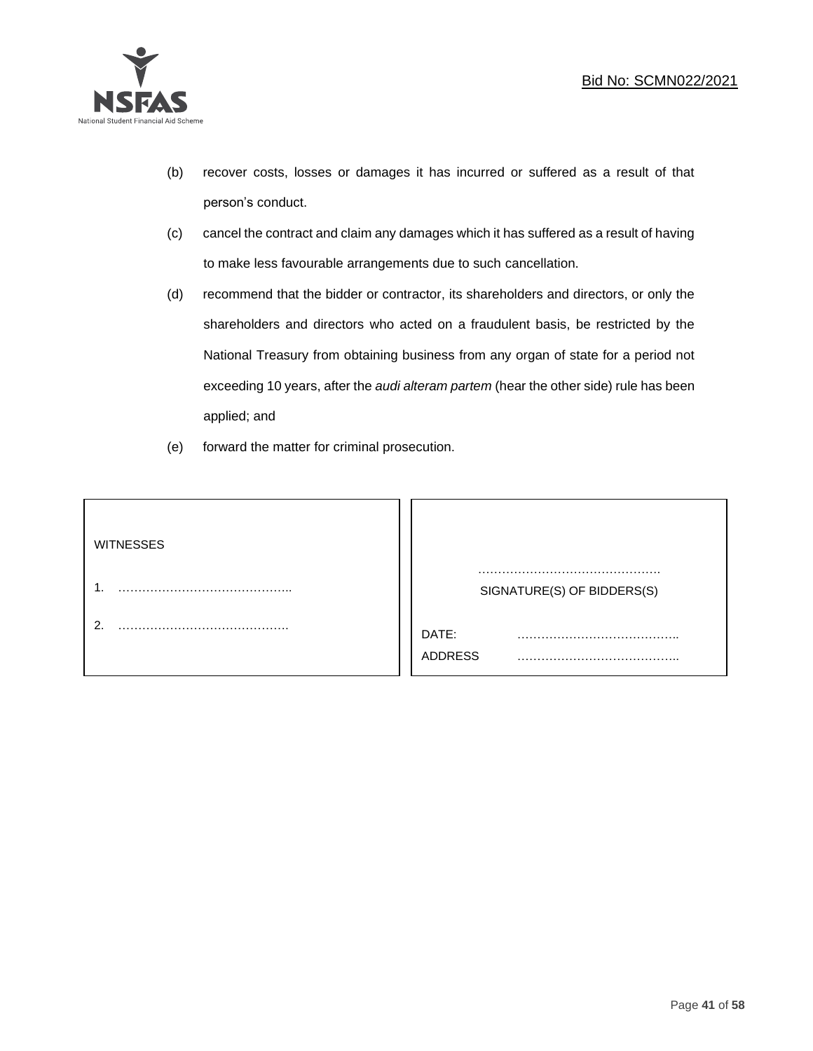(b) recover costs, losses or damages it has incurred or suffered as a result of that person's conduct.

(c) cancel the contract and claim any damages which it has suffered as a result of having to make less favourable arrangements due to such cancellation.

(d) recommend that the bidder or contractor, its shareholders and directors, or only the shareholders and directors who acted on a fraudulent basis, be restricted by the National Treasury from obtaining business from any organ of state for a period not exceeding 10 years, after the *audi alteram partem* (hear the other side) rule has been applied; and

(e) forward the matter for criminal prosecution.

| WITNESSES | |
|---|---|
| 1. …………………………………….. | ………………………………………<br>SIGNATURE(S) OF BIDDERS(S) |
| 2. ……………………………………. | DATE: …………………………………..<br>ADDRESS ………………………………….. |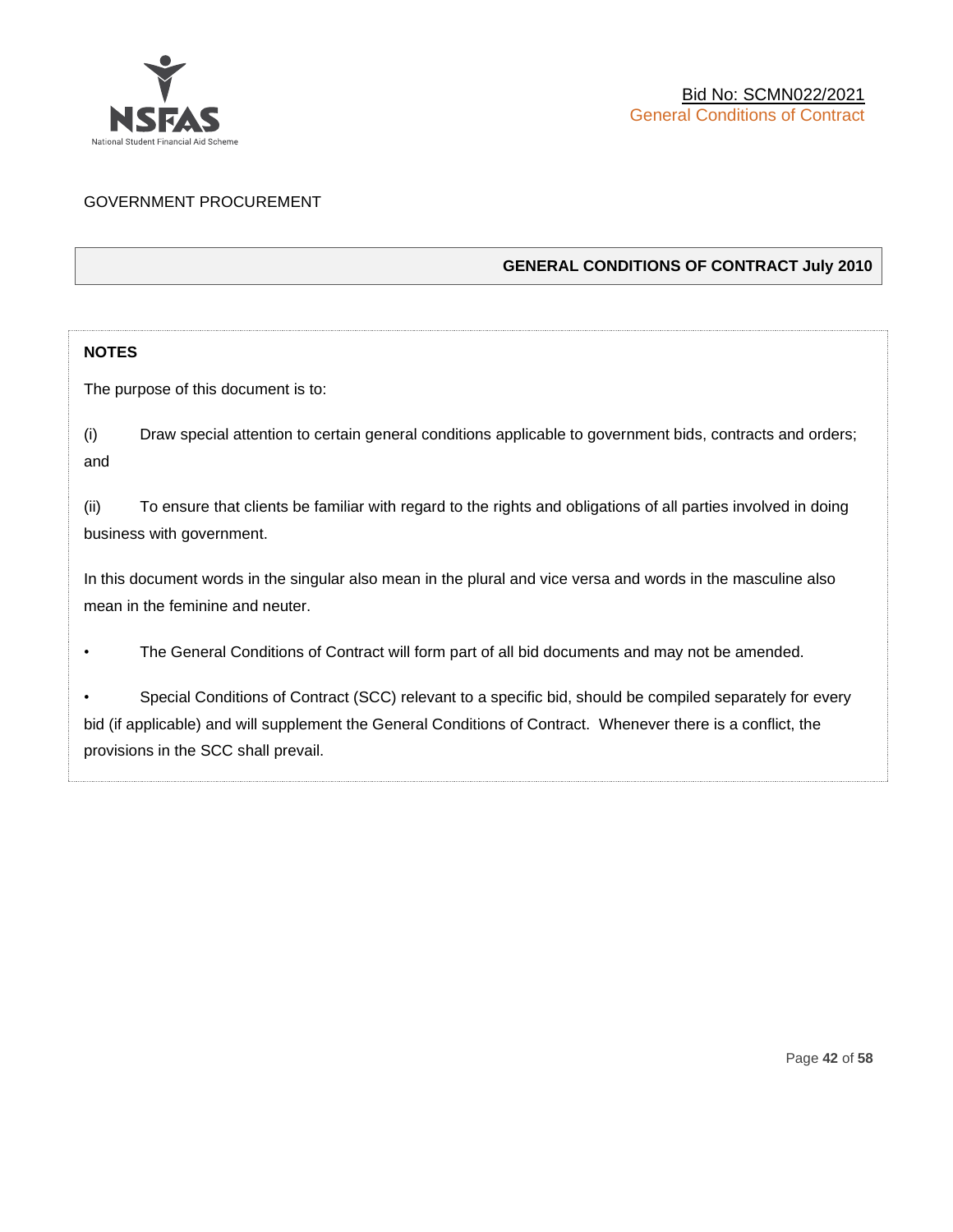GOVERNMENT PROCUREMENT

## GENERAL CONDITIONS OF CONTRACT July 2010

**NOTES**

The purpose of this document is to:

(i) Draw special attention to certain general conditions applicable to government bids, contracts and orders; and

(ii) To ensure that clients be familiar with regard to the rights and obligations of all parties involved in doing business with government.

In this document words in the singular also mean in the plural and vice versa and words in the masculine also mean in the feminine and neuter.

- The General Conditions of Contract will form part of all bid documents and may not be amended.
- Special Conditions of Contract (SCC) relevant to a specific bid, should be compiled separately for every bid (if applicable) and will supplement the General Conditions of Contract. Whenever there is a conflict, the provisions in the SCC shall prevail.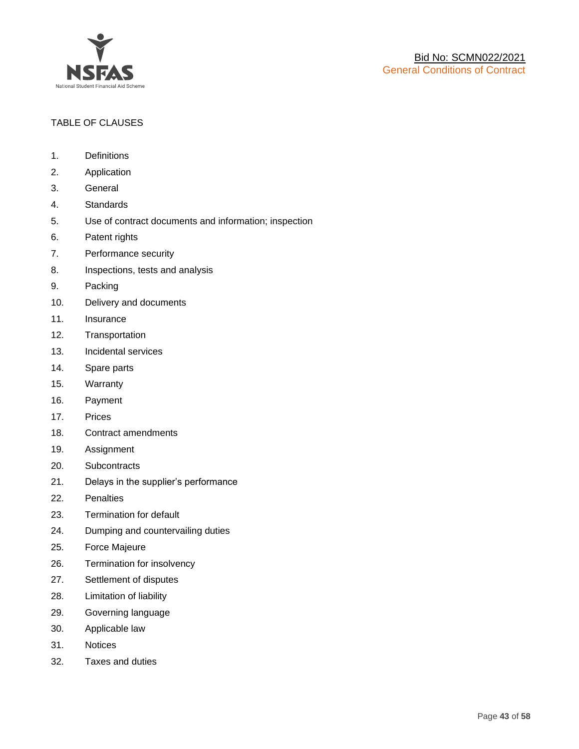TABLE OF CLAUSES

1. Definitions
2. Application
3. General
4. Standards
5. Use of contract documents and information; inspection
6. Patent rights
7. Performance security
8. Inspections, tests and analysis
9. Packing
10. Delivery and documents
11. Insurance
12. Transportation
13. Incidental services
14. Spare parts
15. Warranty
16. Payment
17. Prices
18. Contract amendments
19. Assignment
20. Subcontracts
21. Delays in the supplier's performance
22. Penalties
23. Termination for default
24. Dumping and countervailing duties
25. Force Majeure
26. Termination for insolvency
27. Settlement of disputes
28. Limitation of liability
29. Governing language
30. Applicable law
31. Notices
32. Taxes and duties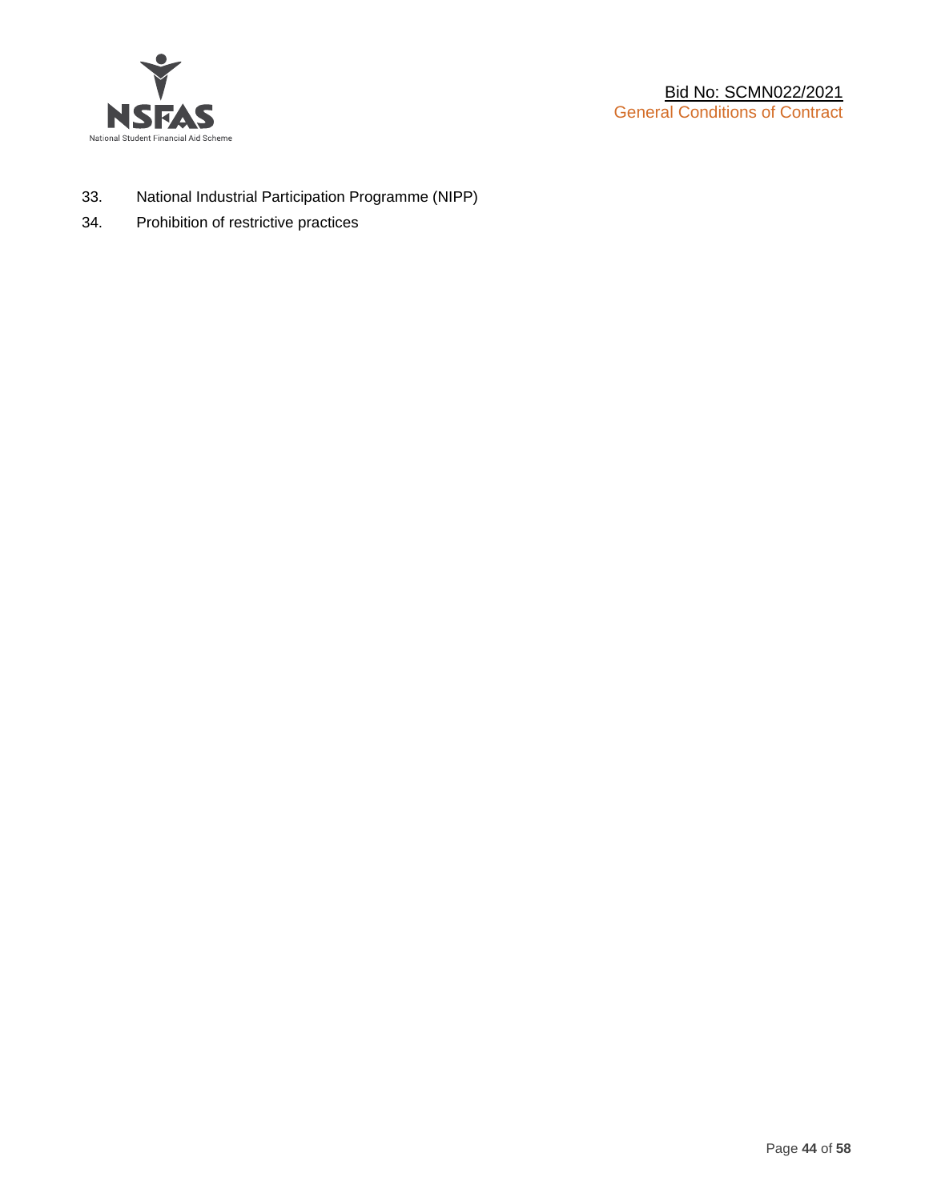33. National Industrial Participation Programme (NIPP)
34. Prohibition of restrictive practices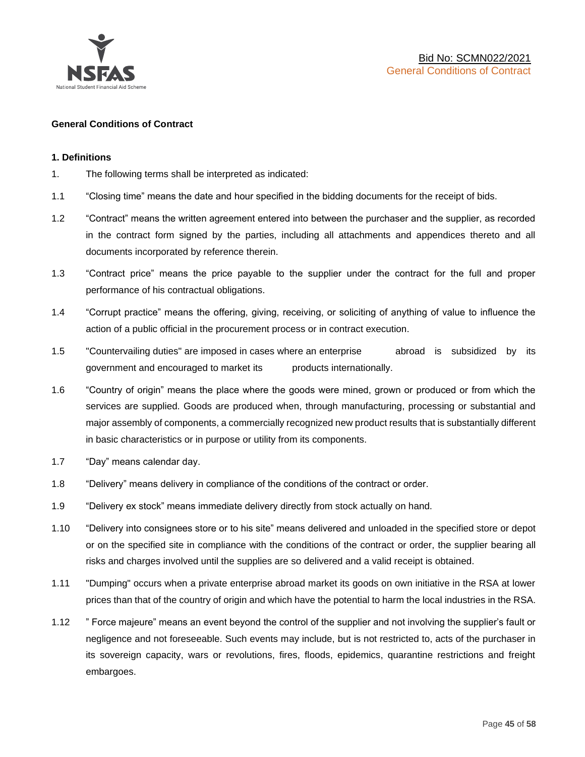**General Conditions of Contract**

**1. Definitions**

1. The following terms shall be interpreted as indicated:

1.1 "Closing time" means the date and hour specified in the bidding documents for the receipt of bids.

1.2 "Contract" means the written agreement entered into between the purchaser and the supplier, as recorded in the contract form signed by the parties, including all attachments and appendices thereto and all documents incorporated by reference therein.

1.3 "Contract price" means the price payable to the supplier under the contract for the full and proper performance of his contractual obligations.

1.4 "Corrupt practice" means the offering, giving, receiving, or soliciting of anything of value to influence the action of a public official in the procurement process or in contract execution.

1.5 "Countervailing duties" are imposed in cases where an enterprise abroad is subsidized by its government and encouraged to market its products internationally.

1.6 "Country of origin" means the place where the goods were mined, grown or produced or from which the services are supplied. Goods are produced when, through manufacturing, processing or substantial and major assembly of components, a commercially recognized new product results that is substantially different in basic characteristics or in purpose or utility from its components.

1.7 "Day" means calendar day.

1.8 "Delivery" means delivery in compliance of the conditions of the contract or order.

1.9 "Delivery ex stock" means immediate delivery directly from stock actually on hand.

1.10 "Delivery into consignees store or to his site" means delivered and unloaded in the specified store or depot or on the specified site in compliance with the conditions of the contract or order, the supplier bearing all risks and charges involved until the supplies are so delivered and a valid receipt is obtained.

1.11 "Dumping" occurs when a private enterprise abroad market its goods on own initiative in the RSA at lower prices than that of the country of origin and which have the potential to harm the local industries in the RSA.

1.12 " Force majeure" means an event beyond the control of the supplier and not involving the supplier's fault or negligence and not foreseeable. Such events may include, but is not restricted to, acts of the purchaser in its sovereign capacity, wars or revolutions, fires, floods, epidemics, quarantine restrictions and freight embargoes.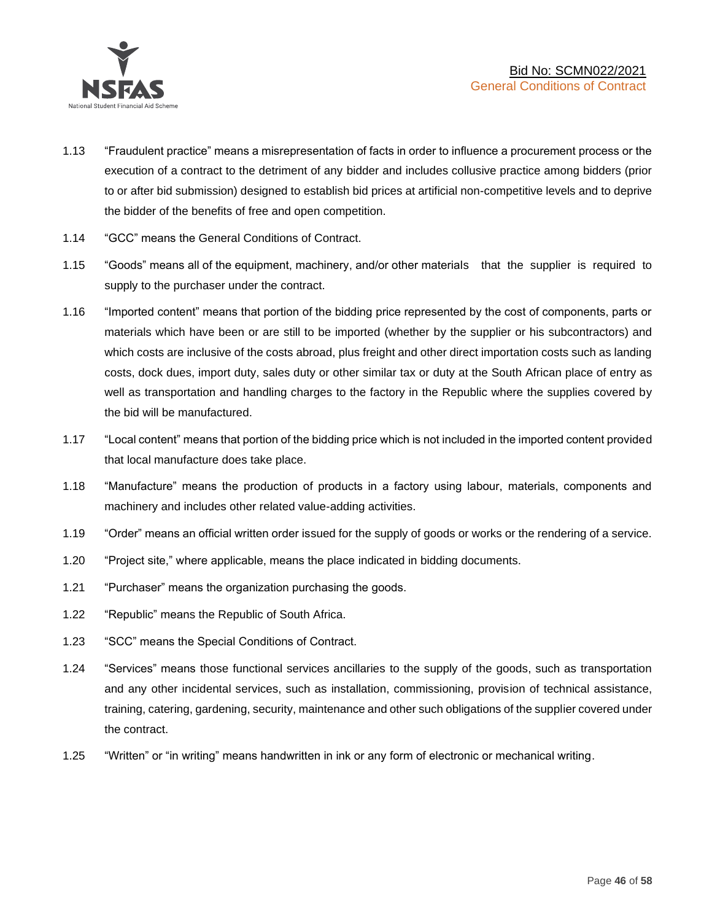1.13 "Fraudulent practice" means a misrepresentation of facts in order to influence a procurement process or the execution of a contract to the detriment of any bidder and includes collusive practice among bidders (prior to or after bid submission) designed to establish bid prices at artificial non-competitive levels and to deprive the bidder of the benefits of free and open competition.

1.14 "GCC" means the General Conditions of Contract.

1.15 "Goods" means all of the equipment, machinery, and/or other materials that the supplier is required to supply to the purchaser under the contract.

1.16 "Imported content" means that portion of the bidding price represented by the cost of components, parts or materials which have been or are still to be imported (whether by the supplier or his subcontractors) and which costs are inclusive of the costs abroad, plus freight and other direct importation costs such as landing costs, dock dues, import duty, sales duty or other similar tax or duty at the South African place of entry as well as transportation and handling charges to the factory in the Republic where the supplies covered by the bid will be manufactured.

1.17 "Local content" means that portion of the bidding price which is not included in the imported content provided that local manufacture does take place.

1.18 "Manufacture" means the production of products in a factory using labour, materials, components and machinery and includes other related value-adding activities.

1.19 "Order" means an official written order issued for the supply of goods or works or the rendering of a service.

1.20 "Project site," where applicable, means the place indicated in bidding documents.

1.21 "Purchaser" means the organization purchasing the goods.

1.22 "Republic" means the Republic of South Africa.

1.23 "SCC" means the Special Conditions of Contract.

1.24 "Services" means those functional services ancillaries to the supply of the goods, such as transportation and any other incidental services, such as installation, commissioning, provision of technical assistance, training, catering, gardening, security, maintenance and other such obligations of the supplier covered under the contract.

1.25 "Written" or "in writing" means handwritten in ink or any form of electronic or mechanical writing.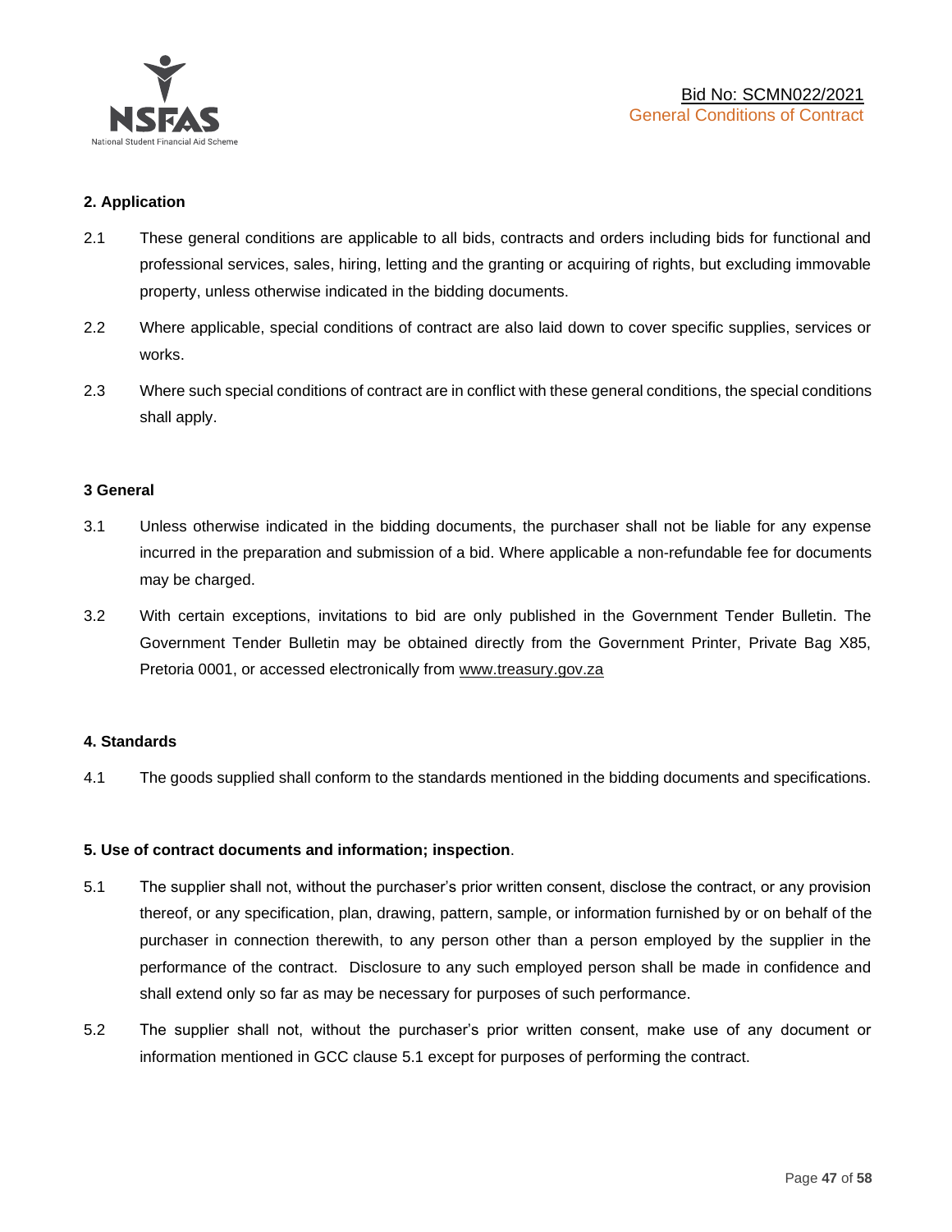## 2. Application

2.1 These general conditions are applicable to all bids, contracts and orders including bids for functional and professional services, sales, hiring, letting and the granting or acquiring of rights, but excluding immovable property, unless otherwise indicated in the bidding documents.

2.2 Where applicable, special conditions of contract are also laid down to cover specific supplies, services or works.

2.3 Where such special conditions of contract are in conflict with these general conditions, the special conditions shall apply.

## 3 General

3.1 Unless otherwise indicated in the bidding documents, the purchaser shall not be liable for any expense incurred in the preparation and submission of a bid. Where applicable a non-refundable fee for documents may be charged.

3.2 With certain exceptions, invitations to bid are only published in the Government Tender Bulletin. The Government Tender Bulletin may be obtained directly from the Government Printer, Private Bag X85, Pretoria 0001, or accessed electronically from www.treasury.gov.za

## 4. Standards

4.1 The goods supplied shall conform to the standards mentioned in the bidding documents and specifications.

## 5. Use of contract documents and information; inspection.

5.1 The supplier shall not, without the purchaser's prior written consent, disclose the contract, or any provision thereof, or any specification, plan, drawing, pattern, sample, or information furnished by or on behalf of the purchaser in connection therewith, to any person other than a person employed by the supplier in the performance of the contract. Disclosure to any such employed person shall be made in confidence and shall extend only so far as may be necessary for purposes of such performance.

5.2 The supplier shall not, without the purchaser's prior written consent, make use of any document or information mentioned in GCC clause 5.1 except for purposes of performing the contract.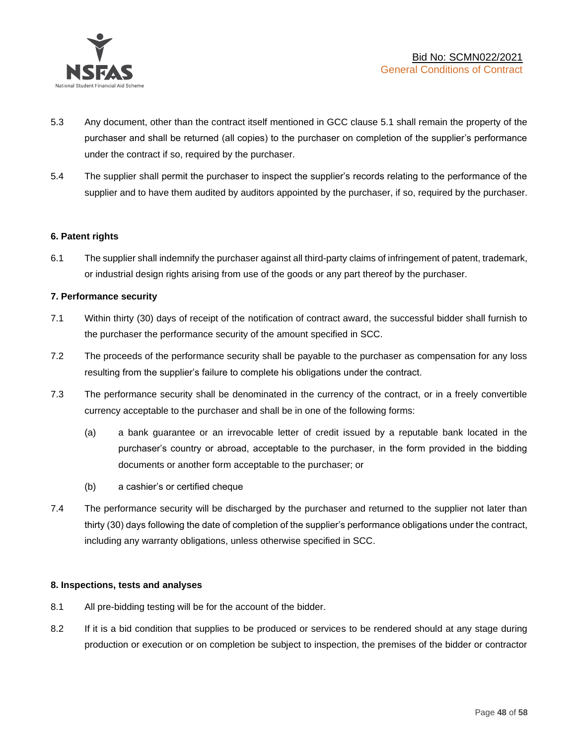5.3 Any document, other than the contract itself mentioned in GCC clause 5.1 shall remain the property of the purchaser and shall be returned (all copies) to the purchaser on completion of the supplier's performance under the contract if so, required by the purchaser.

5.4 The supplier shall permit the purchaser to inspect the supplier's records relating to the performance of the supplier and to have them audited by auditors appointed by the purchaser, if so, required by the purchaser.

**6. Patent rights**

6.1 The supplier shall indemnify the purchaser against all third-party claims of infringement of patent, trademark, or industrial design rights arising from use of the goods or any part thereof by the purchaser.

**7. Performance security**

7.1 Within thirty (30) days of receipt of the notification of contract award, the successful bidder shall furnish to the purchaser the performance security of the amount specified in SCC.

7.2 The proceeds of the performance security shall be payable to the purchaser as compensation for any loss resulting from the supplier's failure to complete his obligations under the contract.

7.3 The performance security shall be denominated in the currency of the contract, or in a freely convertible currency acceptable to the purchaser and shall be in one of the following forms:

(a) a bank guarantee or an irrevocable letter of credit issued by a reputable bank located in the purchaser's country or abroad, acceptable to the purchaser, in the form provided in the bidding documents or another form acceptable to the purchaser; or

(b) a cashier's or certified cheque

7.4 The performance security will be discharged by the purchaser and returned to the supplier not later than thirty (30) days following the date of completion of the supplier's performance obligations under the contract, including any warranty obligations, unless otherwise specified in SCC.

**8. Inspections, tests and analyses**

8.1 All pre-bidding testing will be for the account of the bidder.

8.2 If it is a bid condition that supplies to be produced or services to be rendered should at any stage during production or execution or on completion be subject to inspection, the premises of the bidder or contractor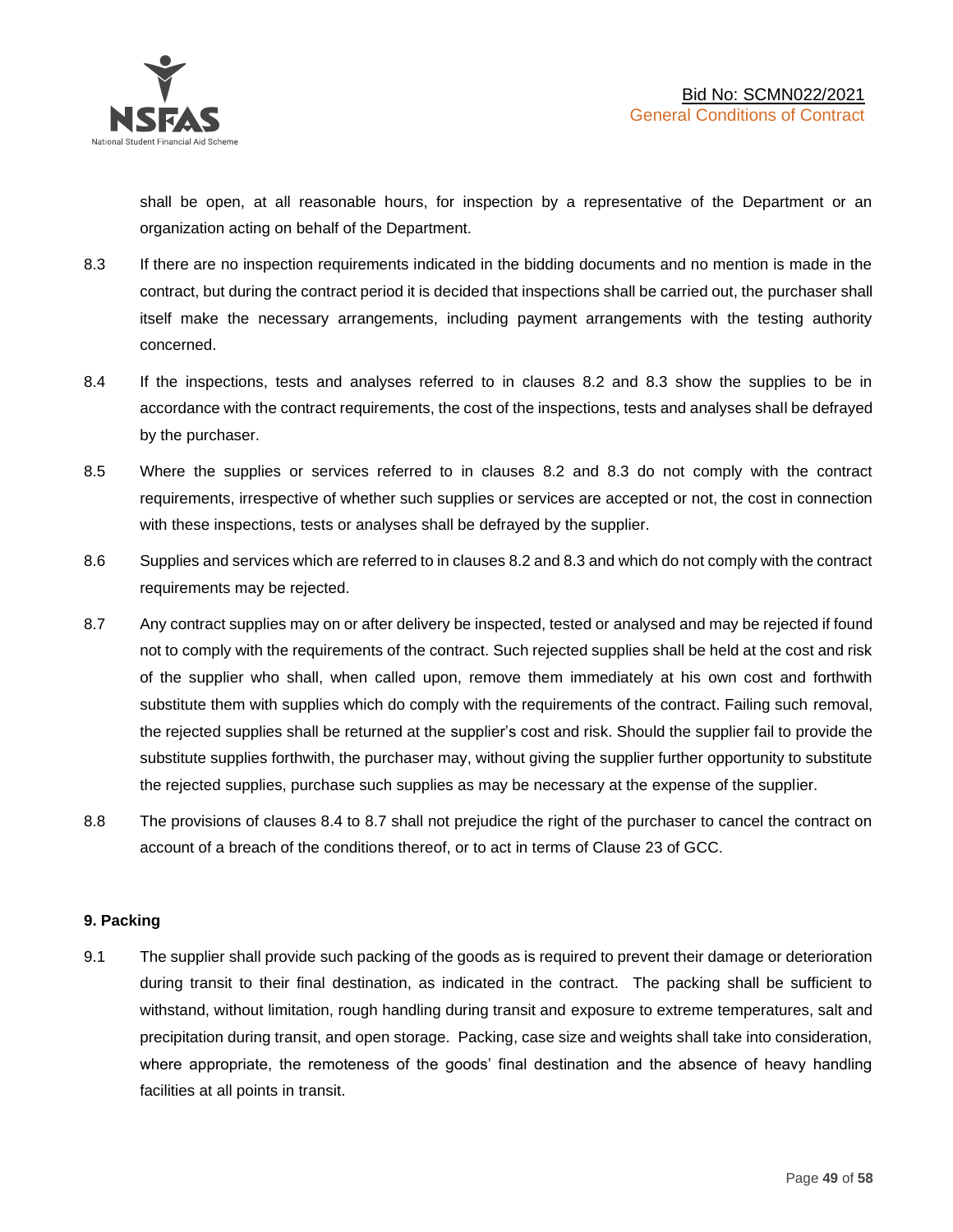shall be open, at all reasonable hours, for inspection by a representative of the Department or an organization acting on behalf of the Department.

8.3 If there are no inspection requirements indicated in the bidding documents and no mention is made in the contract, but during the contract period it is decided that inspections shall be carried out, the purchaser shall itself make the necessary arrangements, including payment arrangements with the testing authority concerned.

8.4 If the inspections, tests and analyses referred to in clauses 8.2 and 8.3 show the supplies to be in accordance with the contract requirements, the cost of the inspections, tests and analyses shall be defrayed by the purchaser.

8.5 Where the supplies or services referred to in clauses 8.2 and 8.3 do not comply with the contract requirements, irrespective of whether such supplies or services are accepted or not, the cost in connection with these inspections, tests or analyses shall be defrayed by the supplier.

8.6 Supplies and services which are referred to in clauses 8.2 and 8.3 and which do not comply with the contract requirements may be rejected.

8.7 Any contract supplies may on or after delivery be inspected, tested or analysed and may be rejected if found not to comply with the requirements of the contract. Such rejected supplies shall be held at the cost and risk of the supplier who shall, when called upon, remove them immediately at his own cost and forthwith substitute them with supplies which do comply with the requirements of the contract. Failing such removal, the rejected supplies shall be returned at the supplier's cost and risk. Should the supplier fail to provide the substitute supplies forthwith, the purchaser may, without giving the supplier further opportunity to substitute the rejected supplies, purchase such supplies as may be necessary at the expense of the supplier.

8.8 The provisions of clauses 8.4 to 8.7 shall not prejudice the right of the purchaser to cancel the contract on account of a breach of the conditions thereof, or to act in terms of Clause 23 of GCC.

**9. Packing**

9.1 The supplier shall provide such packing of the goods as is required to prevent their damage or deterioration during transit to their final destination, as indicated in the contract. The packing shall be sufficient to withstand, without limitation, rough handling during transit and exposure to extreme temperatures, salt and precipitation during transit, and open storage. Packing, case size and weights shall take into consideration, where appropriate, the remoteness of the goods' final destination and the absence of heavy handling facilities at all points in transit.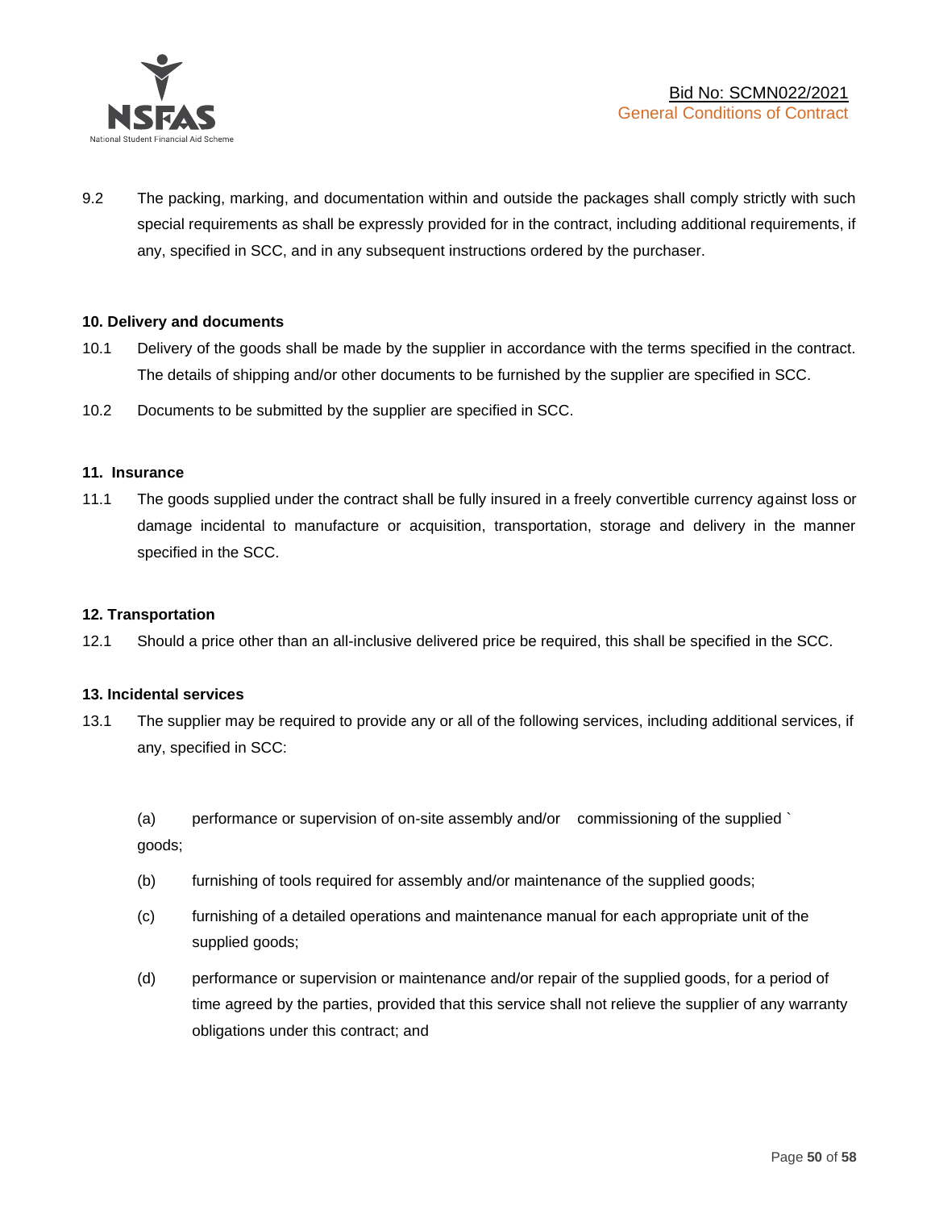9.2 The packing, marking, and documentation within and outside the packages shall comply strictly with such special requirements as shall be expressly provided for in the contract, including additional requirements, if any, specified in SCC, and in any subsequent instructions ordered by the purchaser.

**10. Delivery and documents**

10.1 Delivery of the goods shall be made by the supplier in accordance with the terms specified in the contract. The details of shipping and/or other documents to be furnished by the supplier are specified in SCC.

10.2 Documents to be submitted by the supplier are specified in SCC.

**11. Insurance**

11.1 The goods supplied under the contract shall be fully insured in a freely convertible currency against loss or damage incidental to manufacture or acquisition, transportation, storage and delivery in the manner specified in the SCC.

**12. Transportation**

12.1 Should a price other than an all-inclusive delivered price be required, this shall be specified in the SCC.

**13. Incidental services**

13.1 The supplier may be required to provide any or all of the following services, including additional services, if any, specified in SCC:

(a) performance or supervision of on-site assembly and/or commissioning of the supplied ` goods;

(b) furnishing of tools required for assembly and/or maintenance of the supplied goods;

(c) furnishing of a detailed operations and maintenance manual for each appropriate unit of the supplied goods;

(d) performance or supervision or maintenance and/or repair of the supplied goods, for a period of time agreed by the parties, provided that this service shall not relieve the supplier of any warranty obligations under this contract; and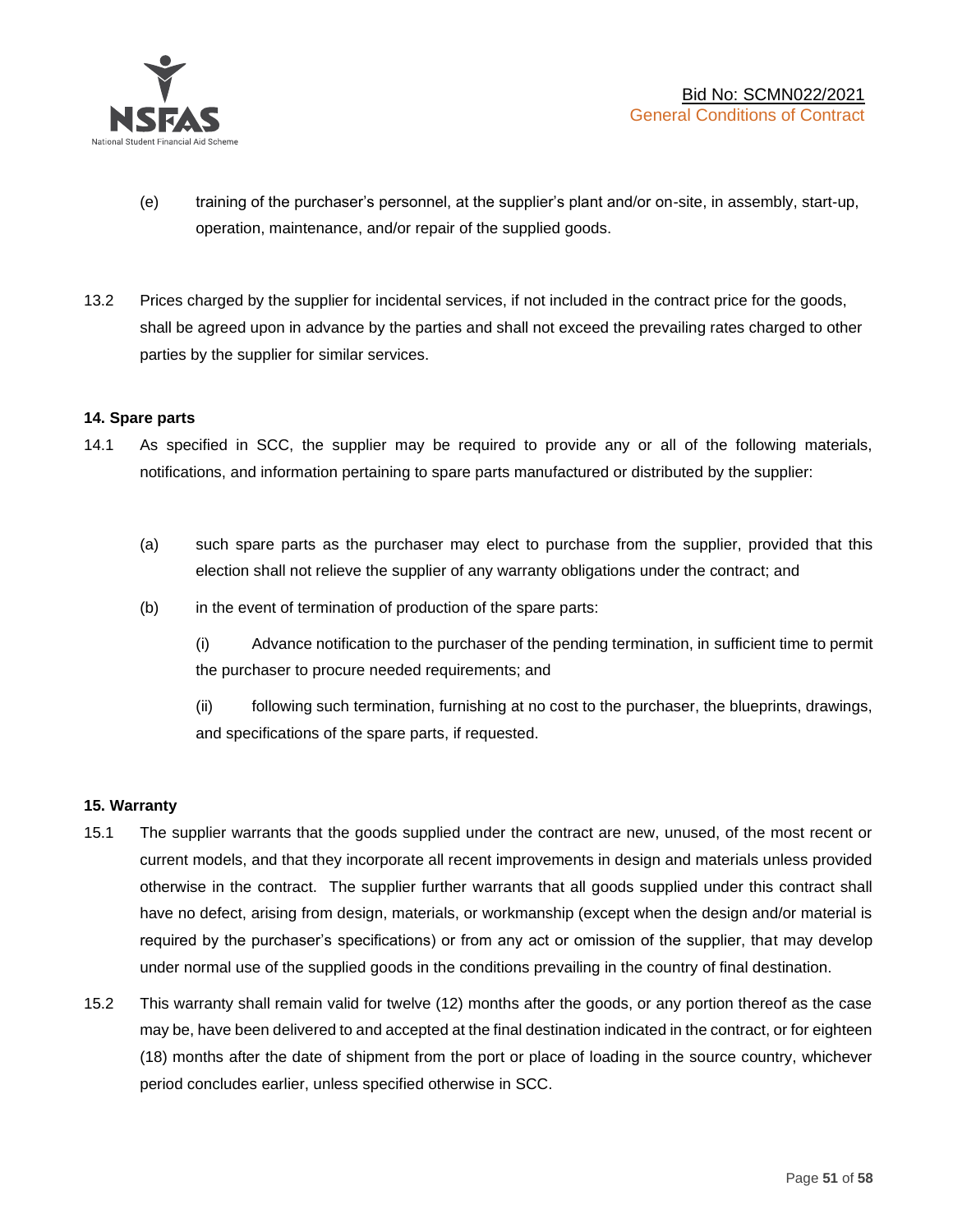(e) training of the purchaser's personnel, at the supplier's plant and/or on-site, in assembly, start-up, operation, maintenance, and/or repair of the supplied goods.

13.2 Prices charged by the supplier for incidental services, if not included in the contract price for the goods, shall be agreed upon in advance by the parties and shall not exceed the prevailing rates charged to other parties by the supplier for similar services.

**14. Spare parts**

14.1 As specified in SCC, the supplier may be required to provide any or all of the following materials, notifications, and information pertaining to spare parts manufactured or distributed by the supplier:

(a) such spare parts as the purchaser may elect to purchase from the supplier, provided that this election shall not relieve the supplier of any warranty obligations under the contract; and

(b) in the event of termination of production of the spare parts:

(i) Advance notification to the purchaser of the pending termination, in sufficient time to permit the purchaser to procure needed requirements; and

(ii) following such termination, furnishing at no cost to the purchaser, the blueprints, drawings, and specifications of the spare parts, if requested.

**15. Warranty**

15.1 The supplier warrants that the goods supplied under the contract are new, unused, of the most recent or current models, and that they incorporate all recent improvements in design and materials unless provided otherwise in the contract. The supplier further warrants that all goods supplied under this contract shall have no defect, arising from design, materials, or workmanship (except when the design and/or material is required by the purchaser's specifications) or from any act or omission of the supplier, that may develop under normal use of the supplied goods in the conditions prevailing in the country of final destination.

15.2 This warranty shall remain valid for twelve (12) months after the goods, or any portion thereof as the case may be, have been delivered to and accepted at the final destination indicated in the contract, or for eighteen (18) months after the date of shipment from the port or place of loading in the source country, whichever period concludes earlier, unless specified otherwise in SCC.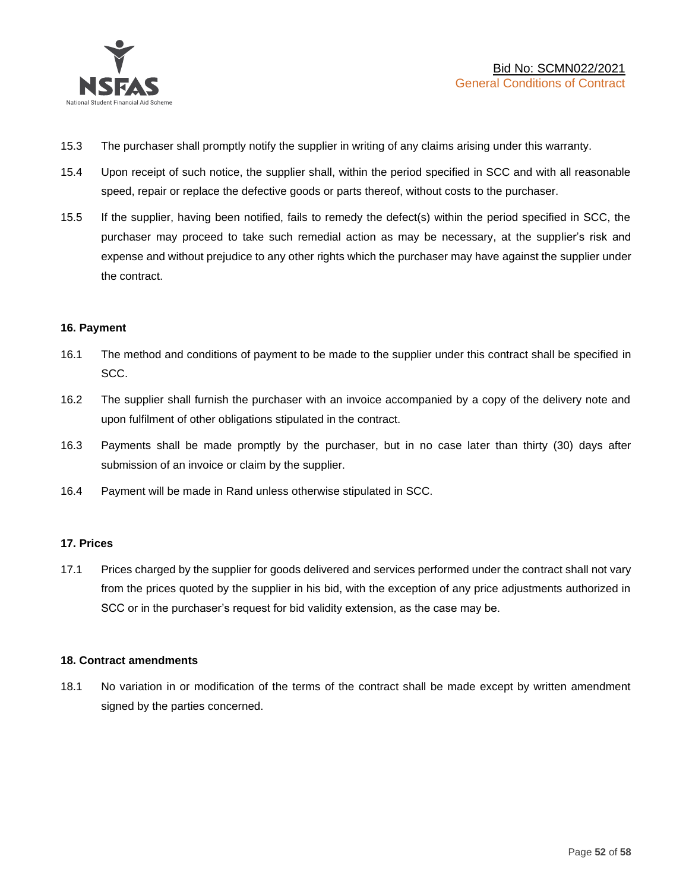15.3 The purchaser shall promptly notify the supplier in writing of any claims arising under this warranty.

15.4 Upon receipt of such notice, the supplier shall, within the period specified in SCC and with all reasonable speed, repair or replace the defective goods or parts thereof, without costs to the purchaser.

15.5 If the supplier, having been notified, fails to remedy the defect(s) within the period specified in SCC, the purchaser may proceed to take such remedial action as may be necessary, at the supplier's risk and expense and without prejudice to any other rights which the purchaser may have against the supplier under the contract.

**16. Payment**

16.1 The method and conditions of payment to be made to the supplier under this contract shall be specified in SCC.

16.2 The supplier shall furnish the purchaser with an invoice accompanied by a copy of the delivery note and upon fulfilment of other obligations stipulated in the contract.

16.3 Payments shall be made promptly by the purchaser, but in no case later than thirty (30) days after submission of an invoice or claim by the supplier.

16.4 Payment will be made in Rand unless otherwise stipulated in SCC.

**17. Prices**

17.1 Prices charged by the supplier for goods delivered and services performed under the contract shall not vary from the prices quoted by the supplier in his bid, with the exception of any price adjustments authorized in SCC or in the purchaser's request for bid validity extension, as the case may be.

**18. Contract amendments**

18.1 No variation in or modification of the terms of the contract shall be made except by written amendment signed by the parties concerned.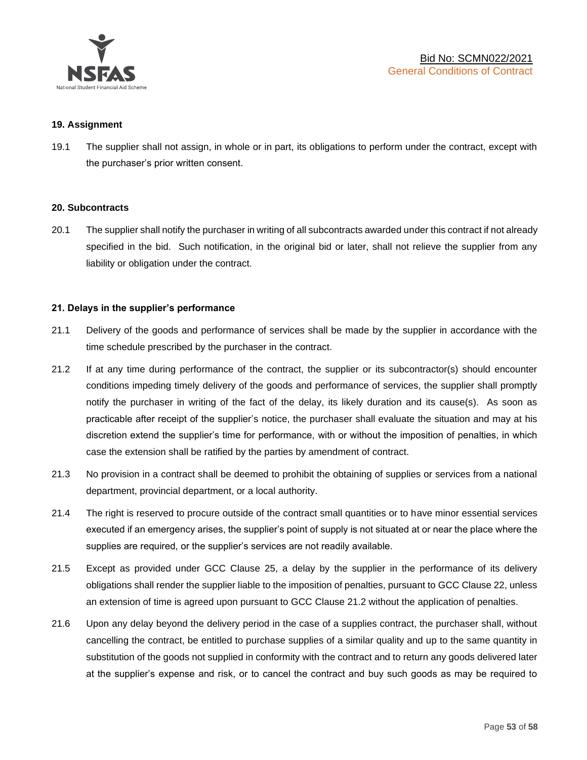### 19. Assignment

19.1 The supplier shall not assign, in whole or in part, its obligations to perform under the contract, except with the purchaser's prior written consent.

### 20. Subcontracts

20.1 The supplier shall notify the purchaser in writing of all subcontracts awarded under this contract if not already specified in the bid. Such notification, in the original bid or later, shall not relieve the supplier from any liability or obligation under the contract.

### 21. Delays in the supplier's performance

21.1 Delivery of the goods and performance of services shall be made by the supplier in accordance with the time schedule prescribed by the purchaser in the contract.

21.2 If at any time during performance of the contract, the supplier or its subcontractor(s) should encounter conditions impeding timely delivery of the goods and performance of services, the supplier shall promptly notify the purchaser in writing of the fact of the delay, its likely duration and its cause(s). As soon as practicable after receipt of the supplier's notice, the purchaser shall evaluate the situation and may at his discretion extend the supplier's time for performance, with or without the imposition of penalties, in which case the extension shall be ratified by the parties by amendment of contract.

21.3 No provision in a contract shall be deemed to prohibit the obtaining of supplies or services from a national department, provincial department, or a local authority.

21.4 The right is reserved to procure outside of the contract small quantities or to have minor essential services executed if an emergency arises, the supplier's point of supply is not situated at or near the place where the supplies are required, or the supplier's services are not readily available.

21.5 Except as provided under GCC Clause 25, a delay by the supplier in the performance of its delivery obligations shall render the supplier liable to the imposition of penalties, pursuant to GCC Clause 22, unless an extension of time is agreed upon pursuant to GCC Clause 21.2 without the application of penalties.

21.6 Upon any delay beyond the delivery period in the case of a supplies contract, the purchaser shall, without cancelling the contract, be entitled to purchase supplies of a similar quality and up to the same quantity in substitution of the goods not supplied in conformity with the contract and to return any goods delivered later at the supplier's expense and risk, or to cancel the contract and buy such goods as may be required to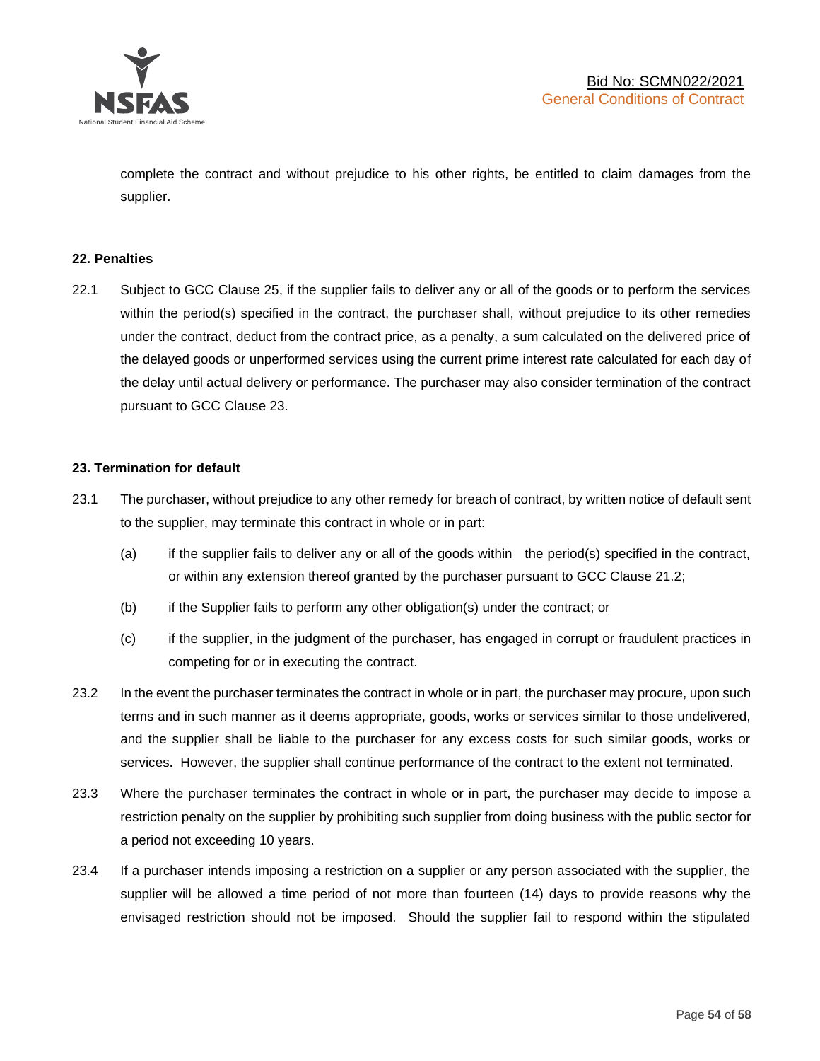complete the contract and without prejudice to his other rights, be entitled to claim damages from the supplier.

**22. Penalties**

22.1 Subject to GCC Clause 25, if the supplier fails to deliver any or all of the goods or to perform the services within the period(s) specified in the contract, the purchaser shall, without prejudice to its other remedies under the contract, deduct from the contract price, as a penalty, a sum calculated on the delivered price of the delayed goods or unperformed services using the current prime interest rate calculated for each day of the delay until actual delivery or performance. The purchaser may also consider termination of the contract pursuant to GCC Clause 23.

**23. Termination for default**

23.1 The purchaser, without prejudice to any other remedy for breach of contract, by written notice of default sent to the supplier, may terminate this contract in whole or in part:

(a) if the supplier fails to deliver any or all of the goods within the period(s) specified in the contract, or within any extension thereof granted by the purchaser pursuant to GCC Clause 21.2;

(b) if the Supplier fails to perform any other obligation(s) under the contract; or

(c) if the supplier, in the judgment of the purchaser, has engaged in corrupt or fraudulent practices in competing for or in executing the contract.

23.2 In the event the purchaser terminates the contract in whole or in part, the purchaser may procure, upon such terms and in such manner as it deems appropriate, goods, works or services similar to those undelivered, and the supplier shall be liable to the purchaser for any excess costs for such similar goods, works or services. However, the supplier shall continue performance of the contract to the extent not terminated.

23.3 Where the purchaser terminates the contract in whole or in part, the purchaser may decide to impose a restriction penalty on the supplier by prohibiting such supplier from doing business with the public sector for a period not exceeding 10 years.

23.4 If a purchaser intends imposing a restriction on a supplier or any person associated with the supplier, the supplier will be allowed a time period of not more than fourteen (14) days to provide reasons why the envisaged restriction should not be imposed. Should the supplier fail to respond within the stipulated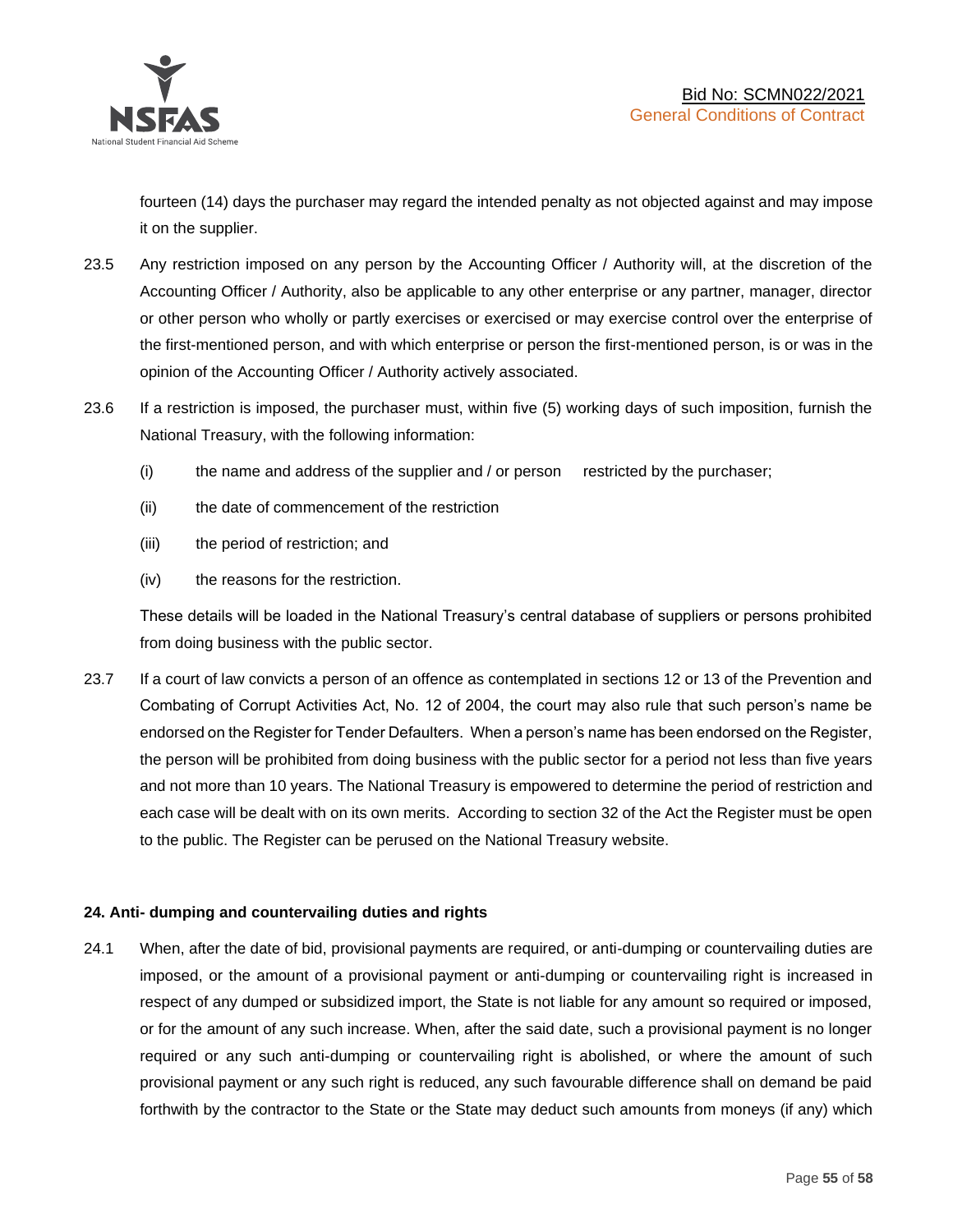fourteen (14) days the purchaser may regard the intended penalty as not objected against and may impose it on the supplier.

23.5 Any restriction imposed on any person by the Accounting Officer / Authority will, at the discretion of the Accounting Officer / Authority, also be applicable to any other enterprise or any partner, manager, director or other person who wholly or partly exercises or exercised or may exercise control over the enterprise of the first-mentioned person, and with which enterprise or person the first-mentioned person, is or was in the opinion of the Accounting Officer / Authority actively associated.

23.6 If a restriction is imposed, the purchaser must, within five (5) working days of such imposition, furnish the National Treasury, with the following information:

(i) the name and address of the supplier and / or person restricted by the purchaser;

(ii) the date of commencement of the restriction

(iii) the period of restriction; and

(iv) the reasons for the restriction.

These details will be loaded in the National Treasury's central database of suppliers or persons prohibited from doing business with the public sector.

23.7 If a court of law convicts a person of an offence as contemplated in sections 12 or 13 of the Prevention and Combating of Corrupt Activities Act, No. 12 of 2004, the court may also rule that such person's name be endorsed on the Register for Tender Defaulters. When a person's name has been endorsed on the Register, the person will be prohibited from doing business with the public sector for a period not less than five years and not more than 10 years. The National Treasury is empowered to determine the period of restriction and each case will be dealt with on its own merits. According to section 32 of the Act the Register must be open to the public. The Register can be perused on the National Treasury website.

**24. Anti- dumping and countervailing duties and rights**

24.1 When, after the date of bid, provisional payments are required, or anti-dumping or countervailing duties are imposed, or the amount of a provisional payment or anti-dumping or countervailing right is increased in respect of any dumped or subsidized import, the State is not liable for any amount so required or imposed, or for the amount of any such increase. When, after the said date, such a provisional payment is no longer required or any such anti-dumping or countervailing right is abolished, or where the amount of such provisional payment or any such right is reduced, any such favourable difference shall on demand be paid forthwith by the contractor to the State or the State may deduct such amounts from moneys (if any) which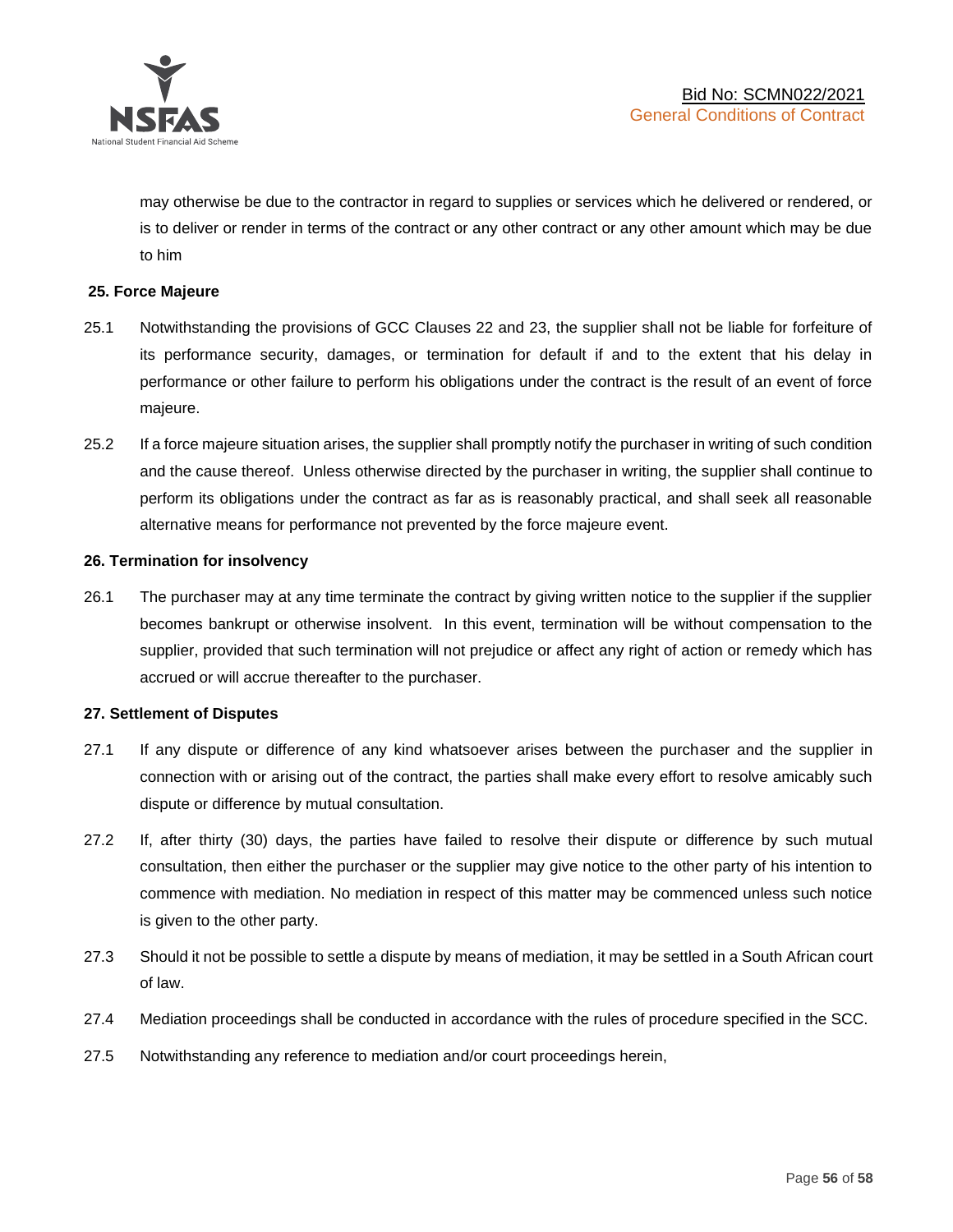may otherwise be due to the contractor in regard to supplies or services which he delivered or rendered, or is to deliver or render in terms of the contract or any other contract or any other amount which may be due to him

**25. Force Majeure**

25.1 Notwithstanding the provisions of GCC Clauses 22 and 23, the supplier shall not be liable for forfeiture of its performance security, damages, or termination for default if and to the extent that his delay in performance or other failure to perform his obligations under the contract is the result of an event of force majeure.

25.2 If a force majeure situation arises, the supplier shall promptly notify the purchaser in writing of such condition and the cause thereof. Unless otherwise directed by the purchaser in writing, the supplier shall continue to perform its obligations under the contract as far as is reasonably practical, and shall seek all reasonable alternative means for performance not prevented by the force majeure event.

**26. Termination for insolvency**

26.1 The purchaser may at any time terminate the contract by giving written notice to the supplier if the supplier becomes bankrupt or otherwise insolvent. In this event, termination will be without compensation to the supplier, provided that such termination will not prejudice or affect any right of action or remedy which has accrued or will accrue thereafter to the purchaser.

**27. Settlement of Disputes**

27.1 If any dispute or difference of any kind whatsoever arises between the purchaser and the supplier in connection with or arising out of the contract, the parties shall make every effort to resolve amicably such dispute or difference by mutual consultation.

27.2 If, after thirty (30) days, the parties have failed to resolve their dispute or difference by such mutual consultation, then either the purchaser or the supplier may give notice to the other party of his intention to commence with mediation. No mediation in respect of this matter may be commenced unless such notice is given to the other party.

27.3 Should it not be possible to settle a dispute by means of mediation, it may be settled in a South African court of law.

27.4 Mediation proceedings shall be conducted in accordance with the rules of procedure specified in the SCC.

27.5 Notwithstanding any reference to mediation and/or court proceedings herein,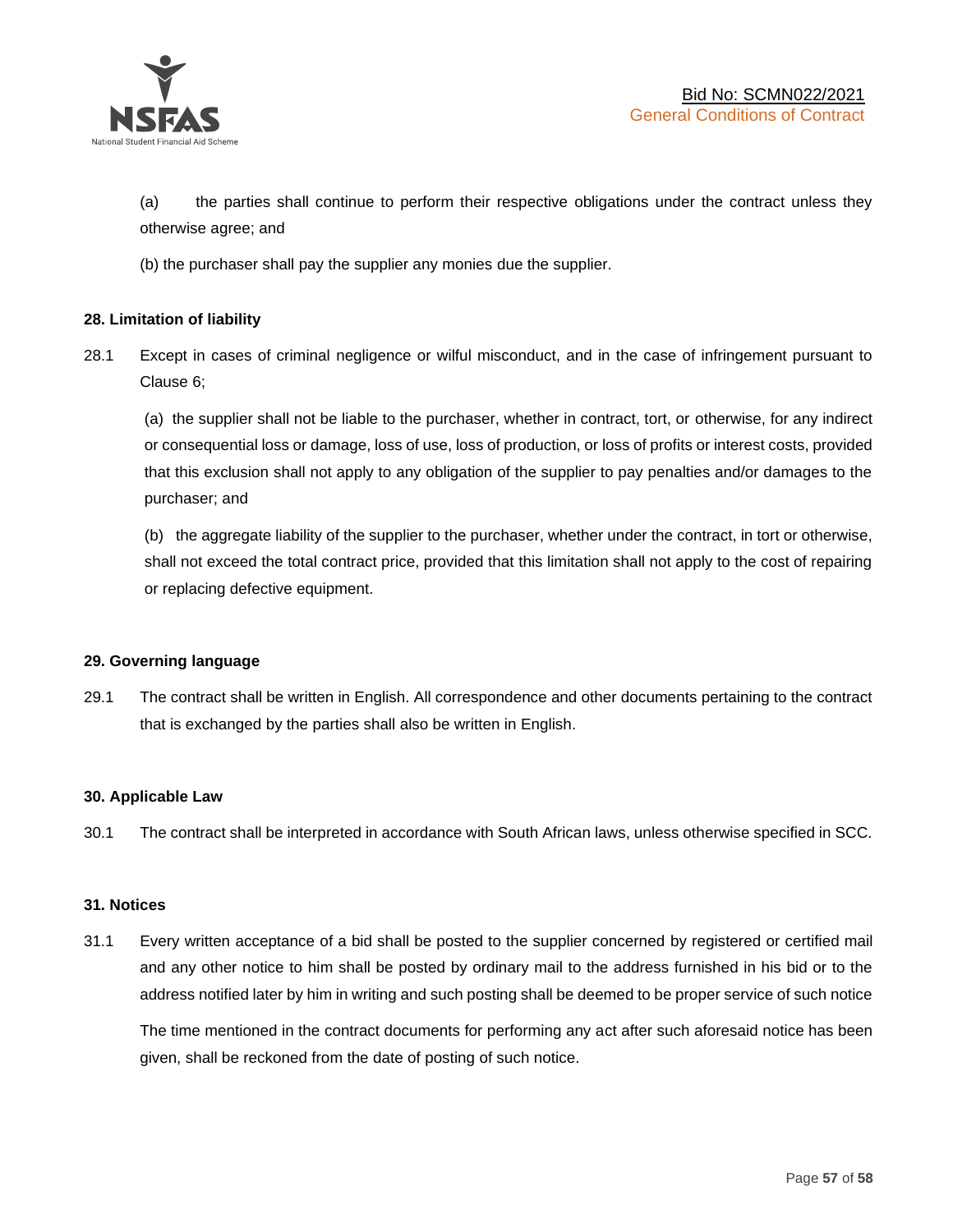(a) the parties shall continue to perform their respective obligations under the contract unless they otherwise agree; and

(b) the purchaser shall pay the supplier any monies due the supplier.

**28. Limitation of liability**

28.1 Except in cases of criminal negligence or wilful misconduct, and in the case of infringement pursuant to Clause 6;

(a) the supplier shall not be liable to the purchaser, whether in contract, tort, or otherwise, for any indirect or consequential loss or damage, loss of use, loss of production, or loss of profits or interest costs, provided that this exclusion shall not apply to any obligation of the supplier to pay penalties and/or damages to the purchaser; and

(b) the aggregate liability of the supplier to the purchaser, whether under the contract, in tort or otherwise, shall not exceed the total contract price, provided that this limitation shall not apply to the cost of repairing or replacing defective equipment.

**29. Governing language**

29.1 The contract shall be written in English. All correspondence and other documents pertaining to the contract that is exchanged by the parties shall also be written in English.

**30. Applicable Law**

30.1 The contract shall be interpreted in accordance with South African laws, unless otherwise specified in SCC.

**31. Notices**

31.1 Every written acceptance of a bid shall be posted to the supplier concerned by registered or certified mail and any other notice to him shall be posted by ordinary mail to the address furnished in his bid or to the address notified later by him in writing and such posting shall be deemed to be proper service of such notice

The time mentioned in the contract documents for performing any act after such aforesaid notice has been given, shall be reckoned from the date of posting of such notice.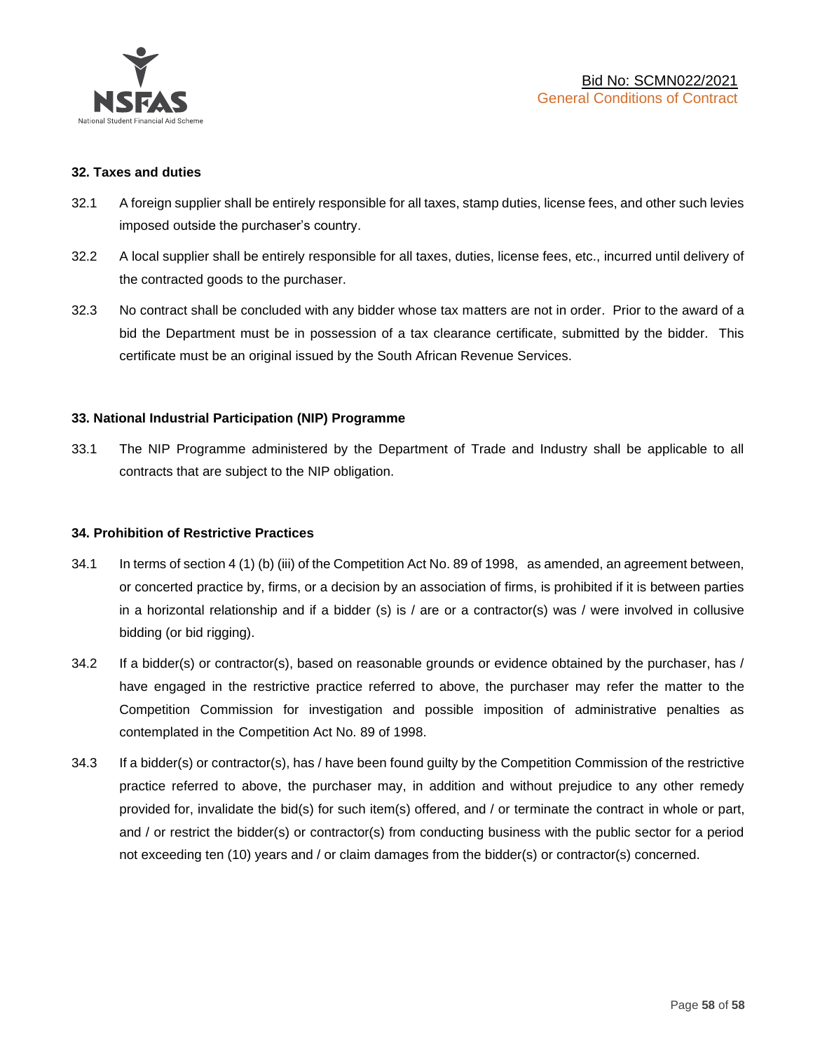### 32. Taxes and duties

32.1 A foreign supplier shall be entirely responsible for all taxes, stamp duties, license fees, and other such levies imposed outside the purchaser's country.

32.2 A local supplier shall be entirely responsible for all taxes, duties, license fees, etc., incurred until delivery of the contracted goods to the purchaser.

32.3 No contract shall be concluded with any bidder whose tax matters are not in order. Prior to the award of a bid the Department must be in possession of a tax clearance certificate, submitted by the bidder. This certificate must be an original issued by the South African Revenue Services.

### 33. National Industrial Participation (NIP) Programme

33.1 The NIP Programme administered by the Department of Trade and Industry shall be applicable to all contracts that are subject to the NIP obligation.

### 34. Prohibition of Restrictive Practices

34.1 In terms of section 4 (1) (b) (iii) of the Competition Act No. 89 of 1998, as amended, an agreement between, or concerted practice by, firms, or a decision by an association of firms, is prohibited if it is between parties in a horizontal relationship and if a bidder (s) is / are or a contractor(s) was / were involved in collusive bidding (or bid rigging).

34.2 If a bidder(s) or contractor(s), based on reasonable grounds or evidence obtained by the purchaser, has / have engaged in the restrictive practice referred to above, the purchaser may refer the matter to the Competition Commission for investigation and possible imposition of administrative penalties as contemplated in the Competition Act No. 89 of 1998.

34.3 If a bidder(s) or contractor(s), has / have been found guilty by the Competition Commission of the restrictive practice referred to above, the purchaser may, in addition and without prejudice to any other remedy provided for, invalidate the bid(s) for such item(s) offered, and / or terminate the contract in whole or part, and / or restrict the bidder(s) or contractor(s) from conducting business with the public sector for a period not exceeding ten (10) years and / or claim damages from the bidder(s) or contractor(s) concerned.